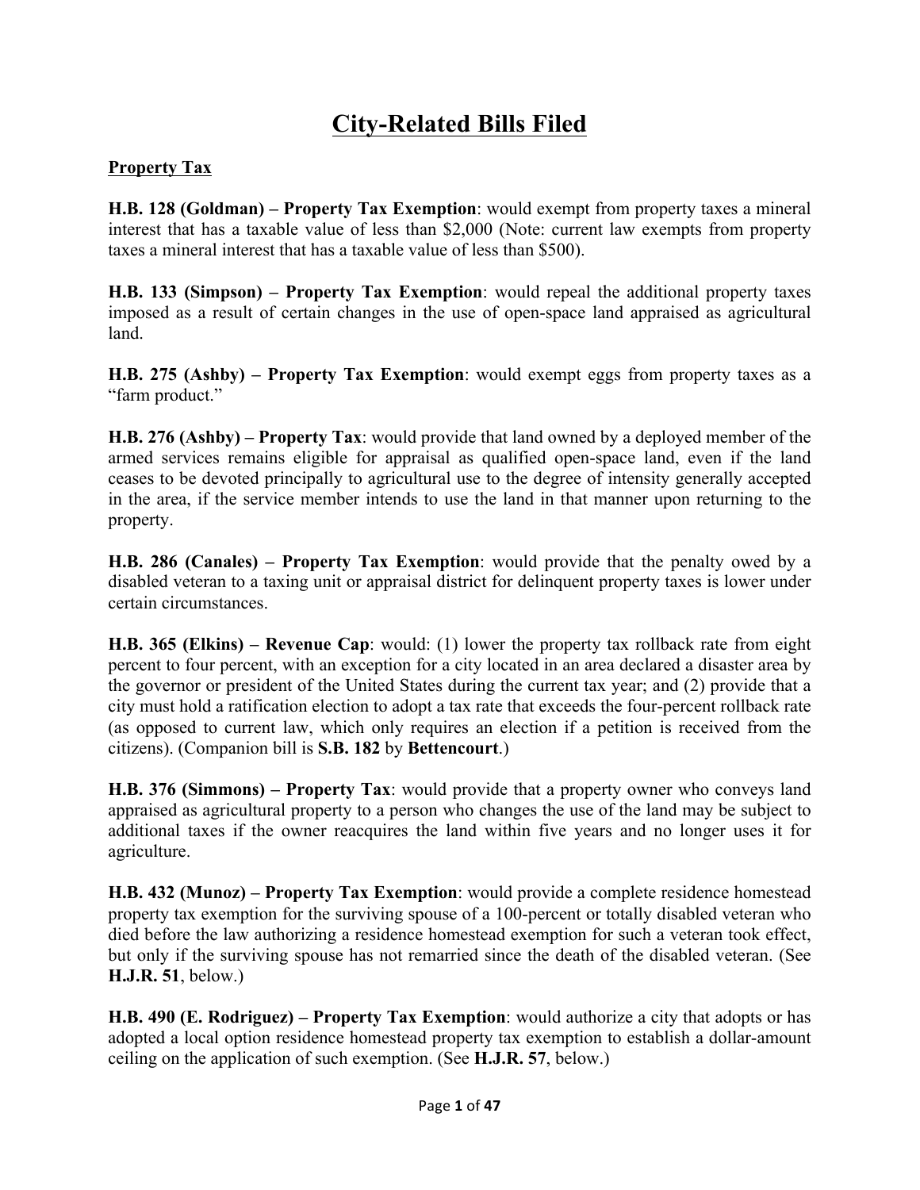# City-Related Bills Filed

## Property Tax

**H.B. 128 (Goldman) – Property Tax Exemption**: would exempt from property taxes a mineral interest that has a taxable value of less than $2,000 (Note: current law exempts from property taxes a mineral interest that has a taxable value of less than $500).

**H.B. 133 (Simpson) – Property Tax Exemption**: would repeal the additional property taxes imposed as a result of certain changes in the use of open-space land appraised as agricultural land.

**H.B. 275 (Ashby) – Property Tax Exemption**: would exempt eggs from property taxes as a "farm product."

**H.B. 276 (Ashby) – Property Tax**: would provide that land owned by a deployed member of the armed services remains eligible for appraisal as qualified open-space land, even if the land ceases to be devoted principally to agricultural use to the degree of intensity generally accepted in the area, if the service member intends to use the land in that manner upon returning to the property.

**H.B. 286 (Canales) – Property Tax Exemption**: would provide that the penalty owed by a disabled veteran to a taxing unit or appraisal district for delinquent property taxes is lower under certain circumstances.

**H.B. 365 (Elkins) – Revenue Cap**: would: (1) lower the property tax rollback rate from eight percent to four percent, with an exception for a city located in an area declared a disaster area by the governor or president of the United States during the current tax year; and (2) provide that a city must hold a ratification election to adopt a tax rate that exceeds the four-percent rollback rate (as opposed to current law, which only requires an election if a petition is received from the citizens). (Companion bill is **S.B. 182** by **Bettencourt**.)

**H.B. 376 (Simmons) – Property Tax**: would provide that a property owner who conveys land appraised as agricultural property to a person who changes the use of the land may be subject to additional taxes if the owner reacquires the land within five years and no longer uses it for agriculture.

**H.B. 432 (Munoz) – Property Tax Exemption**: would provide a complete residence homestead property tax exemption for the surviving spouse of a 100-percent or totally disabled veteran who died before the law authorizing a residence homestead exemption for such a veteran took effect, but only if the surviving spouse has not remarried since the death of the disabled veteran. (See **H.J.R. 51**, below.)

**H.B. 490 (E. Rodriguez) – Property Tax Exemption**: would authorize a city that adopts or has adopted a local option residence homestead property tax exemption to establish a dollar-amount ceiling on the application of such exemption. (See **H.J.R. 57**, below.)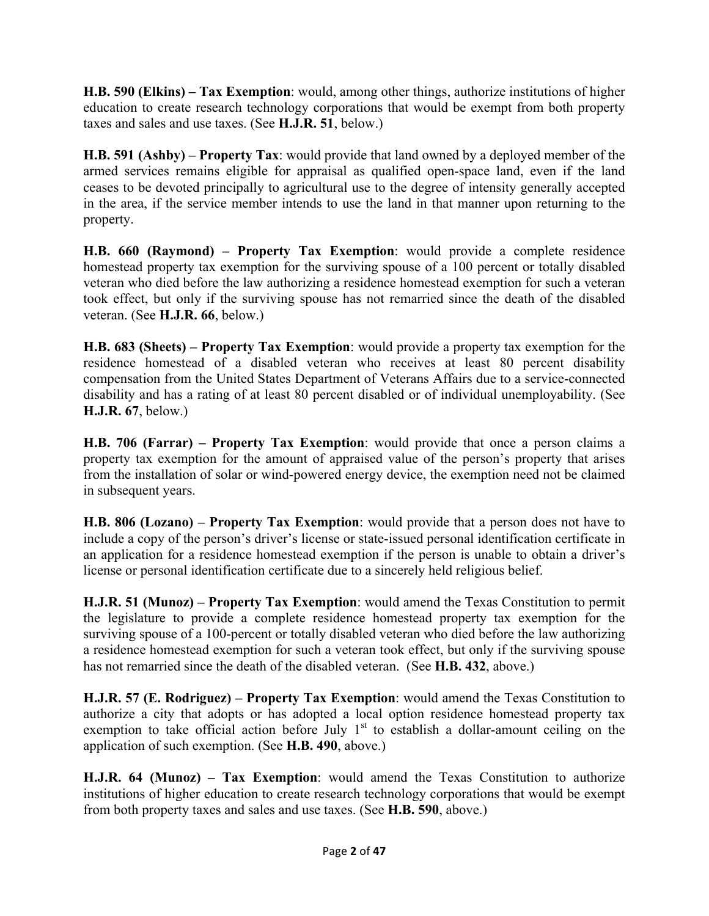**H.B. 590 (Elkins) – Tax Exemption**: would, among other things, authorize institutions of higher education to create research technology corporations that would be exempt from both property taxes and sales and use taxes. (See **H.J.R. 51**, below.)

**H.B. 591 (Ashby) – Property Tax**: would provide that land owned by a deployed member of the armed services remains eligible for appraisal as qualified open-space land, even if the land ceases to be devoted principally to agricultural use to the degree of intensity generally accepted in the area, if the service member intends to use the land in that manner upon returning to the property.

**H.B. 660 (Raymond) – Property Tax Exemption**: would provide a complete residence homestead property tax exemption for the surviving spouse of a 100 percent or totally disabled veteran who died before the law authorizing a residence homestead exemption for such a veteran took effect, but only if the surviving spouse has not remarried since the death of the disabled veteran. (See **H.J.R. 66**, below.)

**H.B. 683 (Sheets) – Property Tax Exemption**: would provide a property tax exemption for the residence homestead of a disabled veteran who receives at least 80 percent disability compensation from the United States Department of Veterans Affairs due to a service-connected disability and has a rating of at least 80 percent disabled or of individual unemployability. (See **H.J.R. 67**, below.)

**H.B. 706 (Farrar) – Property Tax Exemption**: would provide that once a person claims a property tax exemption for the amount of appraised value of the person's property that arises from the installation of solar or wind-powered energy device, the exemption need not be claimed in subsequent years.

**H.B. 806 (Lozano) – Property Tax Exemption**: would provide that a person does not have to include a copy of the person's driver's license or state-issued personal identification certificate in an application for a residence homestead exemption if the person is unable to obtain a driver's license or personal identification certificate due to a sincerely held religious belief.

**H.J.R. 51 (Munoz) – Property Tax Exemption**: would amend the Texas Constitution to permit the legislature to provide a complete residence homestead property tax exemption for the surviving spouse of a 100-percent or totally disabled veteran who died before the law authorizing a residence homestead exemption for such a veteran took effect, but only if the surviving spouse has not remarried since the death of the disabled veteran. (See **H.B. 432**, above.)

**H.J.R. 57 (E. Rodriguez) – Property Tax Exemption**: would amend the Texas Constitution to authorize a city that adopts or has adopted a local option residence homestead property tax exemption to take official action before July 1st to establish a dollar-amount ceiling on the application of such exemption. (See **H.B. 490**, above.)

**H.J.R. 64 (Munoz) – Tax Exemption**: would amend the Texas Constitution to authorize institutions of higher education to create research technology corporations that would be exempt from both property taxes and sales and use taxes. (See **H.B. 590**, above.)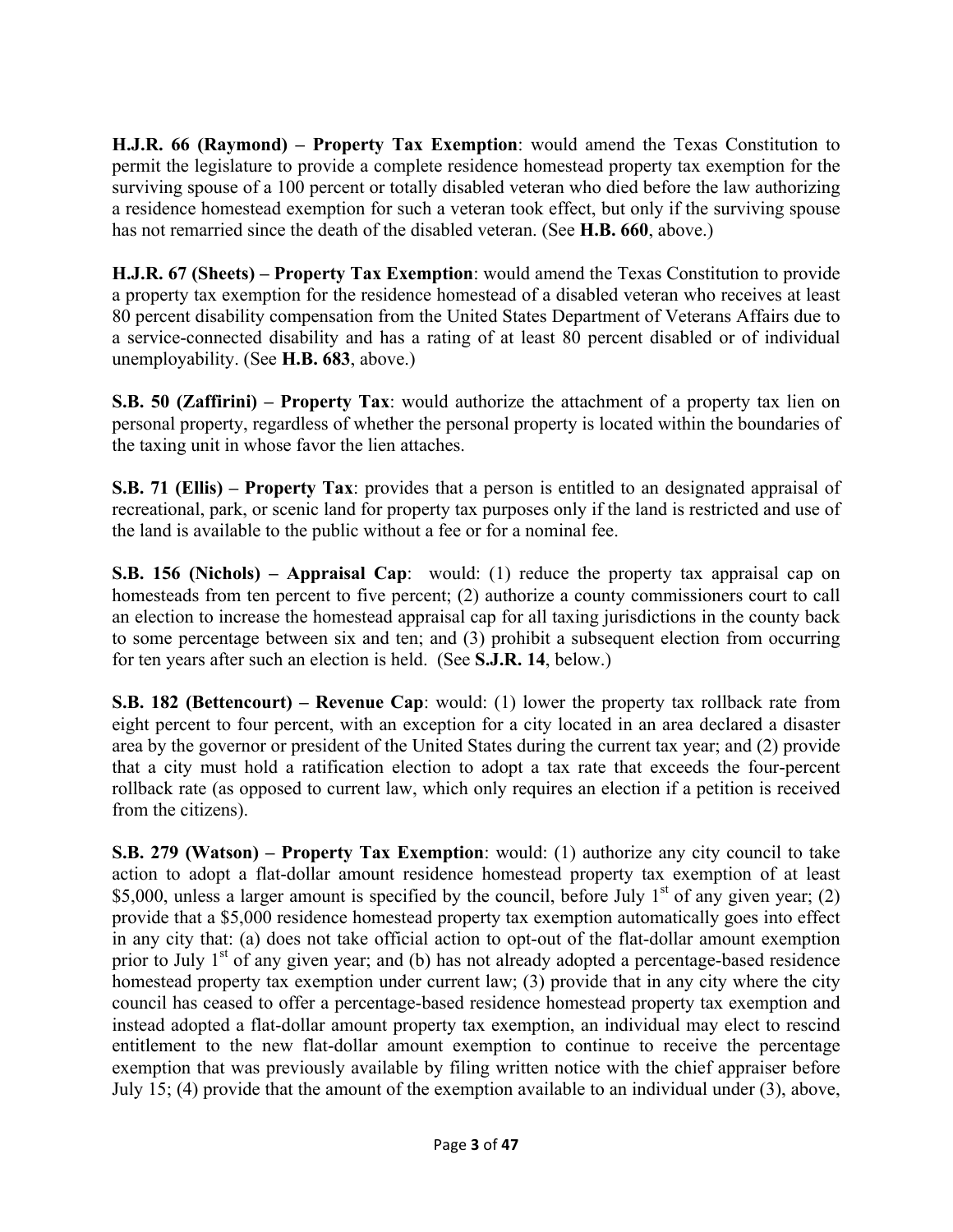**H.J.R. 66 (Raymond) – Property Tax Exemption**: would amend the Texas Constitution to permit the legislature to provide a complete residence homestead property tax exemption for the surviving spouse of a 100 percent or totally disabled veteran who died before the law authorizing a residence homestead exemption for such a veteran took effect, but only if the surviving spouse has not remarried since the death of the disabled veteran. (See **H.B. 660**, above.)

**H.J.R. 67 (Sheets) – Property Tax Exemption**: would amend the Texas Constitution to provide a property tax exemption for the residence homestead of a disabled veteran who receives at least 80 percent disability compensation from the United States Department of Veterans Affairs due to a service-connected disability and has a rating of at least 80 percent disabled or of individual unemployability. (See **H.B. 683**, above.)

**S.B. 50 (Zaffirini) – Property Tax**: would authorize the attachment of a property tax lien on personal property, regardless of whether the personal property is located within the boundaries of the taxing unit in whose favor the lien attaches.

**S.B. 71 (Ellis) – Property Tax**: provides that a person is entitled to an designated appraisal of recreational, park, or scenic land for property tax purposes only if the land is restricted and use of the land is available to the public without a fee or for a nominal fee.

**S.B. 156 (Nichols) – Appraisal Cap**: would: (1) reduce the property tax appraisal cap on homesteads from ten percent to five percent; (2) authorize a county commissioners court to call an election to increase the homestead appraisal cap for all taxing jurisdictions in the county back to some percentage between six and ten; and (3) prohibit a subsequent election from occurring for ten years after such an election is held. (See **S.J.R. 14**, below.)

**S.B. 182 (Bettencourt) – Revenue Cap**: would: (1) lower the property tax rollback rate from eight percent to four percent, with an exception for a city located in an area declared a disaster area by the governor or president of the United States during the current tax year; and (2) provide that a city must hold a ratification election to adopt a tax rate that exceeds the four-percent rollback rate (as opposed to current law, which only requires an election if a petition is received from the citizens).

**S.B. 279 (Watson) – Property Tax Exemption**: would: (1) authorize any city council to take action to adopt a flat-dollar amount residence homestead property tax exemption of at least $5,000, unless a larger amount is specified by the council, before July 1st of any given year; (2) provide that a $5,000 residence homestead property tax exemption automatically goes into effect in any city that: (a) does not take official action to opt-out of the flat-dollar amount exemption prior to July 1st of any given year; and (b) has not already adopted a percentage-based residence homestead property tax exemption under current law; (3) provide that in any city where the city council has ceased to offer a percentage-based residence homestead property tax exemption and instead adopted a flat-dollar amount property tax exemption, an individual may elect to rescind entitlement to the new flat-dollar amount exemption to continue to receive the percentage exemption that was previously available by filing written notice with the chief appraiser before July 15; (4) provide that the amount of the exemption available to an individual under (3), above,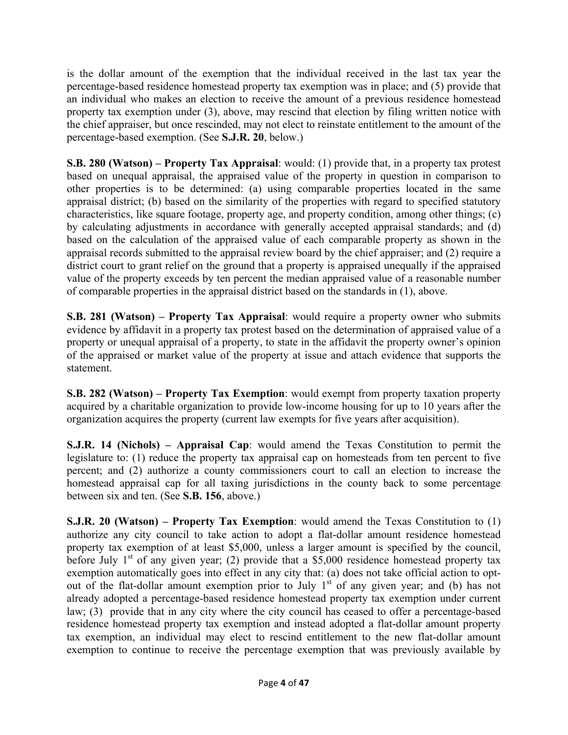is the dollar amount of the exemption that the individual received in the last tax year the percentage-based residence homestead property tax exemption was in place; and (5) provide that an individual who makes an election to receive the amount of a previous residence homestead property tax exemption under (3), above, may rescind that election by filing written notice with the chief appraiser, but once rescinded, may not elect to reinstate entitlement to the amount of the percentage-based exemption. (See **S.J.R. 20**, below.)

**S.B. 280 (Watson) – Property Tax Appraisal**: would: (1) provide that, in a property tax protest based on unequal appraisal, the appraised value of the property in question in comparison to other properties is to be determined: (a) using comparable properties located in the same appraisal district; (b) based on the similarity of the properties with regard to specified statutory characteristics, like square footage, property age, and property condition, among other things; (c) by calculating adjustments in accordance with generally accepted appraisal standards; and (d) based on the calculation of the appraised value of each comparable property as shown in the appraisal records submitted to the appraisal review board by the chief appraiser; and (2) require a district court to grant relief on the ground that a property is appraised unequally if the appraised value of the property exceeds by ten percent the median appraised value of a reasonable number of comparable properties in the appraisal district based on the standards in (1), above.

**S.B. 281 (Watson) – Property Tax Appraisal**: would require a property owner who submits evidence by affidavit in a property tax protest based on the determination of appraised value of a property or unequal appraisal of a property, to state in the affidavit the property owner's opinion of the appraised or market value of the property at issue and attach evidence that supports the statement.

**S.B. 282 (Watson) – Property Tax Exemption**: would exempt from property taxation property acquired by a charitable organization to provide low-income housing for up to 10 years after the organization acquires the property (current law exempts for five years after acquisition).

**S.J.R. 14 (Nichols) – Appraisal Cap**: would amend the Texas Constitution to permit the legislature to: (1) reduce the property tax appraisal cap on homesteads from ten percent to five percent; and (2) authorize a county commissioners court to call an election to increase the homestead appraisal cap for all taxing jurisdictions in the county back to some percentage between six and ten. (See **S.B. 156**, above.)

**S.J.R. 20 (Watson) – Property Tax Exemption**: would amend the Texas Constitution to (1) authorize any city council to take action to adopt a flat-dollar amount residence homestead property tax exemption of at least \$5,000, unless a larger amount is specified by the council, before July 1st of any given year; (2) provide that a \$5,000 residence homestead property tax exemption automatically goes into effect in any city that: (a) does not take official action to opt-out of the flat-dollar amount exemption prior to July 1st of any given year; and (b) has not already adopted a percentage-based residence homestead property tax exemption under current law; (3) provide that in any city where the city council has ceased to offer a percentage-based residence homestead property tax exemption and instead adopted a flat-dollar amount property tax exemption, an individual may elect to rescind entitlement to the new flat-dollar amount exemption to continue to receive the percentage exemption that was previously available by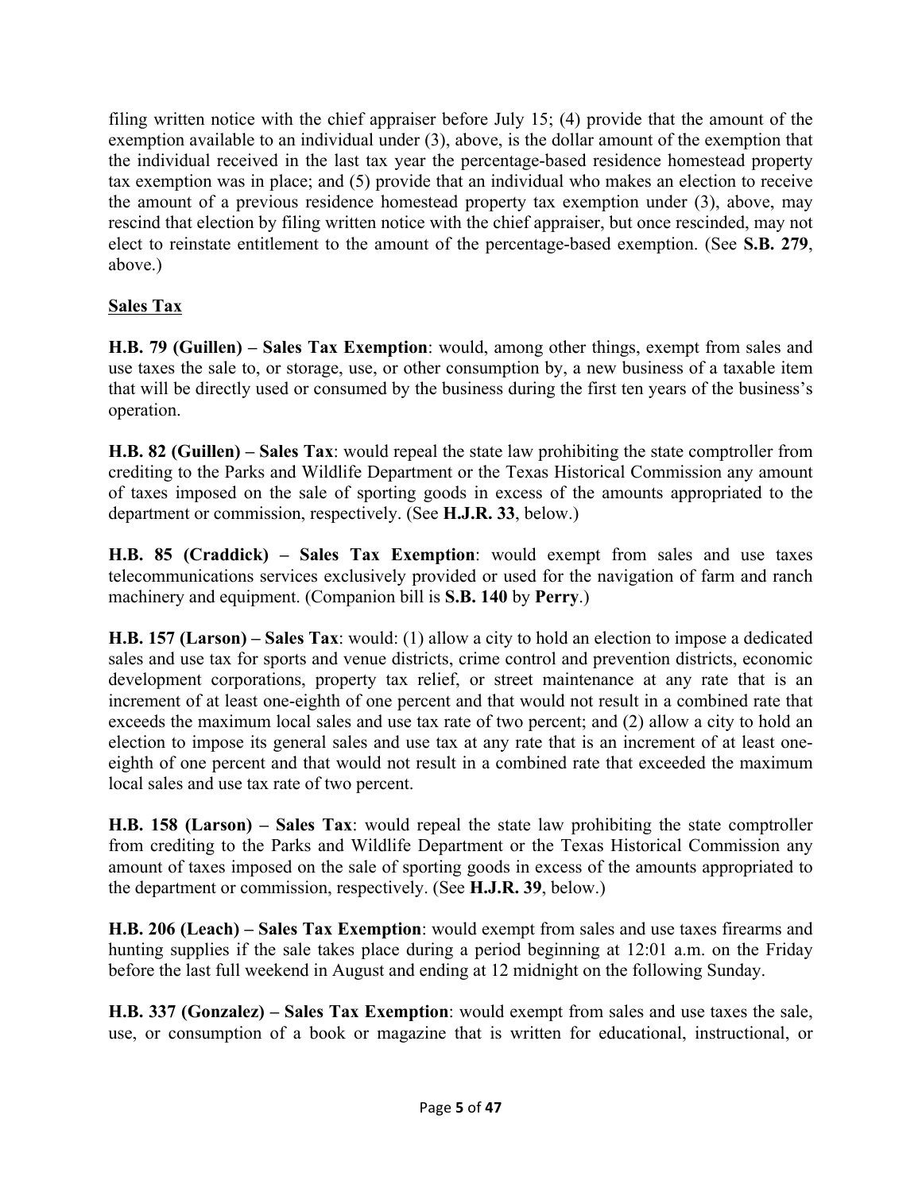filing written notice with the chief appraiser before July 15; (4) provide that the amount of the exemption available to an individual under (3), above, is the dollar amount of the exemption that the individual received in the last tax year the percentage-based residence homestead property tax exemption was in place; and (5) provide that an individual who makes an election to receive the amount of a previous residence homestead property tax exemption under (3), above, may rescind that election by filing written notice with the chief appraiser, but once rescinded, may not elect to reinstate entitlement to the amount of the percentage-based exemption. (See **S.B. 279**, above.)

## Sales Tax

**H.B. 79 (Guillen) – Sales Tax Exemption**: would, among other things, exempt from sales and use taxes the sale to, or storage, use, or other consumption by, a new business of a taxable item that will be directly used or consumed by the business during the first ten years of the business's operation.

**H.B. 82 (Guillen) – Sales Tax**: would repeal the state law prohibiting the state comptroller from crediting to the Parks and Wildlife Department or the Texas Historical Commission any amount of taxes imposed on the sale of sporting goods in excess of the amounts appropriated to the department or commission, respectively. (See **H.J.R. 33**, below.)

**H.B. 85 (Craddick) – Sales Tax Exemption**: would exempt from sales and use taxes telecommunications services exclusively provided or used for the navigation of farm and ranch machinery and equipment. (Companion bill is **S.B. 140** by **Perry**.)

**H.B. 157 (Larson) – Sales Tax**: would: (1) allow a city to hold an election to impose a dedicated sales and use tax for sports and venue districts, crime control and prevention districts, economic development corporations, property tax relief, or street maintenance at any rate that is an increment of at least one-eighth of one percent and that would not result in a combined rate that exceeds the maximum local sales and use tax rate of two percent; and (2) allow a city to hold an election to impose its general sales and use tax at any rate that is an increment of at least one-eighth of one percent and that would not result in a combined rate that exceeded the maximum local sales and use tax rate of two percent.

**H.B. 158 (Larson) – Sales Tax**: would repeal the state law prohibiting the state comptroller from crediting to the Parks and Wildlife Department or the Texas Historical Commission any amount of taxes imposed on the sale of sporting goods in excess of the amounts appropriated to the department or commission, respectively. (See **H.J.R. 39**, below.)

**H.B. 206 (Leach) – Sales Tax Exemption**: would exempt from sales and use taxes firearms and hunting supplies if the sale takes place during a period beginning at 12:01 a.m. on the Friday before the last full weekend in August and ending at 12 midnight on the following Sunday.

**H.B. 337 (Gonzalez) – Sales Tax Exemption**: would exempt from sales and use taxes the sale, use, or consumption of a book or magazine that is written for educational, instructional, or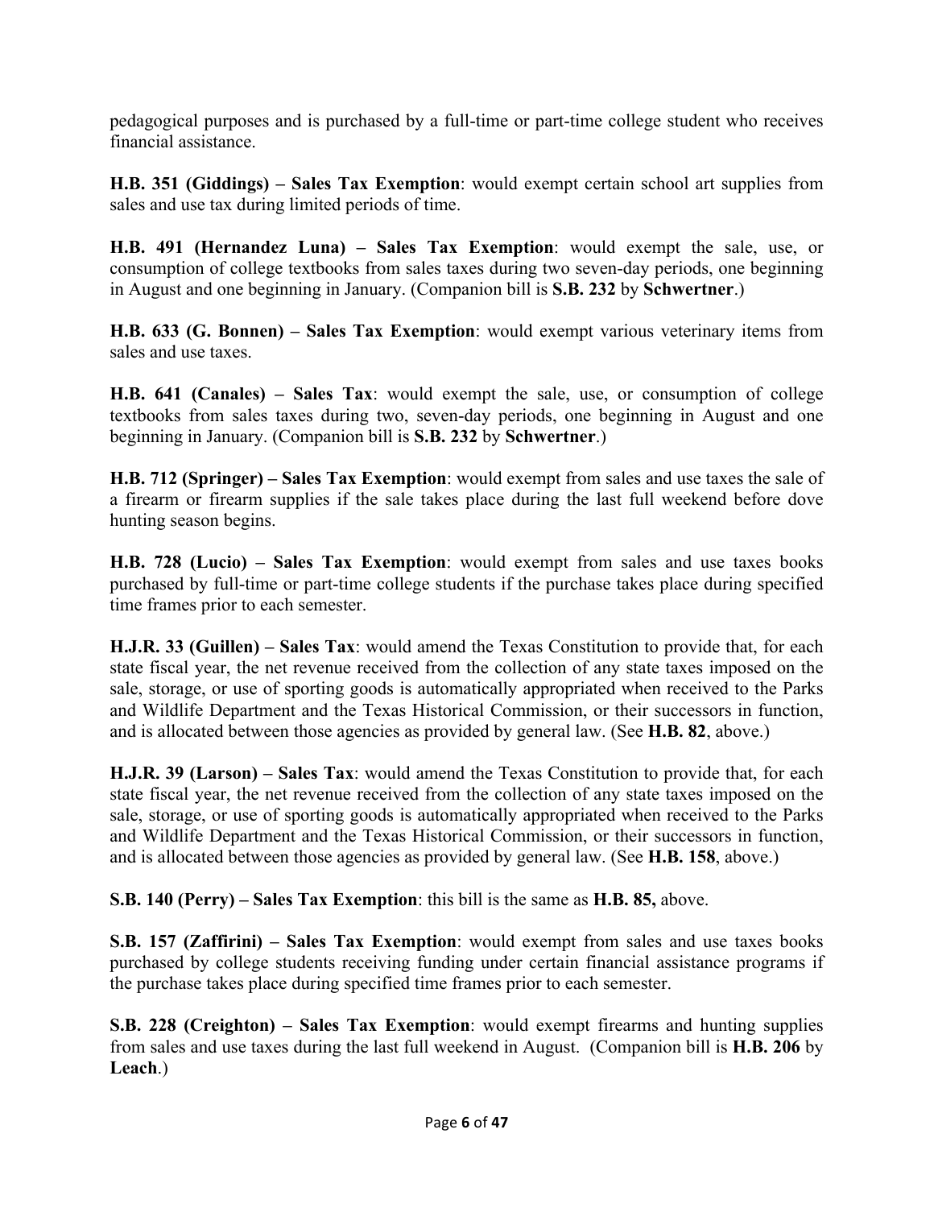pedagogical purposes and is purchased by a full-time or part-time college student who receives financial assistance.

**H.B. 351 (Giddings) – Sales Tax Exemption**: would exempt certain school art supplies from sales and use tax during limited periods of time.

**H.B. 491 (Hernandez Luna) – Sales Tax Exemption**: would exempt the sale, use, or consumption of college textbooks from sales taxes during two seven-day periods, one beginning in August and one beginning in January. (Companion bill is **S.B. 232** by **Schwertner**.)

**H.B. 633 (G. Bonnen) – Sales Tax Exemption**: would exempt various veterinary items from sales and use taxes.

**H.B. 641 (Canales) – Sales Tax**: would exempt the sale, use, or consumption of college textbooks from sales taxes during two, seven-day periods, one beginning in August and one beginning in January. (Companion bill is **S.B. 232** by **Schwertner**.)

**H.B. 712 (Springer) – Sales Tax Exemption**: would exempt from sales and use taxes the sale of a firearm or firearm supplies if the sale takes place during the last full weekend before dove hunting season begins.

**H.B. 728 (Lucio) – Sales Tax Exemption**: would exempt from sales and use taxes books purchased by full-time or part-time college students if the purchase takes place during specified time frames prior to each semester.

**H.J.R. 33 (Guillen) – Sales Tax**: would amend the Texas Constitution to provide that, for each state fiscal year, the net revenue received from the collection of any state taxes imposed on the sale, storage, or use of sporting goods is automatically appropriated when received to the Parks and Wildlife Department and the Texas Historical Commission, or their successors in function, and is allocated between those agencies as provided by general law. (See **H.B. 82**, above.)

**H.J.R. 39 (Larson) – Sales Tax**: would amend the Texas Constitution to provide that, for each state fiscal year, the net revenue received from the collection of any state taxes imposed on the sale, storage, or use of sporting goods is automatically appropriated when received to the Parks and Wildlife Department and the Texas Historical Commission, or their successors in function, and is allocated between those agencies as provided by general law. (See **H.B. 158**, above.)

**S.B. 140 (Perry) – Sales Tax Exemption**: this bill is the same as **H.B. 85,** above.

**S.B. 157 (Zaffirini) – Sales Tax Exemption**: would exempt from sales and use taxes books purchased by college students receiving funding under certain financial assistance programs if the purchase takes place during specified time frames prior to each semester.

**S.B. 228 (Creighton) – Sales Tax Exemption**: would exempt firearms and hunting supplies from sales and use taxes during the last full weekend in August. (Companion bill is **H.B. 206** by **Leach**.)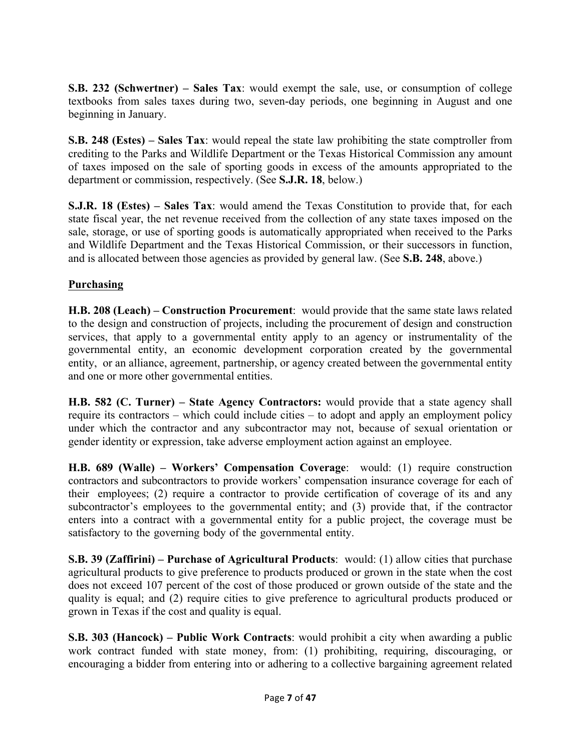**S.B. 232 (Schwertner) – Sales Tax**: would exempt the sale, use, or consumption of college textbooks from sales taxes during two, seven-day periods, one beginning in August and one beginning in January.

**S.B. 248 (Estes) – Sales Tax**: would repeal the state law prohibiting the state comptroller from crediting to the Parks and Wildlife Department or the Texas Historical Commission any amount of taxes imposed on the sale of sporting goods in excess of the amounts appropriated to the department or commission, respectively. (See **S.J.R. 18**, below.)

**S.J.R. 18 (Estes) – Sales Tax**: would amend the Texas Constitution to provide that, for each state fiscal year, the net revenue received from the collection of any state taxes imposed on the sale, storage, or use of sporting goods is automatically appropriated when received to the Parks and Wildlife Department and the Texas Historical Commission, or their successors in function, and is allocated between those agencies as provided by general law. (See **S.B. 248**, above.)

## Purchasing

**H.B. 208 (Leach) – Construction Procurement**: would provide that the same state laws related to the design and construction of projects, including the procurement of design and construction services, that apply to a governmental entity apply to an agency or instrumentality of the governmental entity, an economic development corporation created by the governmental entity, or an alliance, agreement, partnership, or agency created between the governmental entity and one or more other governmental entities.

**H.B. 582 (C. Turner) – State Agency Contractors:** would provide that a state agency shall require its contractors – which could include cities – to adopt and apply an employment policy under which the contractor and any subcontractor may not, because of sexual orientation or gender identity or expression, take adverse employment action against an employee.

**H.B. 689 (Walle) – Workers' Compensation Coverage**: would: (1) require construction contractors and subcontractors to provide workers' compensation insurance coverage for each of their employees; (2) require a contractor to provide certification of coverage of its and any subcontractor's employees to the governmental entity; and (3) provide that, if the contractor enters into a contract with a governmental entity for a public project, the coverage must be satisfactory to the governing body of the governmental entity.

**S.B. 39 (Zaffirini) – Purchase of Agricultural Products**: would: (1) allow cities that purchase agricultural products to give preference to products produced or grown in the state when the cost does not exceed 107 percent of the cost of those produced or grown outside of the state and the quality is equal; and (2) require cities to give preference to agricultural products produced or grown in Texas if the cost and quality is equal.

**S.B. 303 (Hancock) – Public Work Contracts**: would prohibit a city when awarding a public work contract funded with state money, from: (1) prohibiting, requiring, discouraging, or encouraging a bidder from entering into or adhering to a collective bargaining agreement related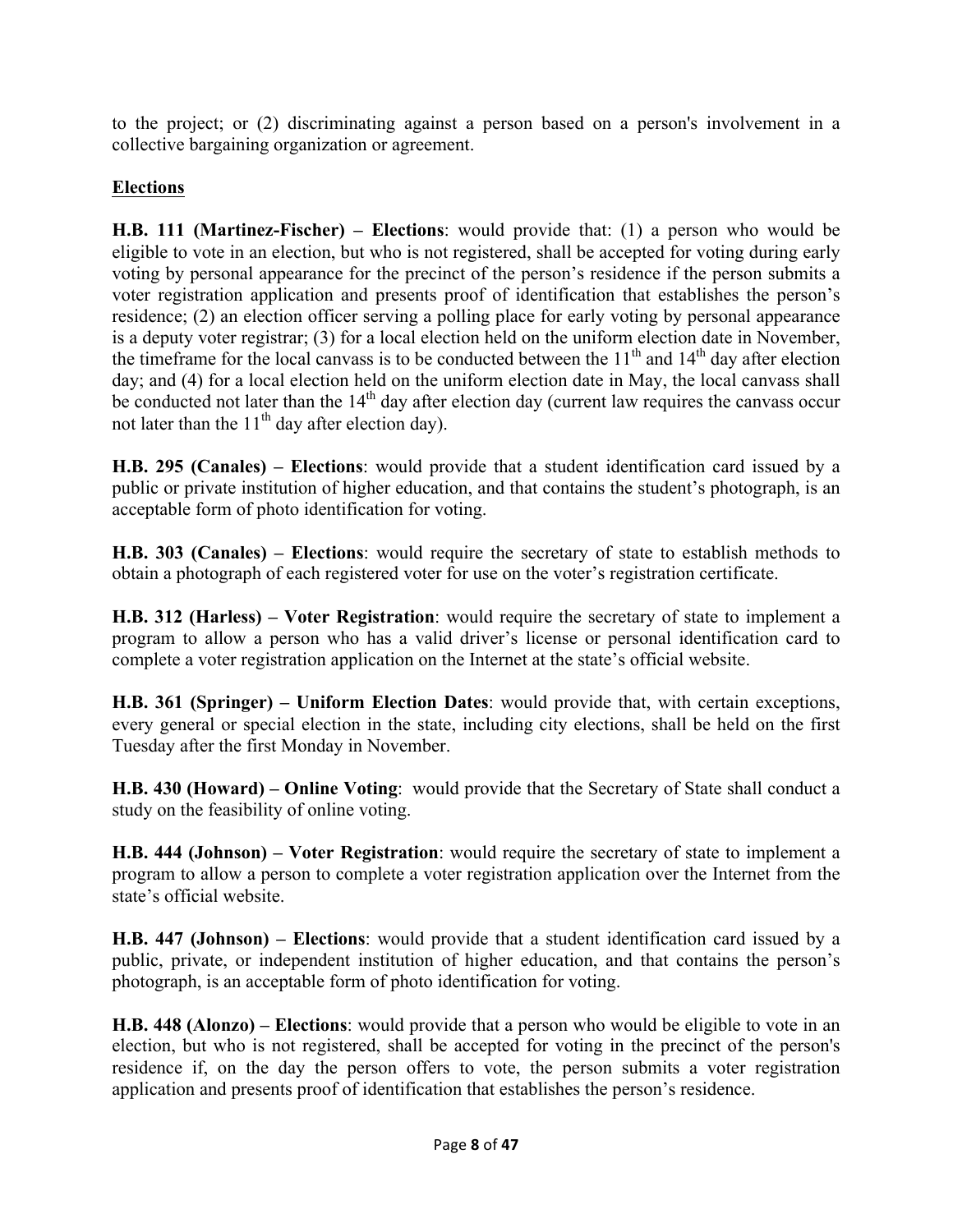to the project; or (2) discriminating against a person based on a person's involvement in a collective bargaining organization or agreement.

## Elections

**H.B. 111 (Martinez-Fischer) – Elections**: would provide that: (1) a person who would be eligible to vote in an election, but who is not registered, shall be accepted for voting during early voting by personal appearance for the precinct of the person's residence if the person submits a voter registration application and presents proof of identification that establishes the person's residence; (2) an election officer serving a polling place for early voting by personal appearance is a deputy voter registrar; (3) for a local election held on the uniform election date in November, the timeframe for the local canvass is to be conducted between the 11th and 14th day after election day; and (4) for a local election held on the uniform election date in May, the local canvass shall be conducted not later than the 14th day after election day (current law requires the canvass occur not later than the 11th day after election day).

**H.B. 295 (Canales) – Elections**: would provide that a student identification card issued by a public or private institution of higher education, and that contains the student's photograph, is an acceptable form of photo identification for voting.

**H.B. 303 (Canales) – Elections**: would require the secretary of state to establish methods to obtain a photograph of each registered voter for use on the voter's registration certificate.

**H.B. 312 (Harless) – Voter Registration**: would require the secretary of state to implement a program to allow a person who has a valid driver's license or personal identification card to complete a voter registration application on the Internet at the state's official website.

**H.B. 361 (Springer) – Uniform Election Dates**: would provide that, with certain exceptions, every general or special election in the state, including city elections, shall be held on the first Tuesday after the first Monday in November.

**H.B. 430 (Howard) – Online Voting**: would provide that the Secretary of State shall conduct a study on the feasibility of online voting.

**H.B. 444 (Johnson) – Voter Registration**: would require the secretary of state to implement a program to allow a person to complete a voter registration application over the Internet from the state's official website.

**H.B. 447 (Johnson) – Elections**: would provide that a student identification card issued by a public, private, or independent institution of higher education, and that contains the person's photograph, is an acceptable form of photo identification for voting.

**H.B. 448 (Alonzo) – Elections**: would provide that a person who would be eligible to vote in an election, but who is not registered, shall be accepted for voting in the precinct of the person's residence if, on the day the person offers to vote, the person submits a voter registration application and presents proof of identification that establishes the person's residence.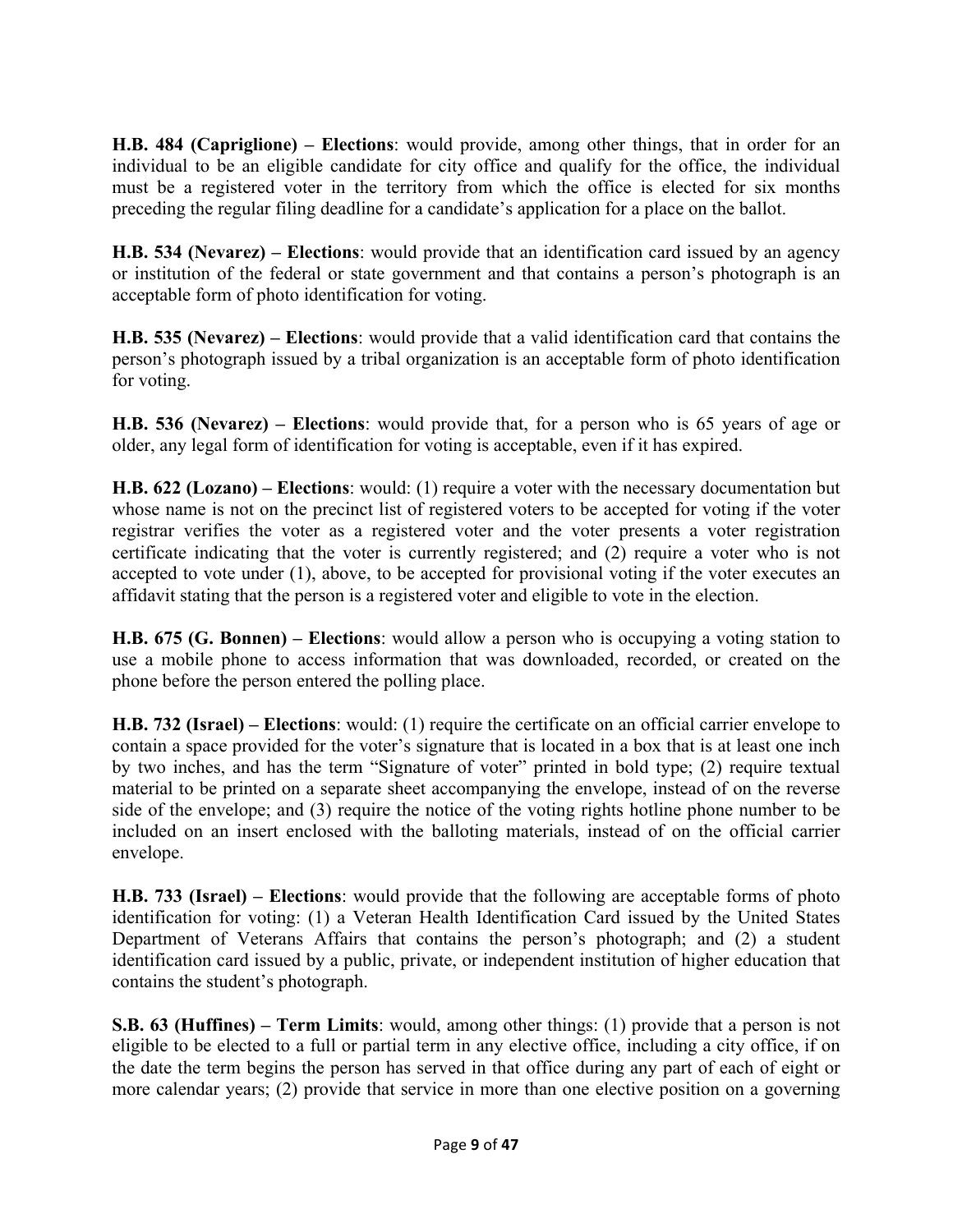**H.B. 484 (Capriglione) – Elections**: would provide, among other things, that in order for an individual to be an eligible candidate for city office and qualify for the office, the individual must be a registered voter in the territory from which the office is elected for six months preceding the regular filing deadline for a candidate's application for a place on the ballot.

**H.B. 534 (Nevarez) – Elections**: would provide that an identification card issued by an agency or institution of the federal or state government and that contains a person's photograph is an acceptable form of photo identification for voting.

**H.B. 535 (Nevarez) – Elections**: would provide that a valid identification card that contains the person's photograph issued by a tribal organization is an acceptable form of photo identification for voting.

**H.B. 536 (Nevarez) – Elections**: would provide that, for a person who is 65 years of age or older, any legal form of identification for voting is acceptable, even if it has expired.

**H.B. 622 (Lozano) – Elections**: would: (1) require a voter with the necessary documentation but whose name is not on the precinct list of registered voters to be accepted for voting if the voter registrar verifies the voter as a registered voter and the voter presents a voter registration certificate indicating that the voter is currently registered; and (2) require a voter who is not accepted to vote under (1), above, to be accepted for provisional voting if the voter executes an affidavit stating that the person is a registered voter and eligible to vote in the election.

**H.B. 675 (G. Bonnen) – Elections**: would allow a person who is occupying a voting station to use a mobile phone to access information that was downloaded, recorded, or created on the phone before the person entered the polling place.

**H.B. 732 (Israel) – Elections**: would: (1) require the certificate on an official carrier envelope to contain a space provided for the voter's signature that is located in a box that is at least one inch by two inches, and has the term "Signature of voter" printed in bold type; (2) require textual material to be printed on a separate sheet accompanying the envelope, instead of on the reverse side of the envelope; and (3) require the notice of the voting rights hotline phone number to be included on an insert enclosed with the balloting materials, instead of on the official carrier envelope.

**H.B. 733 (Israel) – Elections**: would provide that the following are acceptable forms of photo identification for voting: (1) a Veteran Health Identification Card issued by the United States Department of Veterans Affairs that contains the person's photograph; and (2) a student identification card issued by a public, private, or independent institution of higher education that contains the student's photograph.

**S.B. 63 (Huffines) – Term Limits**: would, among other things: (1) provide that a person is not eligible to be elected to a full or partial term in any elective office, including a city office, if on the date the term begins the person has served in that office during any part of each of eight or more calendar years; (2) provide that service in more than one elective position on a governing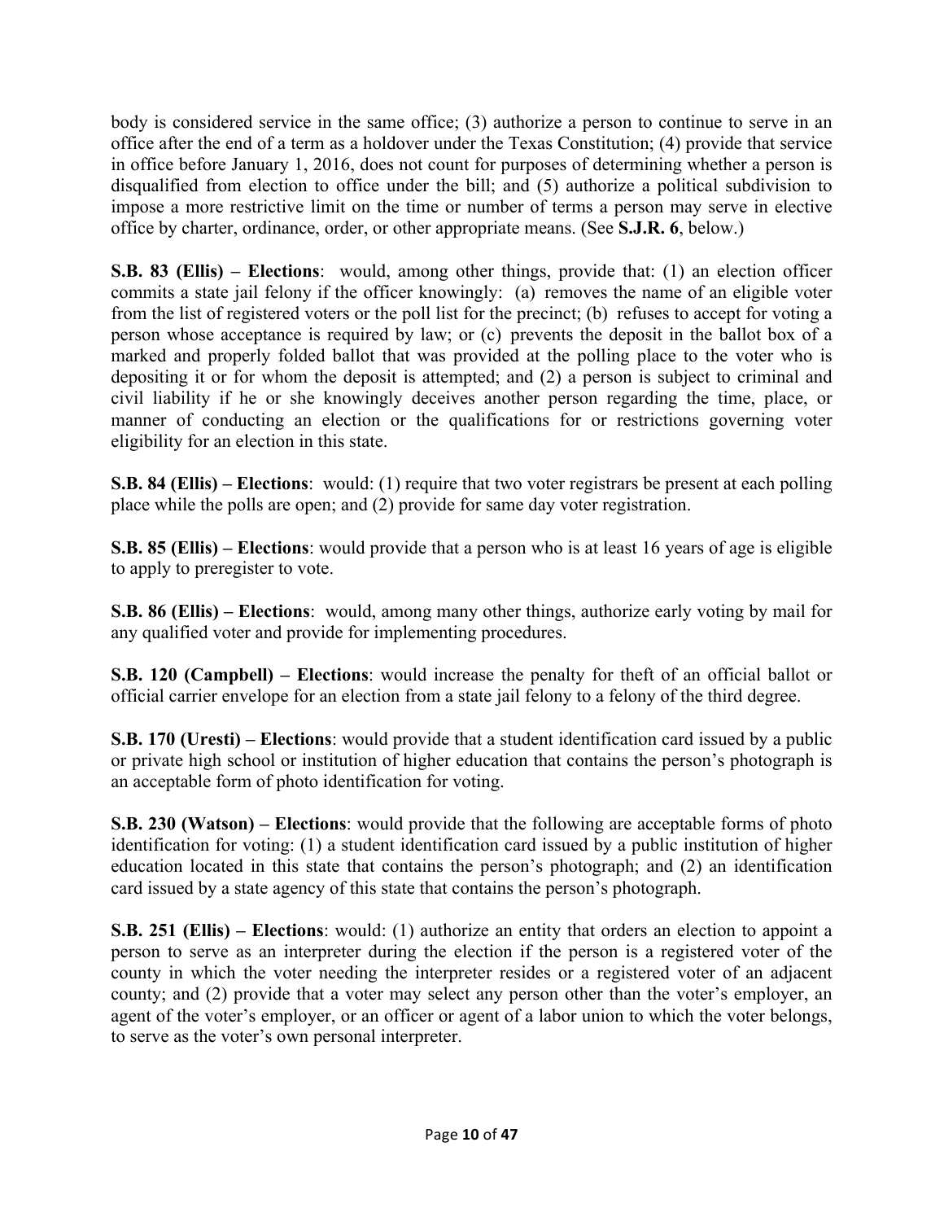body is considered service in the same office; (3) authorize a person to continue to serve in an office after the end of a term as a holdover under the Texas Constitution; (4) provide that service in office before January 1, 2016, does not count for purposes of determining whether a person is disqualified from election to office under the bill; and (5) authorize a political subdivision to impose a more restrictive limit on the time or number of terms a person may serve in elective office by charter, ordinance, order, or other appropriate means. (See **S.J.R. 6**, below.)

**S.B. 83 (Ellis) – Elections**: would, among other things, provide that: (1) an election officer commits a state jail felony if the officer knowingly: (a) removes the name of an eligible voter from the list of registered voters or the poll list for the precinct; (b) refuses to accept for voting a person whose acceptance is required by law; or (c) prevents the deposit in the ballot box of a marked and properly folded ballot that was provided at the polling place to the voter who is depositing it or for whom the deposit is attempted; and (2) a person is subject to criminal and civil liability if he or she knowingly deceives another person regarding the time, place, or manner of conducting an election or the qualifications for or restrictions governing voter eligibility for an election in this state.

**S.B. 84 (Ellis) – Elections**: would: (1) require that two voter registrars be present at each polling place while the polls are open; and (2) provide for same day voter registration.

**S.B. 85 (Ellis) – Elections**: would provide that a person who is at least 16 years of age is eligible to apply to preregister to vote.

**S.B. 86 (Ellis) – Elections**: would, among many other things, authorize early voting by mail for any qualified voter and provide for implementing procedures.

**S.B. 120 (Campbell) – Elections**: would increase the penalty for theft of an official ballot or official carrier envelope for an election from a state jail felony to a felony of the third degree.

**S.B. 170 (Uresti) – Elections**: would provide that a student identification card issued by a public or private high school or institution of higher education that contains the person's photograph is an acceptable form of photo identification for voting.

**S.B. 230 (Watson) – Elections**: would provide that the following are acceptable forms of photo identification for voting: (1) a student identification card issued by a public institution of higher education located in this state that contains the person's photograph; and (2) an identification card issued by a state agency of this state that contains the person's photograph.

**S.B. 251 (Ellis) – Elections**: would: (1) authorize an entity that orders an election to appoint a person to serve as an interpreter during the election if the person is a registered voter of the county in which the voter needing the interpreter resides or a registered voter of an adjacent county; and (2) provide that a voter may select any person other than the voter's employer, an agent of the voter's employer, or an officer or agent of a labor union to which the voter belongs, to serve as the voter's own personal interpreter.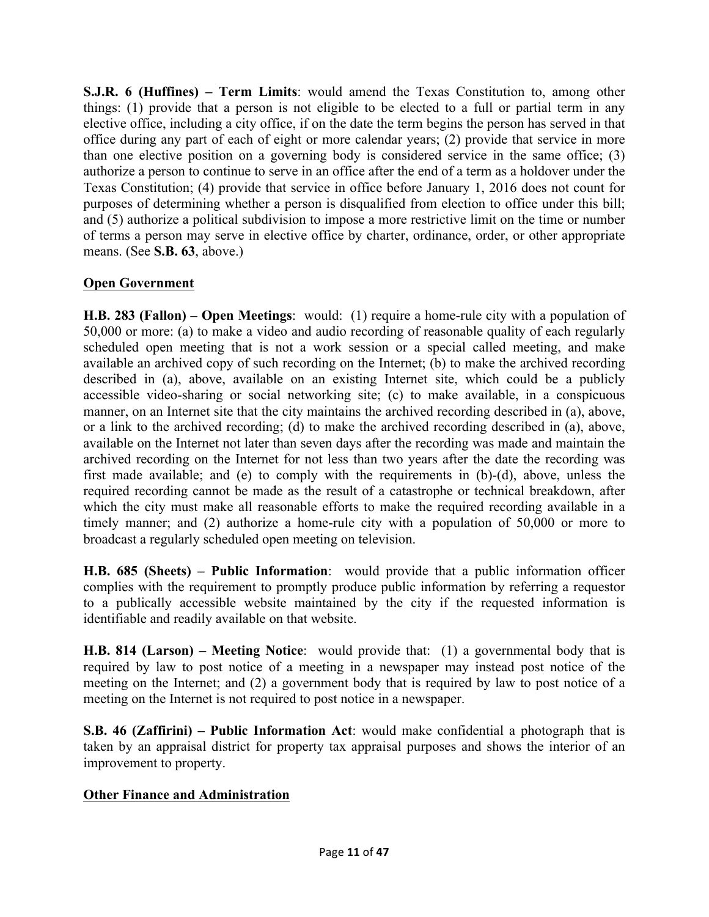**S.J.R. 6 (Huffines) – Term Limits**: would amend the Texas Constitution to, among other things: (1) provide that a person is not eligible to be elected to a full or partial term in any elective office, including a city office, if on the date the term begins the person has served in that office during any part of each of eight or more calendar years; (2) provide that service in more than one elective position on a governing body is considered service in the same office; (3) authorize a person to continue to serve in an office after the end of a term as a holdover under the Texas Constitution; (4) provide that service in office before January 1, 2016 does not count for purposes of determining whether a person is disqualified from election to office under this bill; and (5) authorize a political subdivision to impose a more restrictive limit on the time or number of terms a person may serve in elective office by charter, ordinance, order, or other appropriate means. (See **S.B. 63**, above.)

## Open Government

**H.B. 283 (Fallon) – Open Meetings**: would: (1) require a home-rule city with a population of 50,000 or more: (a) to make a video and audio recording of reasonable quality of each regularly scheduled open meeting that is not a work session or a special called meeting, and make available an archived copy of such recording on the Internet; (b) to make the archived recording described in (a), above, available on an existing Internet site, which could be a publicly accessible video-sharing or social networking site; (c) to make available, in a conspicuous manner, on an Internet site that the city maintains the archived recording described in (a), above, or a link to the archived recording; (d) to make the archived recording described in (a), above, available on the Internet not later than seven days after the recording was made and maintain the archived recording on the Internet for not less than two years after the date the recording was first made available; and (e) to comply with the requirements in (b)-(d), above, unless the required recording cannot be made as the result of a catastrophe or technical breakdown, after which the city must make all reasonable efforts to make the required recording available in a timely manner; and (2) authorize a home-rule city with a population of 50,000 or more to broadcast a regularly scheduled open meeting on television.

**H.B. 685 (Sheets) – Public Information**: would provide that a public information officer complies with the requirement to promptly produce public information by referring a requestor to a publically accessible website maintained by the city if the requested information is identifiable and readily available on that website.

**H.B. 814 (Larson) – Meeting Notice**: would provide that: (1) a governmental body that is required by law to post notice of a meeting in a newspaper may instead post notice of the meeting on the Internet; and (2) a government body that is required by law to post notice of a meeting on the Internet is not required to post notice in a newspaper.

**S.B. 46 (Zaffirini) – Public Information Act**: would make confidential a photograph that is taken by an appraisal district for property tax appraisal purposes and shows the interior of an improvement to property.

## Other Finance and Administration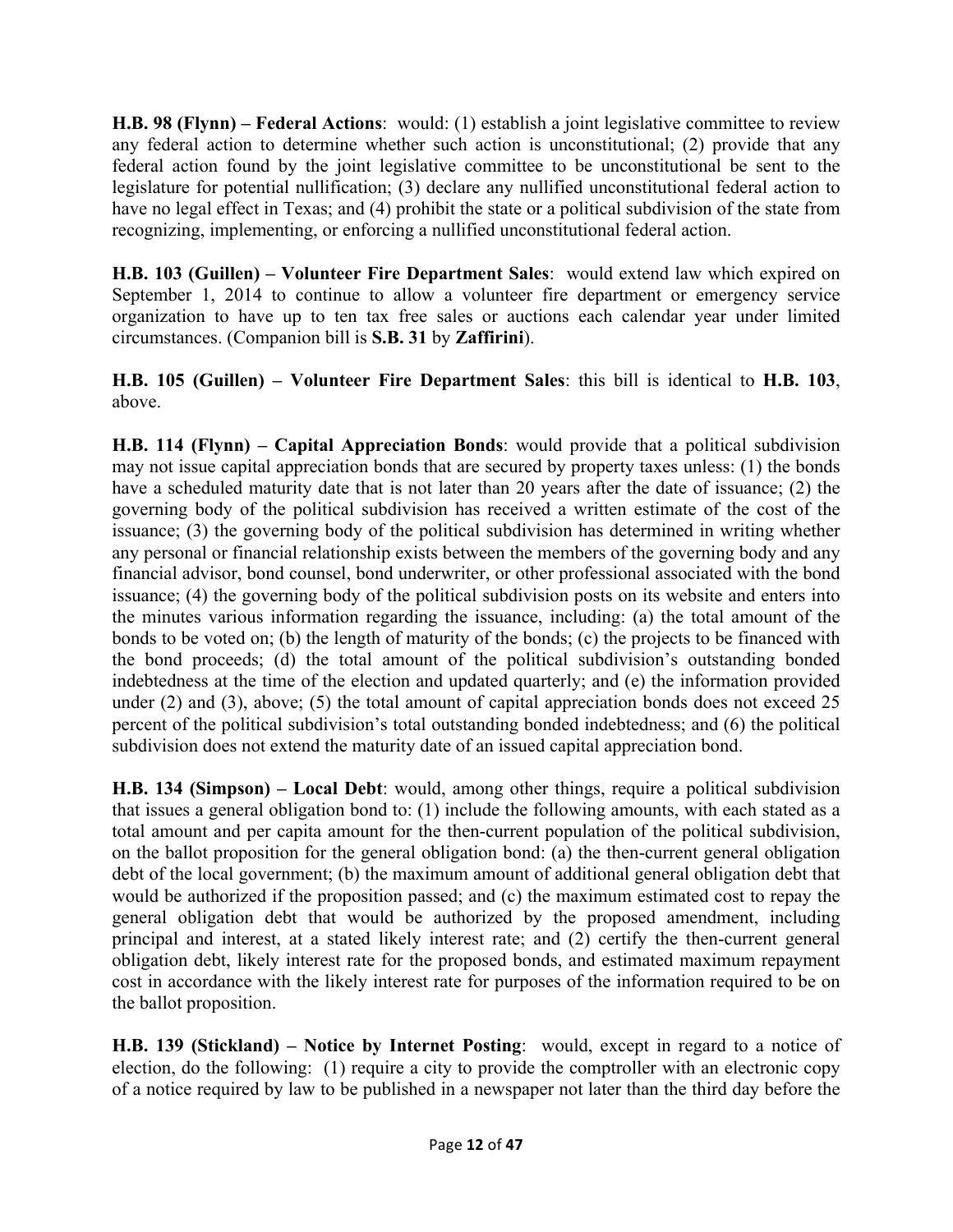**H.B. 98 (Flynn) – Federal Actions**: would: (1) establish a joint legislative committee to review any federal action to determine whether such action is unconstitutional; (2) provide that any federal action found by the joint legislative committee to be unconstitutional be sent to the legislature for potential nullification; (3) declare any nullified unconstitutional federal action to have no legal effect in Texas; and (4) prohibit the state or a political subdivision of the state from recognizing, implementing, or enforcing a nullified unconstitutional federal action.

**H.B. 103 (Guillen) – Volunteer Fire Department Sales**: would extend law which expired on September 1, 2014 to continue to allow a volunteer fire department or emergency service organization to have up to ten tax free sales or auctions each calendar year under limited circumstances. (Companion bill is **S.B. 31** by **Zaffirini**).

**H.B. 105 (Guillen) – Volunteer Fire Department Sales**: this bill is identical to **H.B. 103**, above.

**H.B. 114 (Flynn) – Capital Appreciation Bonds**: would provide that a political subdivision may not issue capital appreciation bonds that are secured by property taxes unless: (1) the bonds have a scheduled maturity date that is not later than 20 years after the date of issuance; (2) the governing body of the political subdivision has received a written estimate of the cost of the issuance; (3) the governing body of the political subdivision has determined in writing whether any personal or financial relationship exists between the members of the governing body and any financial advisor, bond counsel, bond underwriter, or other professional associated with the bond issuance; (4) the governing body of the political subdivision posts on its website and enters into the minutes various information regarding the issuance, including: (a) the total amount of the bonds to be voted on; (b) the length of maturity of the bonds; (c) the projects to be financed with the bond proceeds; (d) the total amount of the political subdivision's outstanding bonded indebtedness at the time of the election and updated quarterly; and (e) the information provided under (2) and (3), above; (5) the total amount of capital appreciation bonds does not exceed 25 percent of the political subdivision's total outstanding bonded indebtedness; and (6) the political subdivision does not extend the maturity date of an issued capital appreciation bond.

**H.B. 134 (Simpson) – Local Debt**: would, among other things, require a political subdivision that issues a general obligation bond to: (1) include the following amounts, with each stated as a total amount and per capita amount for the then-current population of the political subdivision, on the ballot proposition for the general obligation bond: (a) the then-current general obligation debt of the local government; (b) the maximum amount of additional general obligation debt that would be authorized if the proposition passed; and (c) the maximum estimated cost to repay the general obligation debt that would be authorized by the proposed amendment, including principal and interest, at a stated likely interest rate; and (2) certify the then-current general obligation debt, likely interest rate for the proposed bonds, and estimated maximum repayment cost in accordance with the likely interest rate for purposes of the information required to be on the ballot proposition.

**H.B. 139 (Stickland) – Notice by Internet Posting**: would, except in regard to a notice of election, do the following: (1) require a city to provide the comptroller with an electronic copy of a notice required by law to be published in a newspaper not later than the third day before the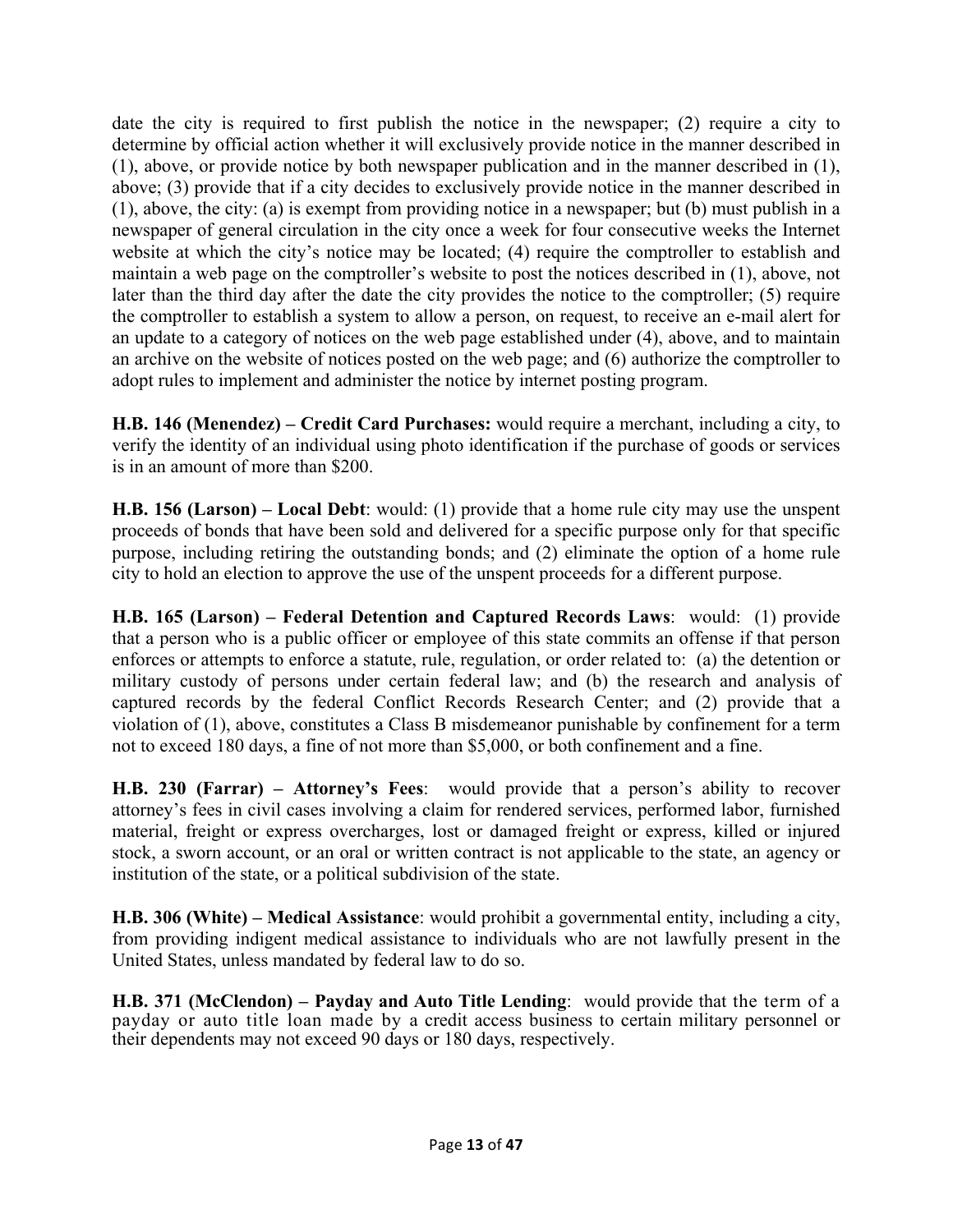date the city is required to first publish the notice in the newspaper; (2) require a city to determine by official action whether it will exclusively provide notice in the manner described in (1), above, or provide notice by both newspaper publication and in the manner described in (1), above; (3) provide that if a city decides to exclusively provide notice in the manner described in (1), above, the city: (a) is exempt from providing notice in a newspaper; but (b) must publish in a newspaper of general circulation in the city once a week for four consecutive weeks the Internet website at which the city's notice may be located; (4) require the comptroller to establish and maintain a web page on the comptroller's website to post the notices described in (1), above, not later than the third day after the date the city provides the notice to the comptroller; (5) require the comptroller to establish a system to allow a person, on request, to receive an e-mail alert for an update to a category of notices on the web page established under (4), above, and to maintain an archive on the website of notices posted on the web page; and (6) authorize the comptroller to adopt rules to implement and administer the notice by internet posting program.

**H.B. 146 (Menendez) – Credit Card Purchases:** would require a merchant, including a city, to verify the identity of an individual using photo identification if the purchase of goods or services is in an amount of more than $200.

**H.B. 156 (Larson) – Local Debt**: would: (1) provide that a home rule city may use the unspent proceeds of bonds that have been sold and delivered for a specific purpose only for that specific purpose, including retiring the outstanding bonds; and (2) eliminate the option of a home rule city to hold an election to approve the use of the unspent proceeds for a different purpose.

**H.B. 165 (Larson) – Federal Detention and Captured Records Laws**: would: (1) provide that a person who is a public officer or employee of this state commits an offense if that person enforces or attempts to enforce a statute, rule, regulation, or order related to: (a) the detention or military custody of persons under certain federal law; and (b) the research and analysis of captured records by the federal Conflict Records Research Center; and (2) provide that a violation of (1), above, constitutes a Class B misdemeanor punishable by confinement for a term not to exceed 180 days, a fine of not more than $5,000, or both confinement and a fine.

**H.B. 230 (Farrar) – Attorney's Fees**: would provide that a person's ability to recover attorney's fees in civil cases involving a claim for rendered services, performed labor, furnished material, freight or express overcharges, lost or damaged freight or express, killed or injured stock, a sworn account, or an oral or written contract is not applicable to the state, an agency or institution of the state, or a political subdivision of the state.

**H.B. 306 (White) – Medical Assistance**: would prohibit a governmental entity, including a city, from providing indigent medical assistance to individuals who are not lawfully present in the United States, unless mandated by federal law to do so.

**H.B. 371 (McClendon) – Payday and Auto Title Lending**: would provide that the term of a payday or auto title loan made by a credit access business to certain military personnel or their dependents may not exceed 90 days or 180 days, respectively.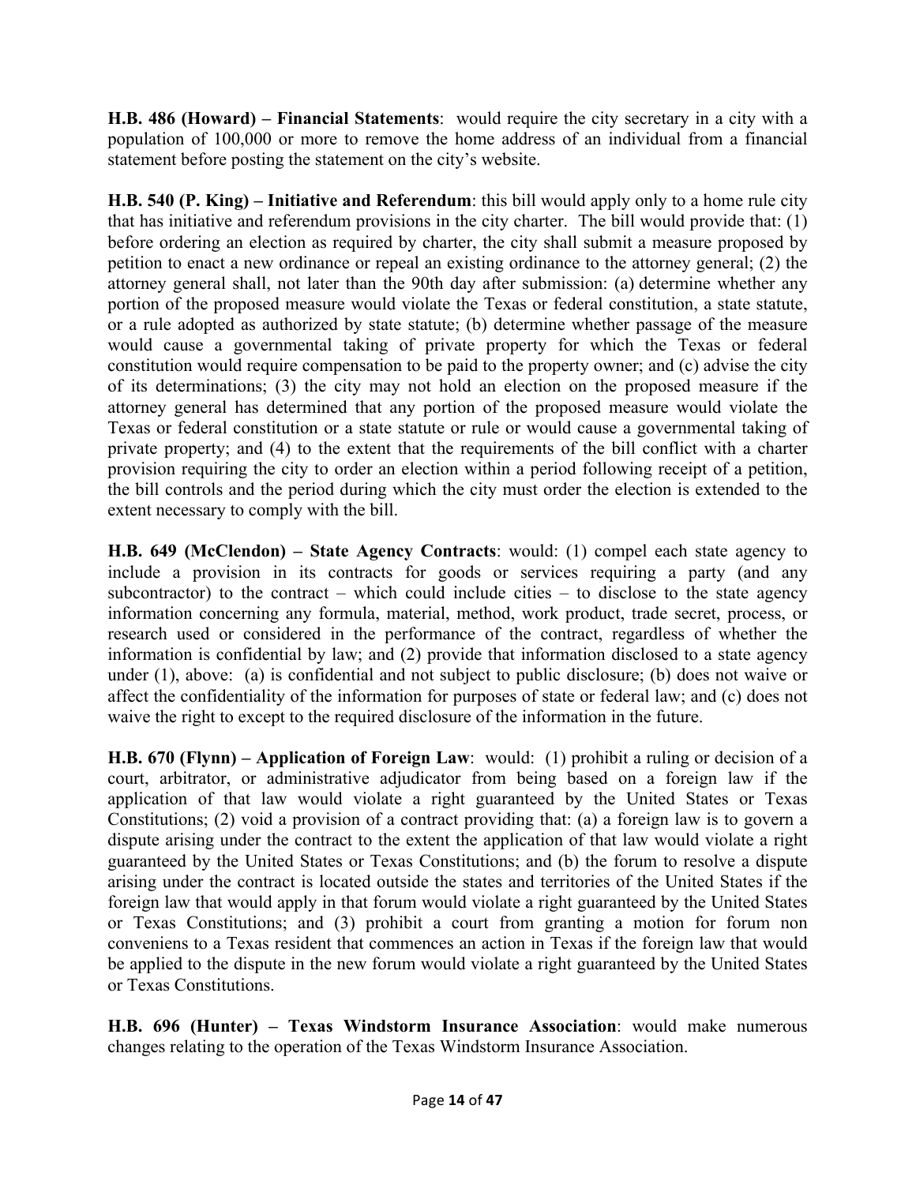**H.B. 486 (Howard) – Financial Statements**: would require the city secretary in a city with a population of 100,000 or more to remove the home address of an individual from a financial statement before posting the statement on the city's website.

**H.B. 540 (P. King) – Initiative and Referendum**: this bill would apply only to a home rule city that has initiative and referendum provisions in the city charter. The bill would provide that: (1) before ordering an election as required by charter, the city shall submit a measure proposed by petition to enact a new ordinance or repeal an existing ordinance to the attorney general; (2) the attorney general shall, not later than the 90th day after submission: (a) determine whether any portion of the proposed measure would violate the Texas or federal constitution, a state statute, or a rule adopted as authorized by state statute; (b) determine whether passage of the measure would cause a governmental taking of private property for which the Texas or federal constitution would require compensation to be paid to the property owner; and (c) advise the city of its determinations; (3) the city may not hold an election on the proposed measure if the attorney general has determined that any portion of the proposed measure would violate the Texas or federal constitution or a state statute or rule or would cause a governmental taking of private property; and (4) to the extent that the requirements of the bill conflict with a charter provision requiring the city to order an election within a period following receipt of a petition, the bill controls and the period during which the city must order the election is extended to the extent necessary to comply with the bill.

**H.B. 649 (McClendon) – State Agency Contracts**: would: (1) compel each state agency to include a provision in its contracts for goods or services requiring a party (and any subcontractor) to the contract – which could include cities – to disclose to the state agency information concerning any formula, material, method, work product, trade secret, process, or research used or considered in the performance of the contract, regardless of whether the information is confidential by law; and (2) provide that information disclosed to a state agency under (1), above: (a) is confidential and not subject to public disclosure; (b) does not waive or affect the confidentiality of the information for purposes of state or federal law; and (c) does not waive the right to except to the required disclosure of the information in the future.

**H.B. 670 (Flynn) – Application of Foreign Law**: would: (1) prohibit a ruling or decision of a court, arbitrator, or administrative adjudicator from being based on a foreign law if the application of that law would violate a right guaranteed by the United States or Texas Constitutions; (2) void a provision of a contract providing that: (a) a foreign law is to govern a dispute arising under the contract to the extent the application of that law would violate a right guaranteed by the United States or Texas Constitutions; and (b) the forum to resolve a dispute arising under the contract is located outside the states and territories of the United States if the foreign law that would apply in that forum would violate a right guaranteed by the United States or Texas Constitutions; and (3) prohibit a court from granting a motion for forum non conveniens to a Texas resident that commences an action in Texas if the foreign law that would be applied to the dispute in the new forum would violate a right guaranteed by the United States or Texas Constitutions.

**H.B. 696 (Hunter) – Texas Windstorm Insurance Association**: would make numerous changes relating to the operation of the Texas Windstorm Insurance Association.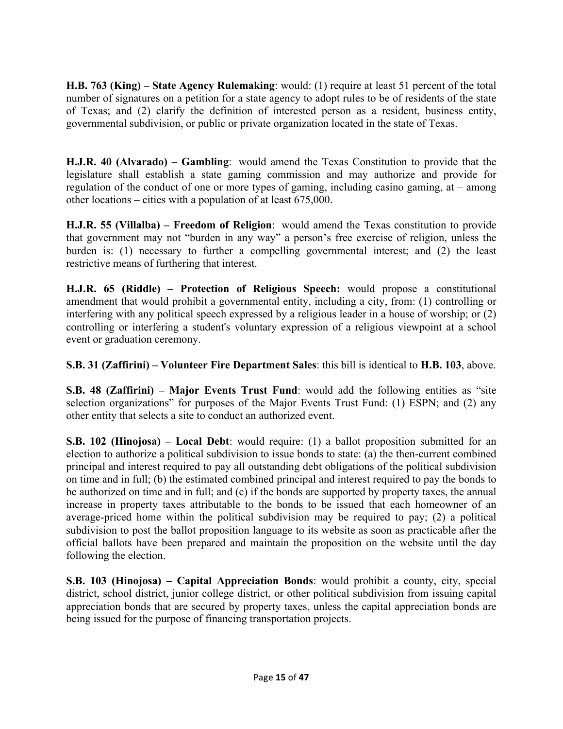**H.B. 763 (King) – State Agency Rulemaking**: would: (1) require at least 51 percent of the total number of signatures on a petition for a state agency to adopt rules to be of residents of the state of Texas; and (2) clarify the definition of interested person as a resident, business entity, governmental subdivision, or public or private organization located in the state of Texas.

**H.J.R. 40 (Alvarado) – Gambling**: would amend the Texas Constitution to provide that the legislature shall establish a state gaming commission and may authorize and provide for regulation of the conduct of one or more types of gaming, including casino gaming, at – among other locations – cities with a population of at least 675,000.

**H.J.R. 55 (Villalba) – Freedom of Religion**: would amend the Texas constitution to provide that government may not "burden in any way" a person's free exercise of religion, unless the burden is: (1) necessary to further a compelling governmental interest; and (2) the least restrictive means of furthering that interest.

**H.J.R. 65 (Riddle) – Protection of Religious Speech:** would propose a constitutional amendment that would prohibit a governmental entity, including a city, from: (1) controlling or interfering with any political speech expressed by a religious leader in a house of worship; or (2) controlling or interfering a student's voluntary expression of a religious viewpoint at a school event or graduation ceremony.

**S.B. 31 (Zaffirini) – Volunteer Fire Department Sales**: this bill is identical to **H.B. 103**, above.

**S.B. 48 (Zaffirini) – Major Events Trust Fund**: would add the following entities as "site selection organizations" for purposes of the Major Events Trust Fund: (1) ESPN; and (2) any other entity that selects a site to conduct an authorized event.

**S.B. 102 (Hinojosa) – Local Debt**: would require: (1) a ballot proposition submitted for an election to authorize a political subdivision to issue bonds to state: (a) the then-current combined principal and interest required to pay all outstanding debt obligations of the political subdivision on time and in full; (b) the estimated combined principal and interest required to pay the bonds to be authorized on time and in full; and (c) if the bonds are supported by property taxes, the annual increase in property taxes attributable to the bonds to be issued that each homeowner of an average-priced home within the political subdivision may be required to pay; (2) a political subdivision to post the ballot proposition language to its website as soon as practicable after the official ballots have been prepared and maintain the proposition on the website until the day following the election.

**S.B. 103 (Hinojosa) – Capital Appreciation Bonds**: would prohibit a county, city, special district, school district, junior college district, or other political subdivision from issuing capital appreciation bonds that are secured by property taxes, unless the capital appreciation bonds are being issued for the purpose of financing transportation projects.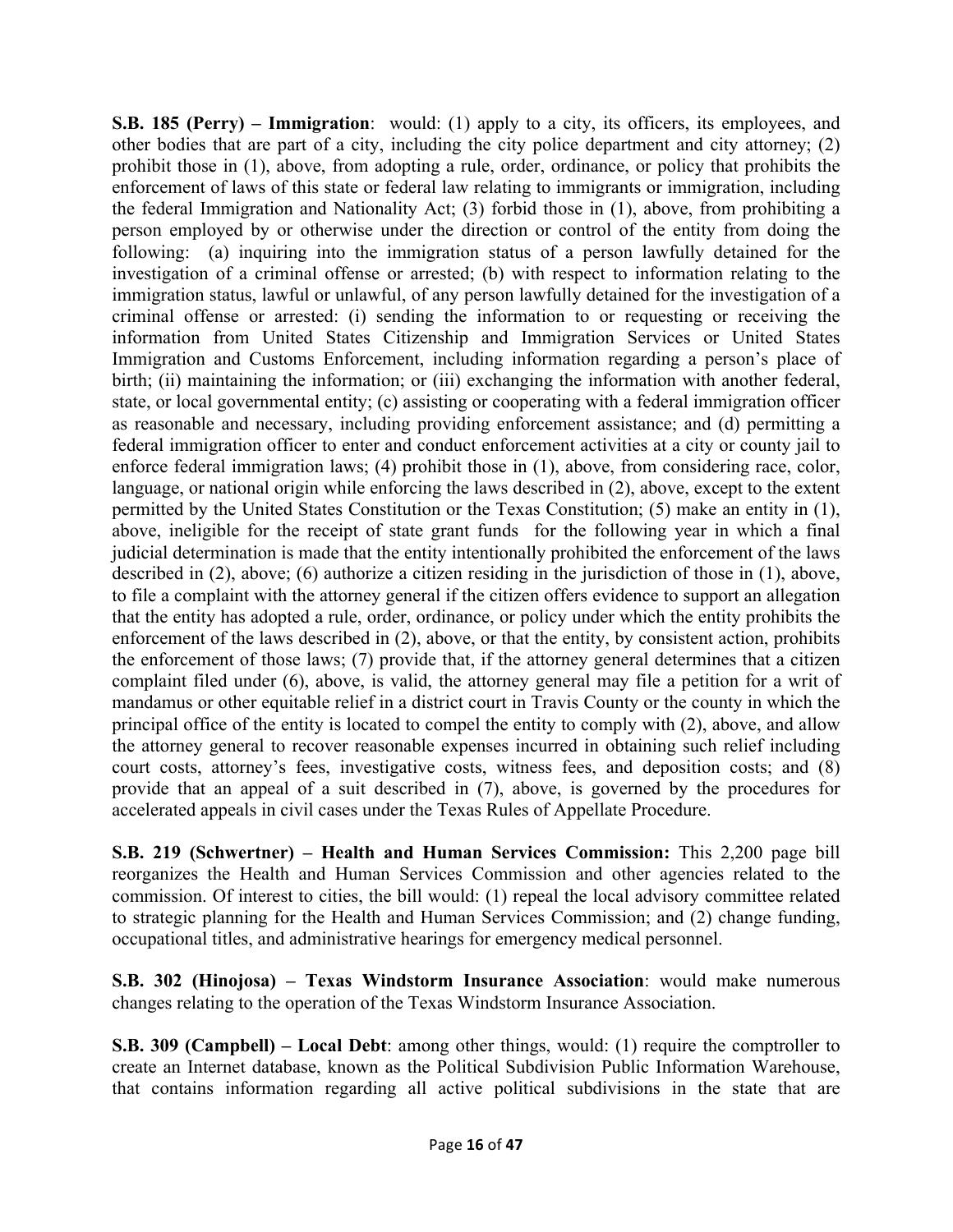**S.B. 185 (Perry) – Immigration**: would: (1) apply to a city, its officers, its employees, and other bodies that are part of a city, including the city police department and city attorney; (2) prohibit those in (1), above, from adopting a rule, order, ordinance, or policy that prohibits the enforcement of laws of this state or federal law relating to immigrants or immigration, including the federal Immigration and Nationality Act; (3) forbid those in (1), above, from prohibiting a person employed by or otherwise under the direction or control of the entity from doing the following: (a) inquiring into the immigration status of a person lawfully detained for the investigation of a criminal offense or arrested; (b) with respect to information relating to the immigration status, lawful or unlawful, of any person lawfully detained for the investigation of a criminal offense or arrested: (i) sending the information to or requesting or receiving the information from United States Citizenship and Immigration Services or United States Immigration and Customs Enforcement, including information regarding a person's place of birth; (ii) maintaining the information; or (iii) exchanging the information with another federal, state, or local governmental entity; (c) assisting or cooperating with a federal immigration officer as reasonable and necessary, including providing enforcement assistance; and (d) permitting a federal immigration officer to enter and conduct enforcement activities at a city or county jail to enforce federal immigration laws; (4) prohibit those in (1), above, from considering race, color, language, or national origin while enforcing the laws described in (2), above, except to the extent permitted by the United States Constitution or the Texas Constitution; (5) make an entity in (1), above, ineligible for the receipt of state grant funds for the following year in which a final judicial determination is made that the entity intentionally prohibited the enforcement of the laws described in (2), above; (6) authorize a citizen residing in the jurisdiction of those in (1), above, to file a complaint with the attorney general if the citizen offers evidence to support an allegation that the entity has adopted a rule, order, ordinance, or policy under which the entity prohibits the enforcement of the laws described in (2), above, or that the entity, by consistent action, prohibits the enforcement of those laws; (7) provide that, if the attorney general determines that a citizen complaint filed under (6), above, is valid, the attorney general may file a petition for a writ of mandamus or other equitable relief in a district court in Travis County or the county in which the principal office of the entity is located to compel the entity to comply with (2), above, and allow the attorney general to recover reasonable expenses incurred in obtaining such relief including court costs, attorney's fees, investigative costs, witness fees, and deposition costs; and (8) provide that an appeal of a suit described in (7), above, is governed by the procedures for accelerated appeals in civil cases under the Texas Rules of Appellate Procedure.

**S.B. 219 (Schwertner) – Health and Human Services Commission:** This 2,200 page bill reorganizes the Health and Human Services Commission and other agencies related to the commission. Of interest to cities, the bill would: (1) repeal the local advisory committee related to strategic planning for the Health and Human Services Commission; and (2) change funding, occupational titles, and administrative hearings for emergency medical personnel.

**S.B. 302 (Hinojosa) – Texas Windstorm Insurance Association**: would make numerous changes relating to the operation of the Texas Windstorm Insurance Association.

**S.B. 309 (Campbell) – Local Debt**: among other things, would: (1) require the comptroller to create an Internet database, known as the Political Subdivision Public Information Warehouse, that contains information regarding all active political subdivisions in the state that are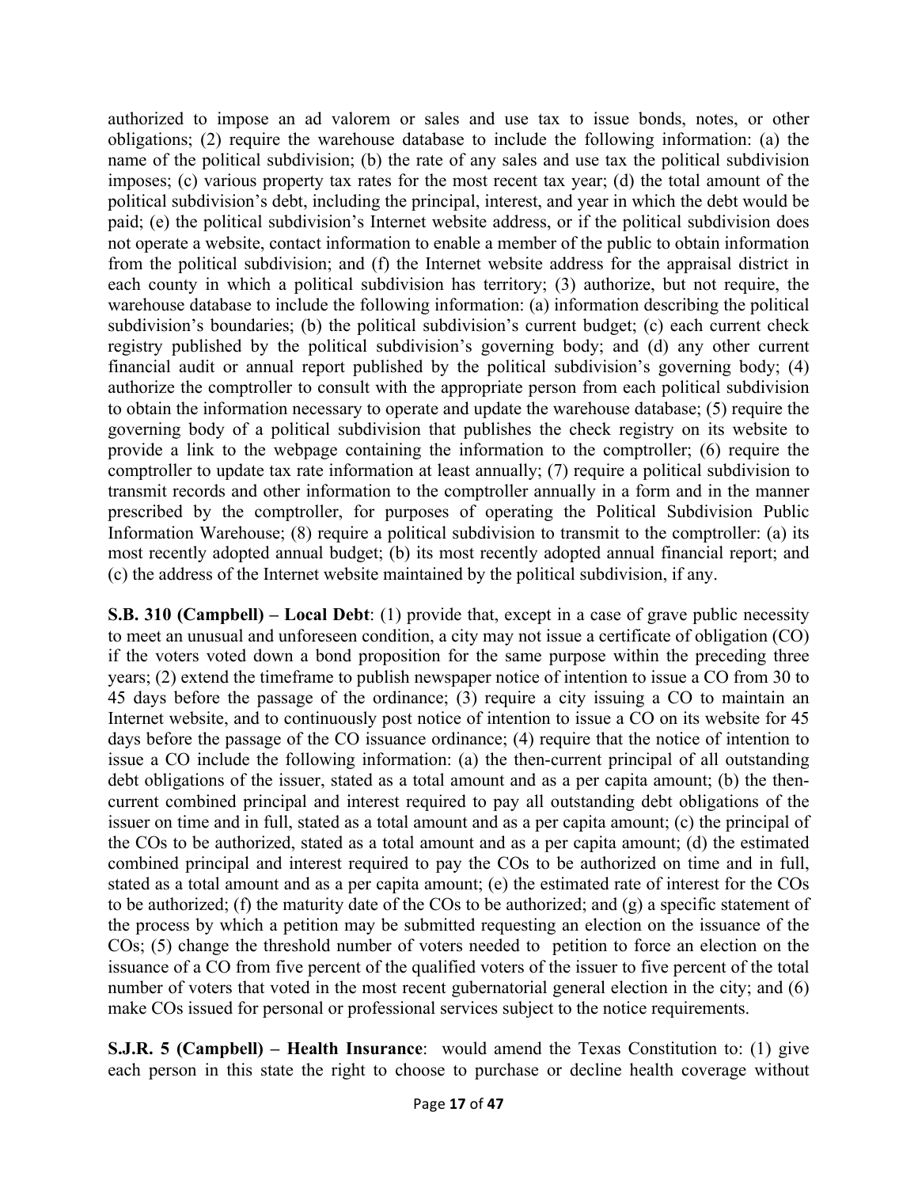authorized to impose an ad valorem or sales and use tax to issue bonds, notes, or other obligations; (2) require the warehouse database to include the following information: (a) the name of the political subdivision; (b) the rate of any sales and use tax the political subdivision imposes; (c) various property tax rates for the most recent tax year; (d) the total amount of the political subdivision's debt, including the principal, interest, and year in which the debt would be paid; (e) the political subdivision's Internet website address, or if the political subdivision does not operate a website, contact information to enable a member of the public to obtain information from the political subdivision; and (f) the Internet website address for the appraisal district in each county in which a political subdivision has territory; (3) authorize, but not require, the warehouse database to include the following information: (a) information describing the political subdivision's boundaries; (b) the political subdivision's current budget; (c) each current check registry published by the political subdivision's governing body; and (d) any other current financial audit or annual report published by the political subdivision's governing body; (4) authorize the comptroller to consult with the appropriate person from each political subdivision to obtain the information necessary to operate and update the warehouse database; (5) require the governing body of a political subdivision that publishes the check registry on its website to provide a link to the webpage containing the information to the comptroller; (6) require the comptroller to update tax rate information at least annually; (7) require a political subdivision to transmit records and other information to the comptroller annually in a form and in the manner prescribed by the comptroller, for purposes of operating the Political Subdivision Public Information Warehouse; (8) require a political subdivision to transmit to the comptroller: (a) its most recently adopted annual budget; (b) its most recently adopted annual financial report; and (c) the address of the Internet website maintained by the political subdivision, if any.

**S.B. 310 (Campbell) – Local Debt**: (1) provide that, except in a case of grave public necessity to meet an unusual and unforeseen condition, a city may not issue a certificate of obligation (CO) if the voters voted down a bond proposition for the same purpose within the preceding three years; (2) extend the timeframe to publish newspaper notice of intention to issue a CO from 30 to 45 days before the passage of the ordinance; (3) require a city issuing a CO to maintain an Internet website, and to continuously post notice of intention to issue a CO on its website for 45 days before the passage of the CO issuance ordinance; (4) require that the notice of intention to issue a CO include the following information: (a) the then-current principal of all outstanding debt obligations of the issuer, stated as a total amount and as a per capita amount; (b) the then-current combined principal and interest required to pay all outstanding debt obligations of the issuer on time and in full, stated as a total amount and as a per capita amount; (c) the principal of the COs to be authorized, stated as a total amount and as a per capita amount; (d) the estimated combined principal and interest required to pay the COs to be authorized on time and in full, stated as a total amount and as a per capita amount; (e) the estimated rate of interest for the COs to be authorized; (f) the maturity date of the COs to be authorized; and (g) a specific statement of the process by which a petition may be submitted requesting an election on the issuance of the COs; (5) change the threshold number of voters needed to petition to force an election on the issuance of a CO from five percent of the qualified voters of the issuer to five percent of the total number of voters that voted in the most recent gubernatorial general election in the city; and (6) make COs issued for personal or professional services subject to the notice requirements.

**S.J.R. 5 (Campbell) – Health Insurance**: would amend the Texas Constitution to: (1) give each person in this state the right to choose to purchase or decline health coverage without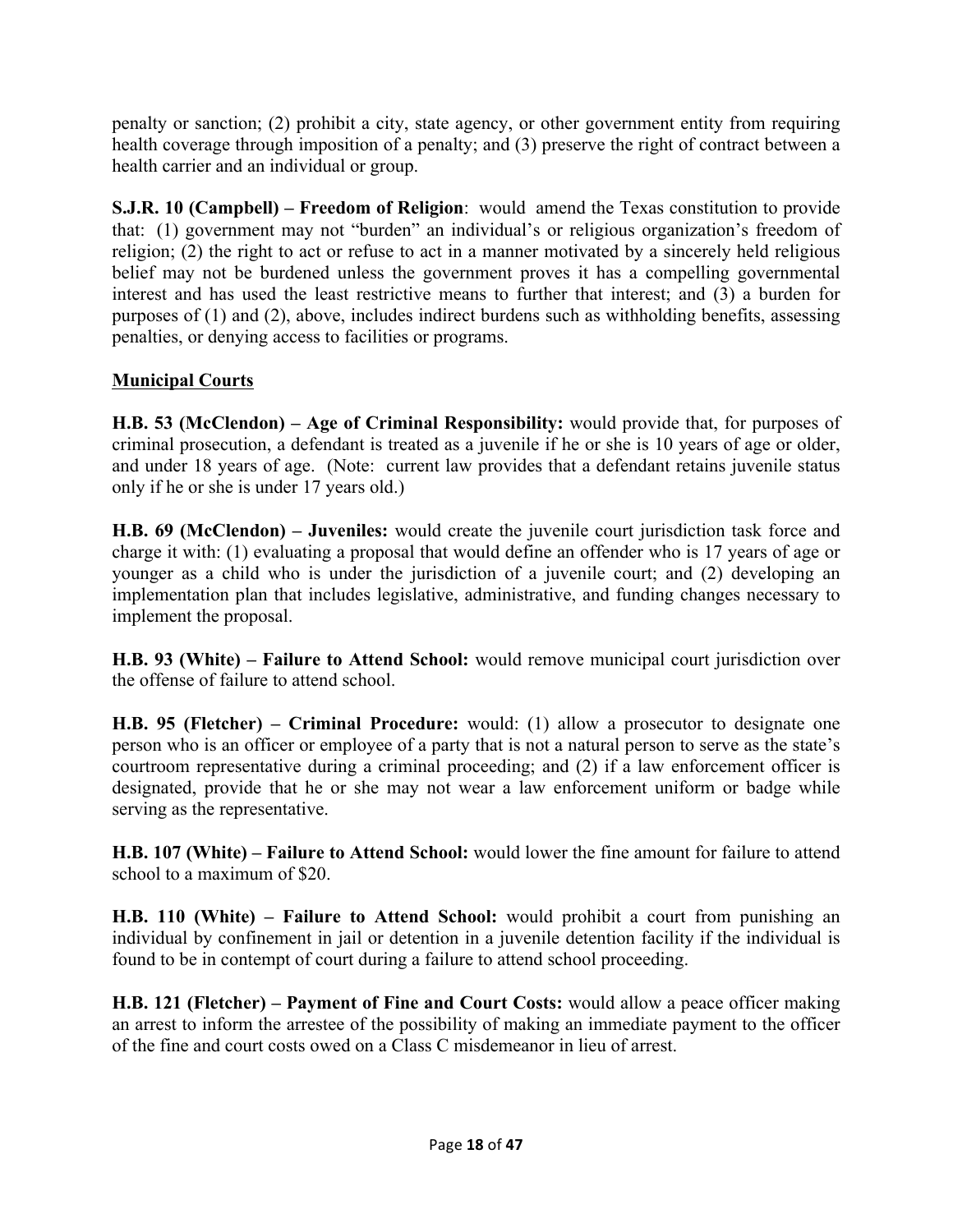penalty or sanction; (2) prohibit a city, state agency, or other government entity from requiring health coverage through imposition of a penalty; and (3) preserve the right of contract between a health carrier and an individual or group.

**S.J.R. 10 (Campbell) – Freedom of Religion**: would amend the Texas constitution to provide that: (1) government may not "burden" an individual's or religious organization's freedom of religion; (2) the right to act or refuse to act in a manner motivated by a sincerely held religious belief may not be burdened unless the government proves it has a compelling governmental interest and has used the least restrictive means to further that interest; and (3) a burden for purposes of (1) and (2), above, includes indirect burdens such as withholding benefits, assessing penalties, or denying access to facilities or programs.

**Municipal Courts**

**H.B. 53 (McClendon) – Age of Criminal Responsibility:** would provide that, for purposes of criminal prosecution, a defendant is treated as a juvenile if he or she is 10 years of age or older, and under 18 years of age. (Note: current law provides that a defendant retains juvenile status only if he or she is under 17 years old.)

**H.B. 69 (McClendon) – Juveniles:** would create the juvenile court jurisdiction task force and charge it with: (1) evaluating a proposal that would define an offender who is 17 years of age or younger as a child who is under the jurisdiction of a juvenile court; and (2) developing an implementation plan that includes legislative, administrative, and funding changes necessary to implement the proposal.

**H.B. 93 (White) – Failure to Attend School:** would remove municipal court jurisdiction over the offense of failure to attend school.

**H.B. 95 (Fletcher) – Criminal Procedure:** would: (1) allow a prosecutor to designate one person who is an officer or employee of a party that is not a natural person to serve as the state's courtroom representative during a criminal proceeding; and (2) if a law enforcement officer is designated, provide that he or she may not wear a law enforcement uniform or badge while serving as the representative.

**H.B. 107 (White) – Failure to Attend School:** would lower the fine amount for failure to attend school to a maximum of $20.

**H.B. 110 (White) – Failure to Attend School:** would prohibit a court from punishing an individual by confinement in jail or detention in a juvenile detention facility if the individual is found to be in contempt of court during a failure to attend school proceeding.

**H.B. 121 (Fletcher) – Payment of Fine and Court Costs:** would allow a peace officer making an arrest to inform the arrestee of the possibility of making an immediate payment to the officer of the fine and court costs owed on a Class C misdemeanor in lieu of arrest.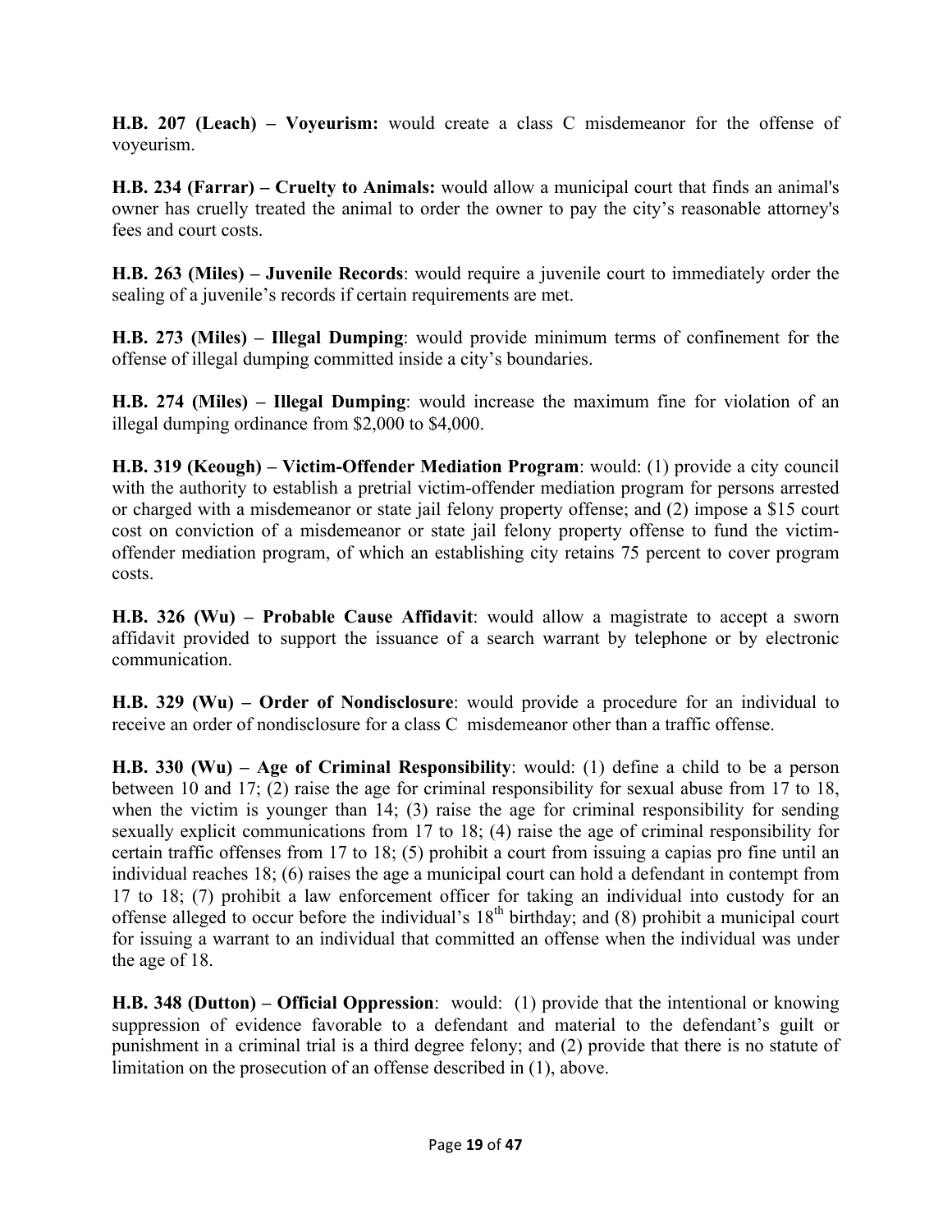**H.B. 207 (Leach) – Voyeurism:** would create a class C misdemeanor for the offense of voyeurism.

**H.B. 234 (Farrar) – Cruelty to Animals:** would allow a municipal court that finds an animal's owner has cruelly treated the animal to order the owner to pay the city's reasonable attorney's fees and court costs.

**H.B. 263 (Miles) – Juvenile Records**: would require a juvenile court to immediately order the sealing of a juvenile's records if certain requirements are met.

**H.B. 273 (Miles) – Illegal Dumping**: would provide minimum terms of confinement for the offense of illegal dumping committed inside a city's boundaries.

**H.B. 274 (Miles) – Illegal Dumping**: would increase the maximum fine for violation of an illegal dumping ordinance from $2,000 to $4,000.

**H.B. 319 (Keough) – Victim-Offender Mediation Program**: would: (1) provide a city council with the authority to establish a pretrial victim-offender mediation program for persons arrested or charged with a misdemeanor or state jail felony property offense; and (2) impose a $15 court cost on conviction of a misdemeanor or state jail felony property offense to fund the victim-offender mediation program, of which an establishing city retains 75 percent to cover program costs.

**H.B. 326 (Wu) – Probable Cause Affidavit**: would allow a magistrate to accept a sworn affidavit provided to support the issuance of a search warrant by telephone or by electronic communication.

**H.B. 329 (Wu) – Order of Nondisclosure**: would provide a procedure for an individual to receive an order of nondisclosure for a class C misdemeanor other than a traffic offense.

**H.B. 330 (Wu) – Age of Criminal Responsibility**: would: (1) define a child to be a person between 10 and 17; (2) raise the age for criminal responsibility for sexual abuse from 17 to 18, when the victim is younger than 14; (3) raise the age for criminal responsibility for sending sexually explicit communications from 17 to 18; (4) raise the age of criminal responsibility for certain traffic offenses from 17 to 18; (5) prohibit a court from issuing a capias pro fine until an individual reaches 18; (6) raises the age a municipal court can hold a defendant in contempt from 17 to 18; (7) prohibit a law enforcement officer for taking an individual into custody for an offense alleged to occur before the individual's 18th birthday; and (8) prohibit a municipal court for issuing a warrant to an individual that committed an offense when the individual was under the age of 18.

**H.B. 348 (Dutton) – Official Oppression**: would: (1) provide that the intentional or knowing suppression of evidence favorable to a defendant and material to the defendant's guilt or punishment in a criminal trial is a third degree felony; and (2) provide that there is no statute of limitation on the prosecution of an offense described in (1), above.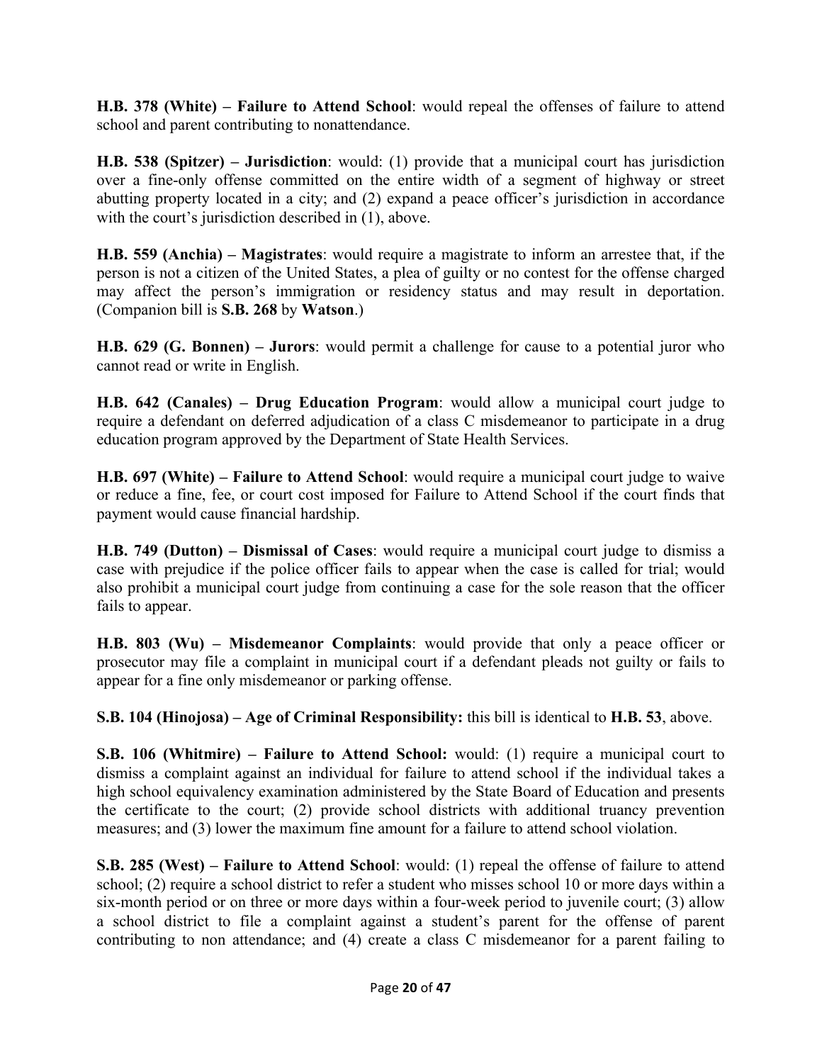**H.B. 378 (White) – Failure to Attend School**: would repeal the offenses of failure to attend school and parent contributing to nonattendance.

**H.B. 538 (Spitzer) – Jurisdiction**: would: (1) provide that a municipal court has jurisdiction over a fine-only offense committed on the entire width of a segment of highway or street abutting property located in a city; and (2) expand a peace officer's jurisdiction in accordance with the court's jurisdiction described in (1), above.

**H.B. 559 (Anchia) – Magistrates**: would require a magistrate to inform an arrestee that, if the person is not a citizen of the United States, a plea of guilty or no contest for the offense charged may affect the person's immigration or residency status and may result in deportation. (Companion bill is **S.B. 268** by **Watson**.)

**H.B. 629 (G. Bonnen) – Jurors**: would permit a challenge for cause to a potential juror who cannot read or write in English.

**H.B. 642 (Canales) – Drug Education Program**: would allow a municipal court judge to require a defendant on deferred adjudication of a class C misdemeanor to participate in a drug education program approved by the Department of State Health Services.

**H.B. 697 (White) – Failure to Attend School**: would require a municipal court judge to waive or reduce a fine, fee, or court cost imposed for Failure to Attend School if the court finds that payment would cause financial hardship.

**H.B. 749 (Dutton) – Dismissal of Cases**: would require a municipal court judge to dismiss a case with prejudice if the police officer fails to appear when the case is called for trial; would also prohibit a municipal court judge from continuing a case for the sole reason that the officer fails to appear.

**H.B. 803 (Wu) – Misdemeanor Complaints**: would provide that only a peace officer or prosecutor may file a complaint in municipal court if a defendant pleads not guilty or fails to appear for a fine only misdemeanor or parking offense.

**S.B. 104 (Hinojosa) – Age of Criminal Responsibility:** this bill is identical to **H.B. 53**, above.

**S.B. 106 (Whitmire) – Failure to Attend School:** would: (1) require a municipal court to dismiss a complaint against an individual for failure to attend school if the individual takes a high school equivalency examination administered by the State Board of Education and presents the certificate to the court; (2) provide school districts with additional truancy prevention measures; and (3) lower the maximum fine amount for a failure to attend school violation.

**S.B. 285 (West) – Failure to Attend School**: would: (1) repeal the offense of failure to attend school; (2) require a school district to refer a student who misses school 10 or more days within a six-month period or on three or more days within a four-week period to juvenile court; (3) allow a school district to file a complaint against a student's parent for the offense of parent contributing to non attendance; and (4) create a class C misdemeanor for a parent failing to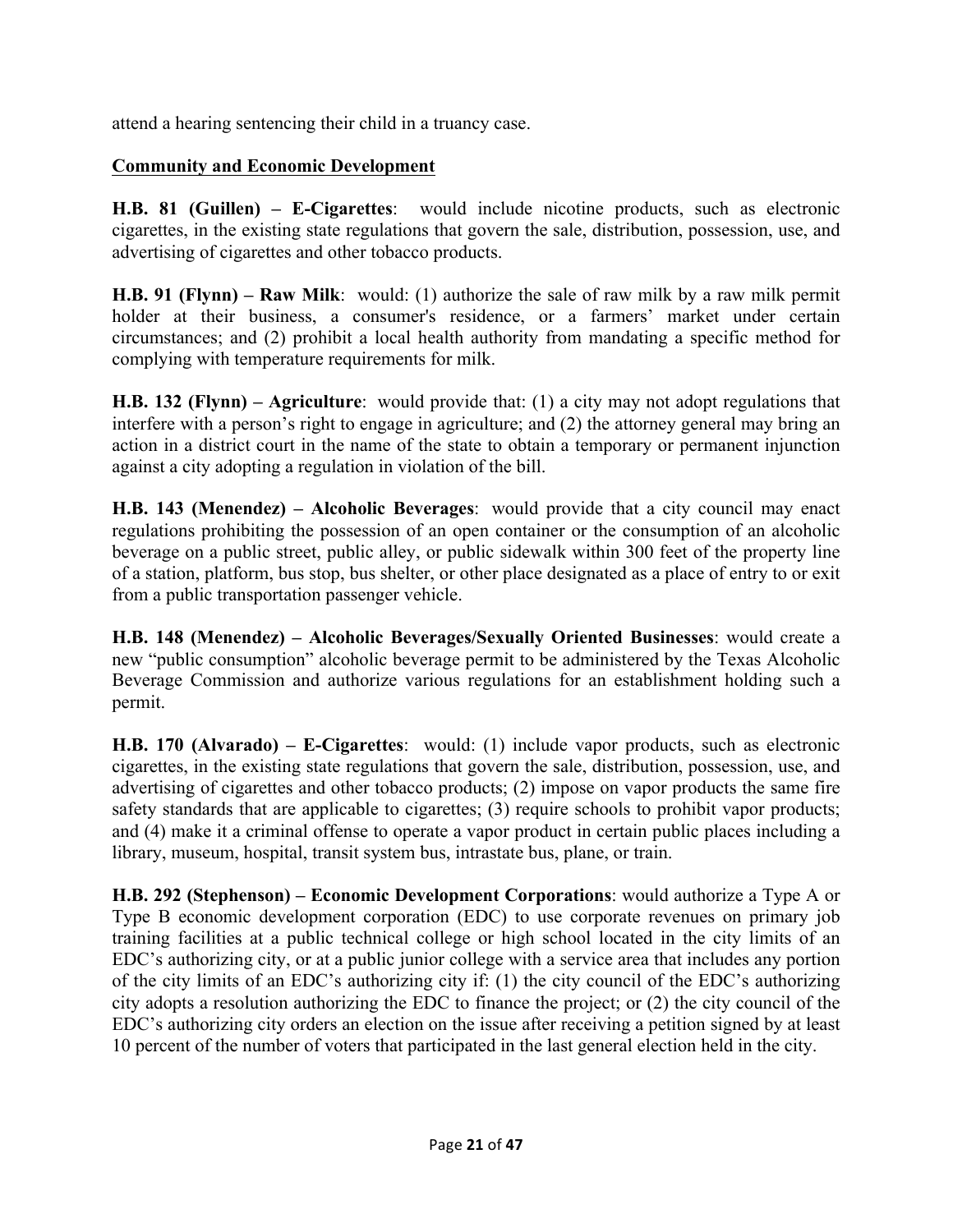attend a hearing sentencing their child in a truancy case.

**Community and Economic Development**

**H.B. 81 (Guillen) – E-Cigarettes**: would include nicotine products, such as electronic cigarettes, in the existing state regulations that govern the sale, distribution, possession, use, and advertising of cigarettes and other tobacco products.

**H.B. 91 (Flynn) – Raw Milk**: would: (1) authorize the sale of raw milk by a raw milk permit holder at their business, a consumer's residence, or a farmers' market under certain circumstances; and (2) prohibit a local health authority from mandating a specific method for complying with temperature requirements for milk.

**H.B. 132 (Flynn) – Agriculture**: would provide that: (1) a city may not adopt regulations that interfere with a person's right to engage in agriculture; and (2) the attorney general may bring an action in a district court in the name of the state to obtain a temporary or permanent injunction against a city adopting a regulation in violation of the bill.

**H.B. 143 (Menendez) – Alcoholic Beverages**: would provide that a city council may enact regulations prohibiting the possession of an open container or the consumption of an alcoholic beverage on a public street, public alley, or public sidewalk within 300 feet of the property line of a station, platform, bus stop, bus shelter, or other place designated as a place of entry to or exit from a public transportation passenger vehicle.

**H.B. 148 (Menendez) – Alcoholic Beverages/Sexually Oriented Businesses**: would create a new "public consumption" alcoholic beverage permit to be administered by the Texas Alcoholic Beverage Commission and authorize various regulations for an establishment holding such a permit.

**H.B. 170 (Alvarado) – E-Cigarettes**: would: (1) include vapor products, such as electronic cigarettes, in the existing state regulations that govern the sale, distribution, possession, use, and advertising of cigarettes and other tobacco products; (2) impose on vapor products the same fire safety standards that are applicable to cigarettes; (3) require schools to prohibit vapor products; and (4) make it a criminal offense to operate a vapor product in certain public places including a library, museum, hospital, transit system bus, intrastate bus, plane, or train.

**H.B. 292 (Stephenson) – Economic Development Corporations**: would authorize a Type A or Type B economic development corporation (EDC) to use corporate revenues on primary job training facilities at a public technical college or high school located in the city limits of an EDC's authorizing city, or at a public junior college with a service area that includes any portion of the city limits of an EDC's authorizing city if: (1) the city council of the EDC's authorizing city adopts a resolution authorizing the EDC to finance the project; or (2) the city council of the EDC's authorizing city orders an election on the issue after receiving a petition signed by at least 10 percent of the number of voters that participated in the last general election held in the city.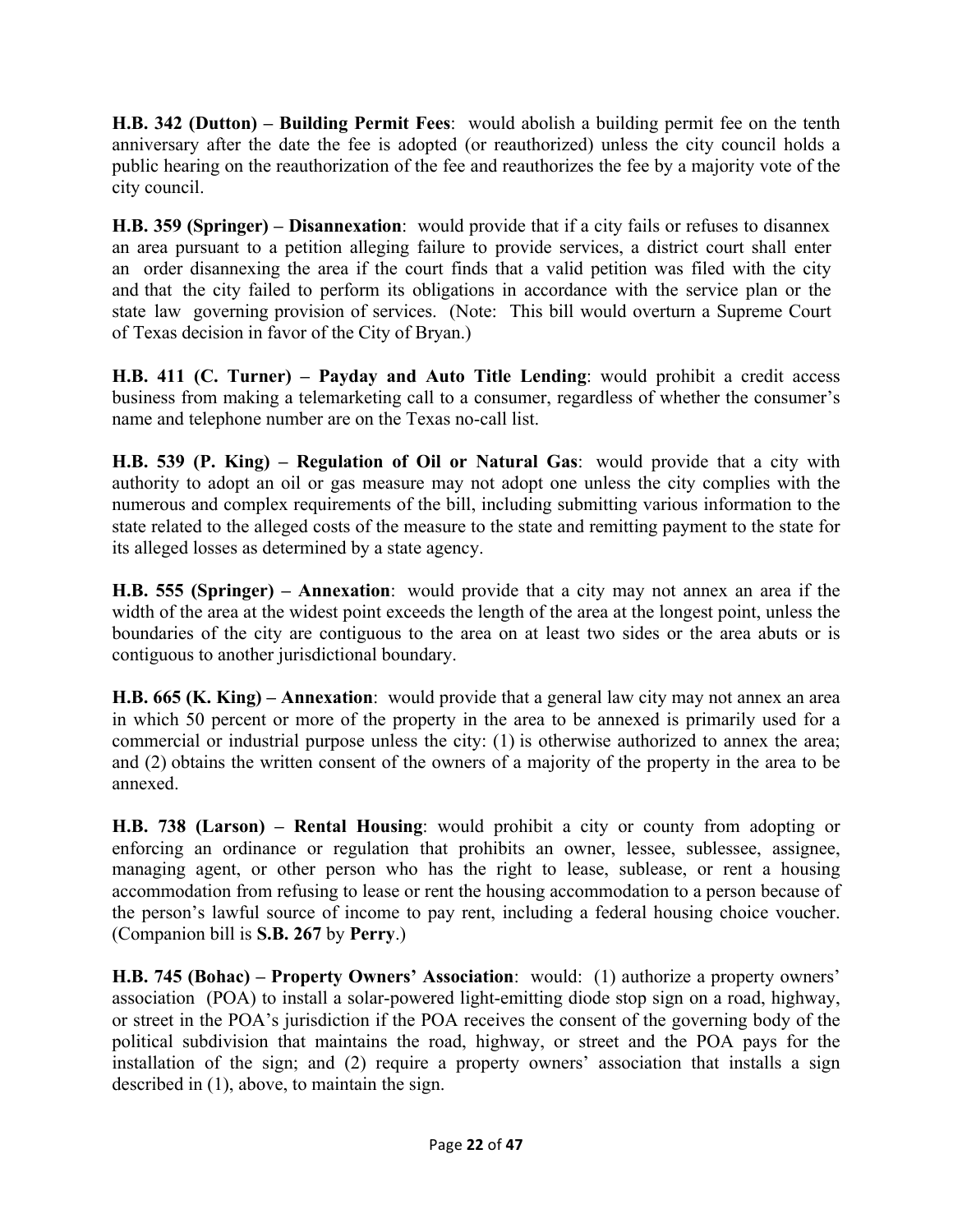**H.B. 342 (Dutton) – Building Permit Fees**: would abolish a building permit fee on the tenth anniversary after the date the fee is adopted (or reauthorized) unless the city council holds a public hearing on the reauthorization of the fee and reauthorizes the fee by a majority vote of the city council.

**H.B. 359 (Springer) – Disannexation**: would provide that if a city fails or refuses to disannex an area pursuant to a petition alleging failure to provide services, a district court shall enter an order disannexing the area if the court finds that a valid petition was filed with the city and that the city failed to perform its obligations in accordance with the service plan or the state law governing provision of services. (Note: This bill would overturn a Supreme Court of Texas decision in favor of the City of Bryan.)

**H.B. 411 (C. Turner) – Payday and Auto Title Lending**: would prohibit a credit access business from making a telemarketing call to a consumer, regardless of whether the consumer's name and telephone number are on the Texas no-call list.

**H.B. 539 (P. King) – Regulation of Oil or Natural Gas**: would provide that a city with authority to adopt an oil or gas measure may not adopt one unless the city complies with the numerous and complex requirements of the bill, including submitting various information to the state related to the alleged costs of the measure to the state and remitting payment to the state for its alleged losses as determined by a state agency.

**H.B. 555 (Springer) – Annexation**: would provide that a city may not annex an area if the width of the area at the widest point exceeds the length of the area at the longest point, unless the boundaries of the city are contiguous to the area on at least two sides or the area abuts or is contiguous to another jurisdictional boundary.

**H.B. 665 (K. King) – Annexation**: would provide that a general law city may not annex an area in which 50 percent or more of the property in the area to be annexed is primarily used for a commercial or industrial purpose unless the city: (1) is otherwise authorized to annex the area; and (2) obtains the written consent of the owners of a majority of the property in the area to be annexed.

**H.B. 738 (Larson) – Rental Housing**: would prohibit a city or county from adopting or enforcing an ordinance or regulation that prohibits an owner, lessee, sublessee, assignee, managing agent, or other person who has the right to lease, sublease, or rent a housing accommodation from refusing to lease or rent the housing accommodation to a person because of the person's lawful source of income to pay rent, including a federal housing choice voucher. (Companion bill is **S.B. 267** by **Perry**.)

**H.B. 745 (Bohac) – Property Owners' Association**: would: (1) authorize a property owners' association (POA) to install a solar-powered light-emitting diode stop sign on a road, highway, or street in the POA's jurisdiction if the POA receives the consent of the governing body of the political subdivision that maintains the road, highway, or street and the POA pays for the installation of the sign; and (2) require a property owners' association that installs a sign described in (1), above, to maintain the sign.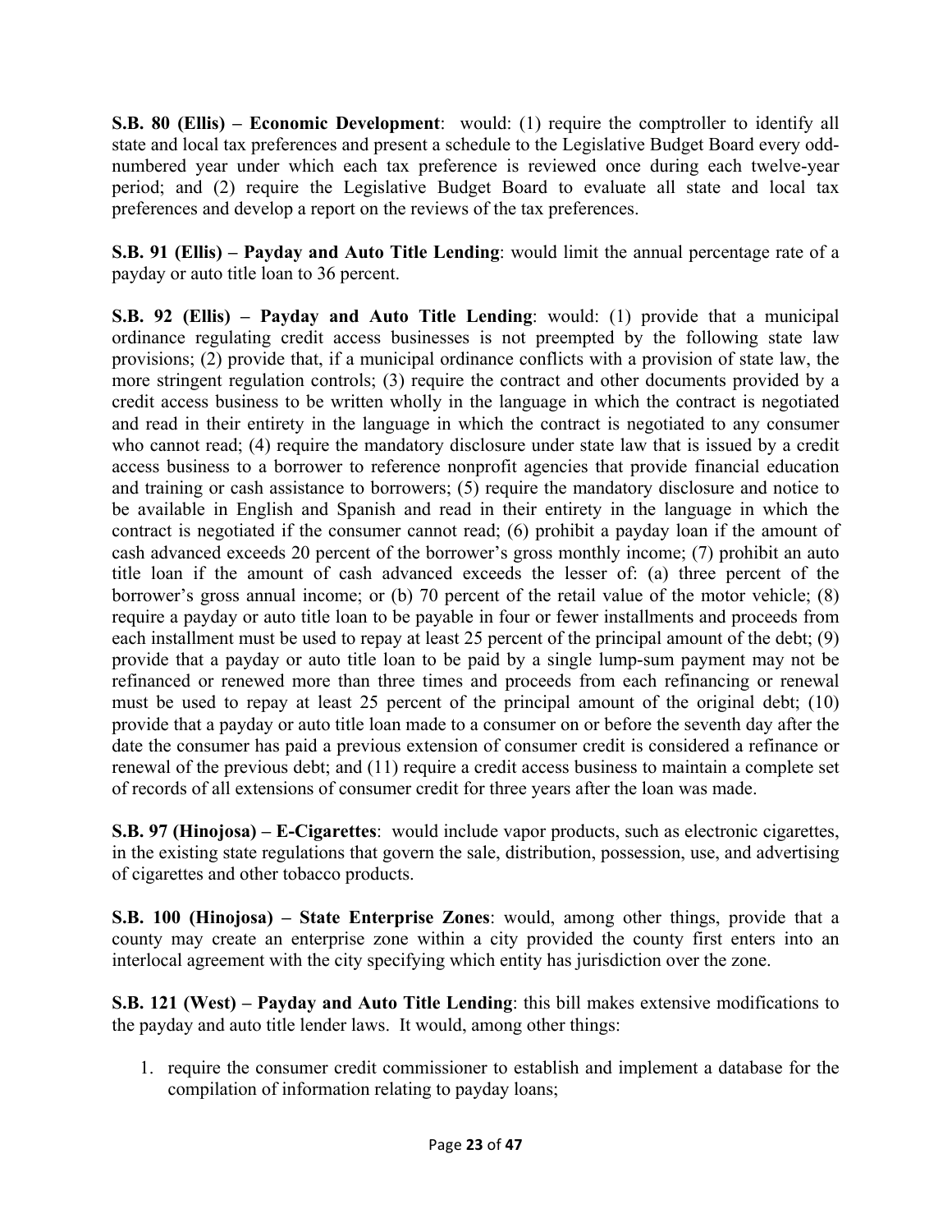**S.B. 80 (Ellis) – Economic Development**: would: (1) require the comptroller to identify all state and local tax preferences and present a schedule to the Legislative Budget Board every odd-numbered year under which each tax preference is reviewed once during each twelve-year period; and (2) require the Legislative Budget Board to evaluate all state and local tax preferences and develop a report on the reviews of the tax preferences.

**S.B. 91 (Ellis) – Payday and Auto Title Lending**: would limit the annual percentage rate of a payday or auto title loan to 36 percent.

**S.B. 92 (Ellis) – Payday and Auto Title Lending**: would: (1) provide that a municipal ordinance regulating credit access businesses is not preempted by the following state law provisions; (2) provide that, if a municipal ordinance conflicts with a provision of state law, the more stringent regulation controls; (3) require the contract and other documents provided by a credit access business to be written wholly in the language in which the contract is negotiated and read in their entirety in the language in which the contract is negotiated to any consumer who cannot read; (4) require the mandatory disclosure under state law that is issued by a credit access business to a borrower to reference nonprofit agencies that provide financial education and training or cash assistance to borrowers; (5) require the mandatory disclosure and notice to be available in English and Spanish and read in their entirety in the language in which the contract is negotiated if the consumer cannot read; (6) prohibit a payday loan if the amount of cash advanced exceeds 20 percent of the borrower's gross monthly income; (7) prohibit an auto title loan if the amount of cash advanced exceeds the lesser of: (a) three percent of the borrower's gross annual income; or (b) 70 percent of the retail value of the motor vehicle; (8) require a payday or auto title loan to be payable in four or fewer installments and proceeds from each installment must be used to repay at least 25 percent of the principal amount of the debt; (9) provide that a payday or auto title loan to be paid by a single lump-sum payment may not be refinanced or renewed more than three times and proceeds from each refinancing or renewal must be used to repay at least 25 percent of the principal amount of the original debt; (10) provide that a payday or auto title loan made to a consumer on or before the seventh day after the date the consumer has paid a previous extension of consumer credit is considered a refinance or renewal of the previous debt; and (11) require a credit access business to maintain a complete set of records of all extensions of consumer credit for three years after the loan was made.

**S.B. 97 (Hinojosa) – E-Cigarettes**: would include vapor products, such as electronic cigarettes, in the existing state regulations that govern the sale, distribution, possession, use, and advertising of cigarettes and other tobacco products.

**S.B. 100 (Hinojosa) – State Enterprise Zones**: would, among other things, provide that a county may create an enterprise zone within a city provided the county first enters into an interlocal agreement with the city specifying which entity has jurisdiction over the zone.

**S.B. 121 (West) – Payday and Auto Title Lending**: this bill makes extensive modifications to the payday and auto title lender laws. It would, among other things:

1. require the consumer credit commissioner to establish and implement a database for the compilation of information relating to payday loans;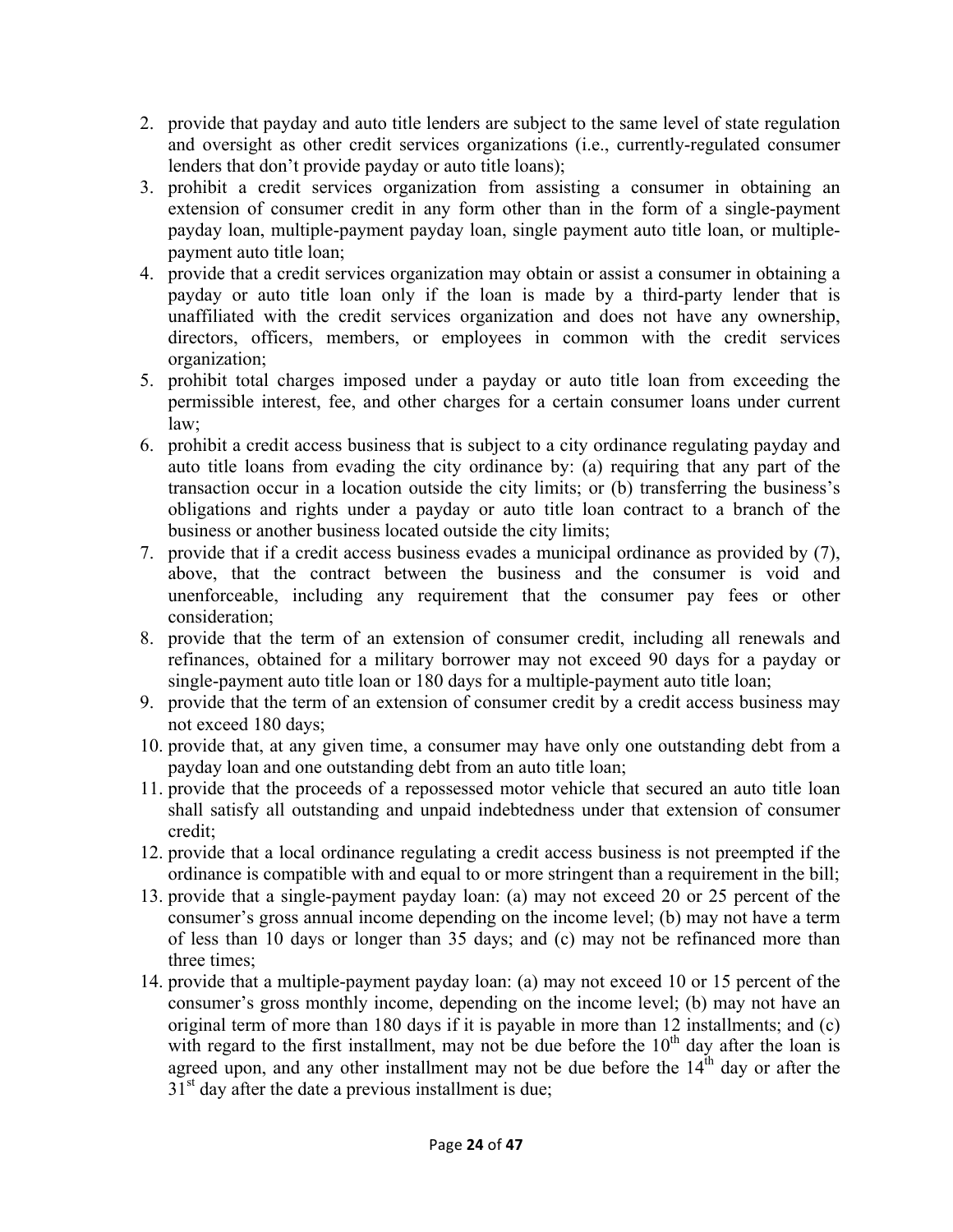2. provide that payday and auto title lenders are subject to the same level of state regulation and oversight as other credit services organizations (i.e., currently-regulated consumer lenders that don't provide payday or auto title loans);
3. prohibit a credit services organization from assisting a consumer in obtaining an extension of consumer credit in any form other than in the form of a single-payment payday loan, multiple-payment payday loan, single payment auto title loan, or multiple-payment auto title loan;
4. provide that a credit services organization may obtain or assist a consumer in obtaining a payday or auto title loan only if the loan is made by a third-party lender that is unaffiliated with the credit services organization and does not have any ownership, directors, officers, members, or employees in common with the credit services organization;
5. prohibit total charges imposed under a payday or auto title loan from exceeding the permissible interest, fee, and other charges for a certain consumer loans under current law;
6. prohibit a credit access business that is subject to a city ordinance regulating payday and auto title loans from evading the city ordinance by: (a) requiring that any part of the transaction occur in a location outside the city limits; or (b) transferring the business's obligations and rights under a payday or auto title loan contract to a branch of the business or another business located outside the city limits;
7. provide that if a credit access business evades a municipal ordinance as provided by (7), above, that the contract between the business and the consumer is void and unenforceable, including any requirement that the consumer pay fees or other consideration;
8. provide that the term of an extension of consumer credit, including all renewals and refinances, obtained for a military borrower may not exceed 90 days for a payday or single-payment auto title loan or 180 days for a multiple-payment auto title loan;
9. provide that the term of an extension of consumer credit by a credit access business may not exceed 180 days;
10. provide that, at any given time, a consumer may have only one outstanding debt from a payday loan and one outstanding debt from an auto title loan;
11. provide that the proceeds of a repossessed motor vehicle that secured an auto title loan shall satisfy all outstanding and unpaid indebtedness under that extension of consumer credit;
12. provide that a local ordinance regulating a credit access business is not preempted if the ordinance is compatible with and equal to or more stringent than a requirement in the bill;
13. provide that a single-payment payday loan: (a) may not exceed 20 or 25 percent of the consumer's gross annual income depending on the income level; (b) may not have a term of less than 10 days or longer than 35 days; and (c) may not be refinanced more than three times;
14. provide that a multiple-payment payday loan: (a) may not exceed 10 or 15 percent of the consumer's gross monthly income, depending on the income level; (b) may not have an original term of more than 180 days if it is payable in more than 12 installments; and (c) with regard to the first installment, may not be due before the 10th day after the loan is agreed upon, and any other installment may not be due before the 14th day or after the 31st day after the date a previous installment is due;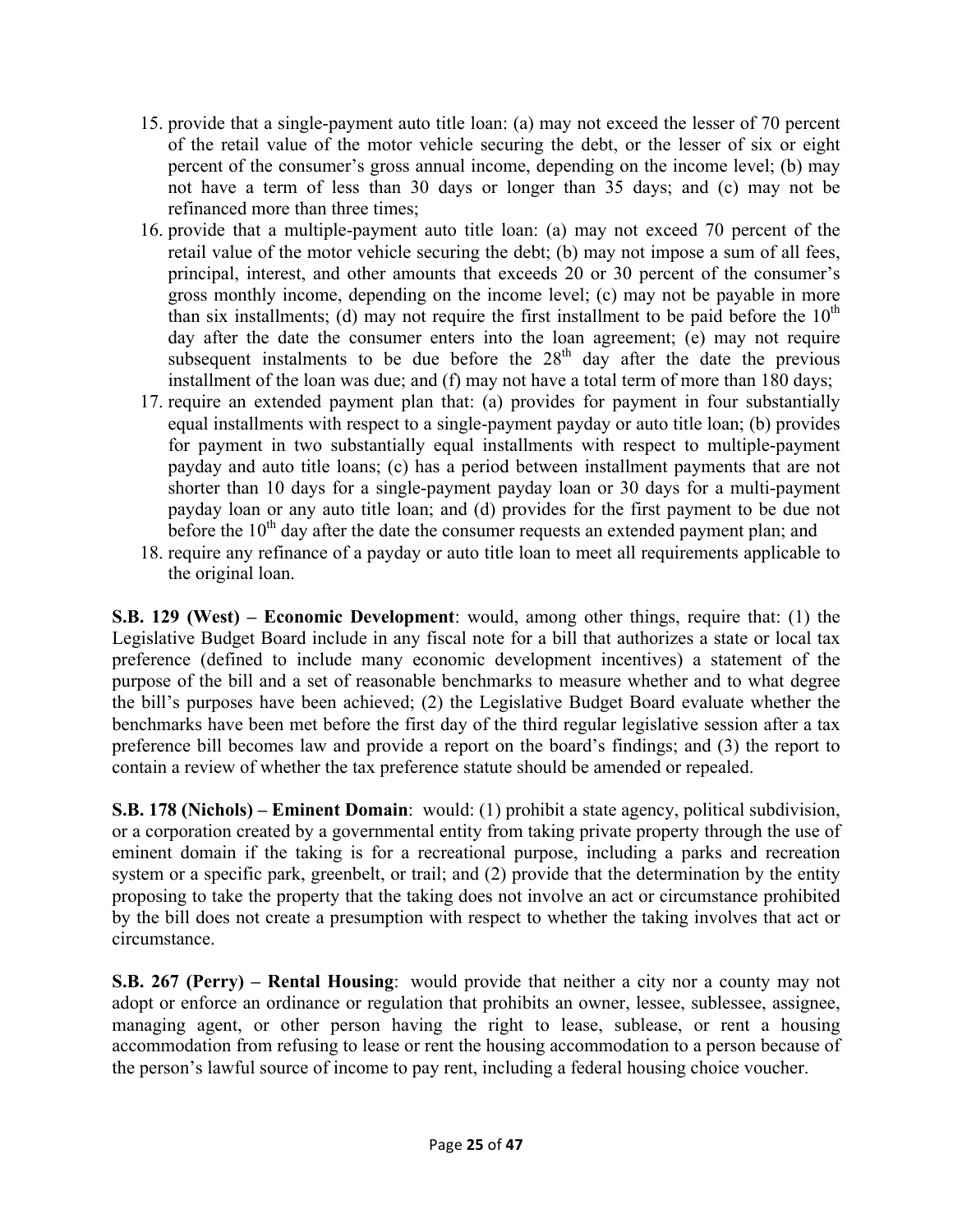15. provide that a single-payment auto title loan: (a) may not exceed the lesser of 70 percent of the retail value of the motor vehicle securing the debt, or the lesser of six or eight percent of the consumer's gross annual income, depending on the income level; (b) may not have a term of less than 30 days or longer than 35 days; and (c) may not be refinanced more than three times;
16. provide that a multiple-payment auto title loan: (a) may not exceed 70 percent of the retail value of the motor vehicle securing the debt; (b) may not impose a sum of all fees, principal, interest, and other amounts that exceeds 20 or 30 percent of the consumer's gross monthly income, depending on the income level; (c) may not be payable in more than six installments; (d) may not require the first installment to be paid before the 10th day after the date the consumer enters into the loan agreement; (e) may not require subsequent instalments to be due before the 28th day after the date the previous installment of the loan was due; and (f) may not have a total term of more than 180 days;
17. require an extended payment plan that: (a) provides for payment in four substantially equal installments with respect to a single-payment payday or auto title loan; (b) provides for payment in two substantially equal installments with respect to multiple-payment payday and auto title loans; (c) has a period between installment payments that are not shorter than 10 days for a single-payment payday loan or 30 days for a multi-payment payday loan or any auto title loan; and (d) provides for the first payment to be due not before the 10th day after the date the consumer requests an extended payment plan; and
18. require any refinance of a payday or auto title loan to meet all requirements applicable to the original loan.

**S.B. 129 (West) – Economic Development**: would, among other things, require that: (1) the Legislative Budget Board include in any fiscal note for a bill that authorizes a state or local tax preference (defined to include many economic development incentives) a statement of the purpose of the bill and a set of reasonable benchmarks to measure whether and to what degree the bill's purposes have been achieved; (2) the Legislative Budget Board evaluate whether the benchmarks have been met before the first day of the third regular legislative session after a tax preference bill becomes law and provide a report on the board's findings; and (3) the report to contain a review of whether the tax preference statute should be amended or repealed.

**S.B. 178 (Nichols) – Eminent Domain**: would: (1) prohibit a state agency, political subdivision, or a corporation created by a governmental entity from taking private property through the use of eminent domain if the taking is for a recreational purpose, including a parks and recreation system or a specific park, greenbelt, or trail; and (2) provide that the determination by the entity proposing to take the property that the taking does not involve an act or circumstance prohibited by the bill does not create a presumption with respect to whether the taking involves that act or circumstance.

**S.B. 267 (Perry) – Rental Housing**: would provide that neither a city nor a county may not adopt or enforce an ordinance or regulation that prohibits an owner, lessee, sublessee, assignee, managing agent, or other person having the right to lease, sublease, or rent a housing accommodation from refusing to lease or rent the housing accommodation to a person because of the person's lawful source of income to pay rent, including a federal housing choice voucher.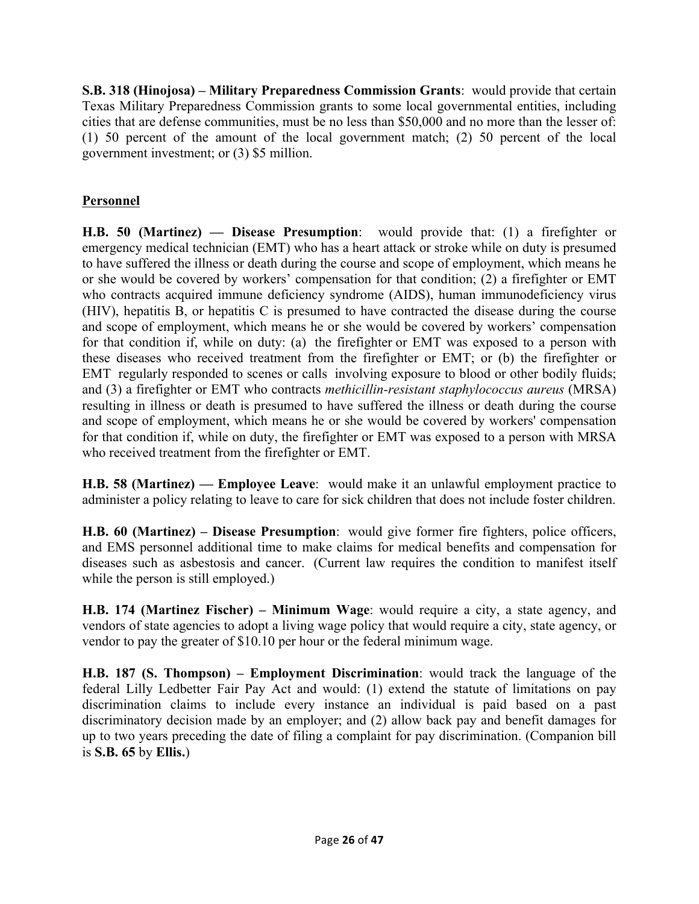**S.B. 318 (Hinojosa) – Military Preparedness Commission Grants**: would provide that certain Texas Military Preparedness Commission grants to some local governmental entities, including cities that are defense communities, must be no less than $50,000 and no more than the lesser of: (1) 50 percent of the amount of the local government match; (2) 50 percent of the local government investment; or (3) $5 million.

## Personnel

**H.B. 50 (Martinez) — Disease Presumption**: would provide that: (1) a firefighter or emergency medical technician (EMT) who has a heart attack or stroke while on duty is presumed to have suffered the illness or death during the course and scope of employment, which means he or she would be covered by workers' compensation for that condition; (2) a firefighter or EMT who contracts acquired immune deficiency syndrome (AIDS), human immunodeficiency virus (HIV), hepatitis B, or hepatitis C is presumed to have contracted the disease during the course and scope of employment, which means he or she would be covered by workers' compensation for that condition if, while on duty: (a) the firefighter or EMT was exposed to a person with these diseases who received treatment from the firefighter or EMT; or (b) the firefighter or EMT regularly responded to scenes or calls involving exposure to blood or other bodily fluids; and (3) a firefighter or EMT who contracts *methicillin-resistant staphylococcus aureus* (MRSA) resulting in illness or death is presumed to have suffered the illness or death during the course and scope of employment, which means he or she would be covered by workers' compensation for that condition if, while on duty, the firefighter or EMT was exposed to a person with MRSA who received treatment from the firefighter or EMT.

**H.B. 58 (Martinez) — Employee Leave**: would make it an unlawful employment practice to administer a policy relating to leave to care for sick children that does not include foster children.

**H.B. 60 (Martinez) – Disease Presumption**: would give former fire fighters, police officers, and EMS personnel additional time to make claims for medical benefits and compensation for diseases such as asbestosis and cancer. (Current law requires the condition to manifest itself while the person is still employed.)

**H.B. 174 (Martinez Fischer) – Minimum Wage**: would require a city, a state agency, and vendors of state agencies to adopt a living wage policy that would require a city, state agency, or vendor to pay the greater of $10.10 per hour or the federal minimum wage.

**H.B. 187 (S. Thompson) – Employment Discrimination**: would track the language of the federal Lilly Ledbetter Fair Pay Act and would: (1) extend the statute of limitations on pay discrimination claims to include every instance an individual is paid based on a past discriminatory decision made by an employer; and (2) allow back pay and benefit damages for up to two years preceding the date of filing a complaint for pay discrimination. (Companion bill is **S.B. 65** by **Ellis.**)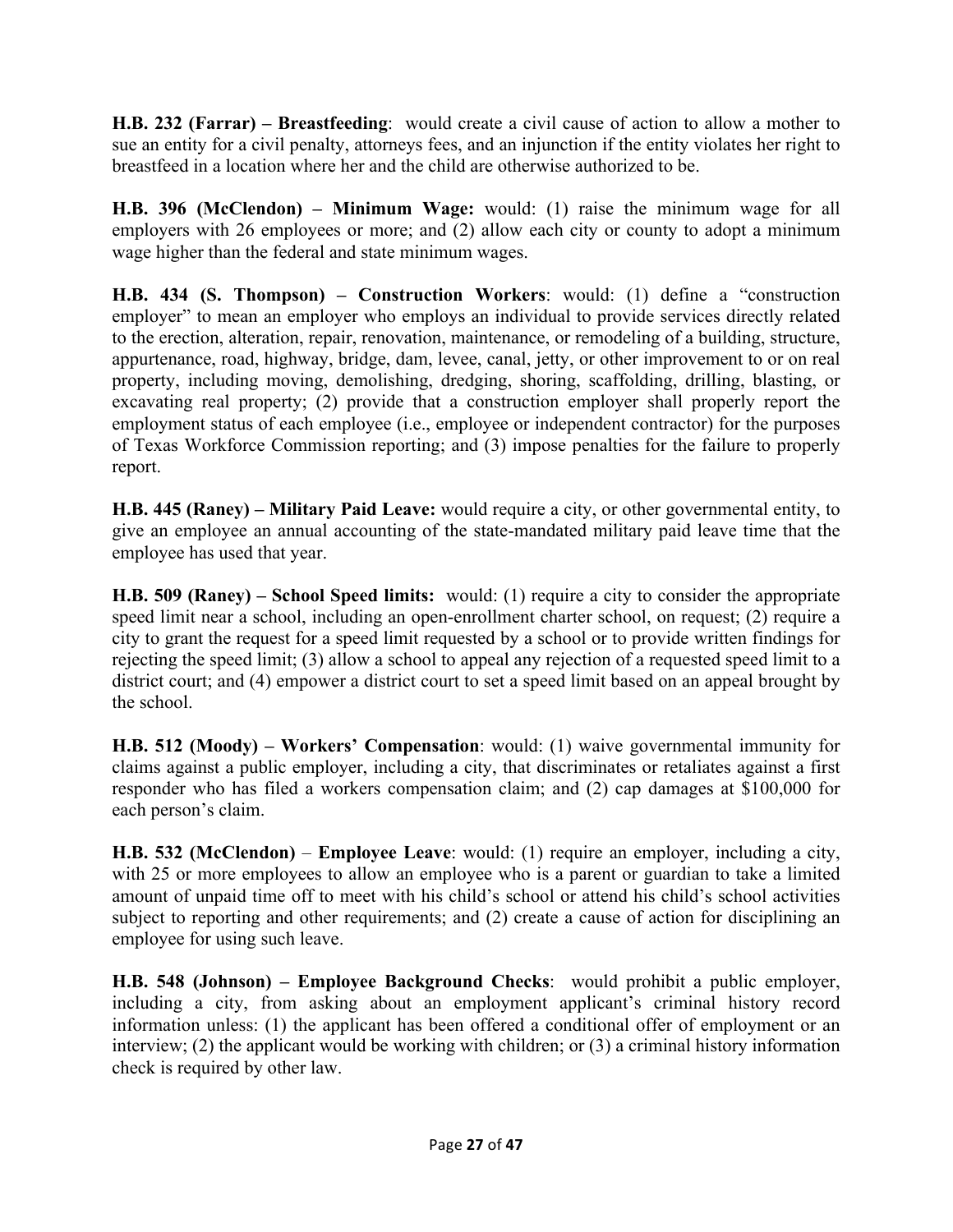**H.B. 232 (Farrar) – Breastfeeding**: would create a civil cause of action to allow a mother to sue an entity for a civil penalty, attorneys fees, and an injunction if the entity violates her right to breastfeed in a location where her and the child are otherwise authorized to be.

**H.B. 396 (McClendon) – Minimum Wage:** would: (1) raise the minimum wage for all employers with 26 employees or more; and (2) allow each city or county to adopt a minimum wage higher than the federal and state minimum wages.

**H.B. 434 (S. Thompson) – Construction Workers**: would: (1) define a "construction employer" to mean an employer who employs an individual to provide services directly related to the erection, alteration, repair, renovation, maintenance, or remodeling of a building, structure, appurtenance, road, highway, bridge, dam, levee, canal, jetty, or other improvement to or on real property, including moving, demolishing, dredging, shoring, scaffolding, drilling, blasting, or excavating real property; (2) provide that a construction employer shall properly report the employment status of each employee (i.e., employee or independent contractor) for the purposes of Texas Workforce Commission reporting; and (3) impose penalties for the failure to properly report.

**H.B. 445 (Raney) – Military Paid Leave:** would require a city, or other governmental entity, to give an employee an annual accounting of the state-mandated military paid leave time that the employee has used that year.

**H.B. 509 (Raney) – School Speed limits:** would: (1) require a city to consider the appropriate speed limit near a school, including an open-enrollment charter school, on request; (2) require a city to grant the request for a speed limit requested by a school or to provide written findings for rejecting the speed limit; (3) allow a school to appeal any rejection of a requested speed limit to a district court; and (4) empower a district court to set a speed limit based on an appeal brought by the school.

**H.B. 512 (Moody) – Workers' Compensation**: would: (1) waive governmental immunity for claims against a public employer, including a city, that discriminates or retaliates against a first responder who has filed a workers compensation claim; and (2) cap damages at $100,000 for each person's claim.

**H.B. 532 (McClendon)** – **Employee Leave**: would: (1) require an employer, including a city, with 25 or more employees to allow an employee who is a parent or guardian to take a limited amount of unpaid time off to meet with his child's school or attend his child's school activities subject to reporting and other requirements; and (2) create a cause of action for disciplining an employee for using such leave.

**H.B. 548 (Johnson) – Employee Background Checks**: would prohibit a public employer, including a city, from asking about an employment applicant's criminal history record information unless: (1) the applicant has been offered a conditional offer of employment or an interview; (2) the applicant would be working with children; or (3) a criminal history information check is required by other law.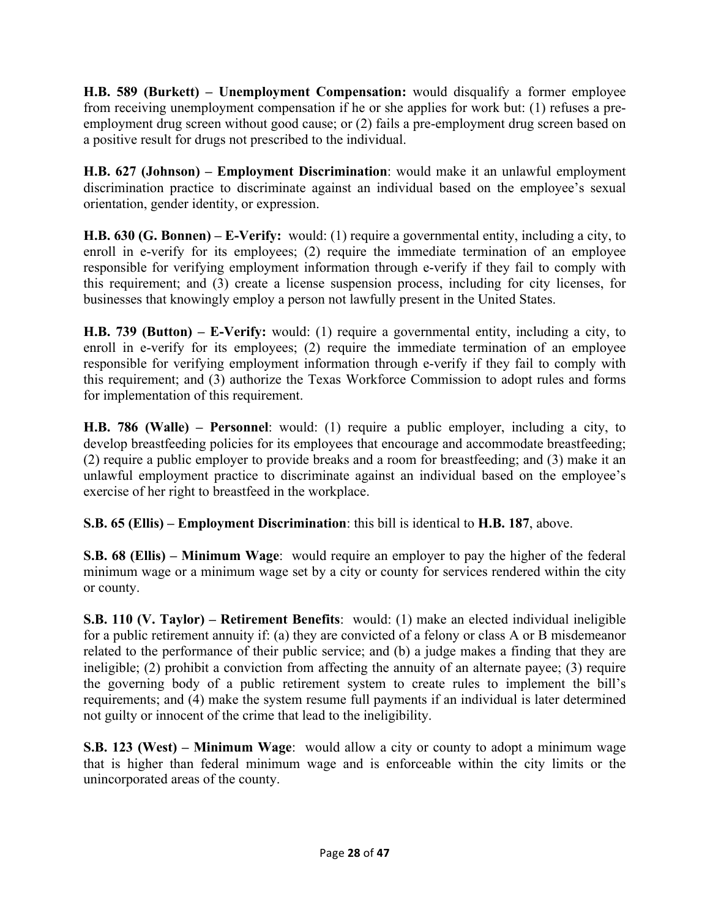**H.B. 589 (Burkett) – Unemployment Compensation:** would disqualify a former employee from receiving unemployment compensation if he or she applies for work but: (1) refuses a pre-employment drug screen without good cause; or (2) fails a pre-employment drug screen based on a positive result for drugs not prescribed to the individual.

**H.B. 627 (Johnson) – Employment Discrimination**: would make it an unlawful employment discrimination practice to discriminate against an individual based on the employee's sexual orientation, gender identity, or expression.

**H.B. 630 (G. Bonnen) – E-Verify:** would: (1) require a governmental entity, including a city, to enroll in e-verify for its employees; (2) require the immediate termination of an employee responsible for verifying employment information through e-verify if they fail to comply with this requirement; and (3) create a license suspension process, including for city licenses, for businesses that knowingly employ a person not lawfully present in the United States.

**H.B. 739 (Button) – E-Verify:** would: (1) require a governmental entity, including a city, to enroll in e-verify for its employees; (2) require the immediate termination of an employee responsible for verifying employment information through e-verify if they fail to comply with this requirement; and (3) authorize the Texas Workforce Commission to adopt rules and forms for implementation of this requirement.

**H.B. 786 (Walle) – Personnel**: would: (1) require a public employer, including a city, to develop breastfeeding policies for its employees that encourage and accommodate breastfeeding; (2) require a public employer to provide breaks and a room for breastfeeding; and (3) make it an unlawful employment practice to discriminate against an individual based on the employee's exercise of her right to breastfeed in the workplace.

**S.B. 65 (Ellis) – Employment Discrimination**: this bill is identical to **H.B. 187**, above.

**S.B. 68 (Ellis) – Minimum Wage**: would require an employer to pay the higher of the federal minimum wage or a minimum wage set by a city or county for services rendered within the city or county.

**S.B. 110 (V. Taylor) – Retirement Benefits**: would: (1) make an elected individual ineligible for a public retirement annuity if: (a) they are convicted of a felony or class A or B misdemeanor related to the performance of their public service; and (b) a judge makes a finding that they are ineligible; (2) prohibit a conviction from affecting the annuity of an alternate payee; (3) require the governing body of a public retirement system to create rules to implement the bill's requirements; and (4) make the system resume full payments if an individual is later determined not guilty or innocent of the crime that lead to the ineligibility.

**S.B. 123 (West) – Minimum Wage**: would allow a city or county to adopt a minimum wage that is higher than federal minimum wage and is enforceable within the city limits or the unincorporated areas of the county.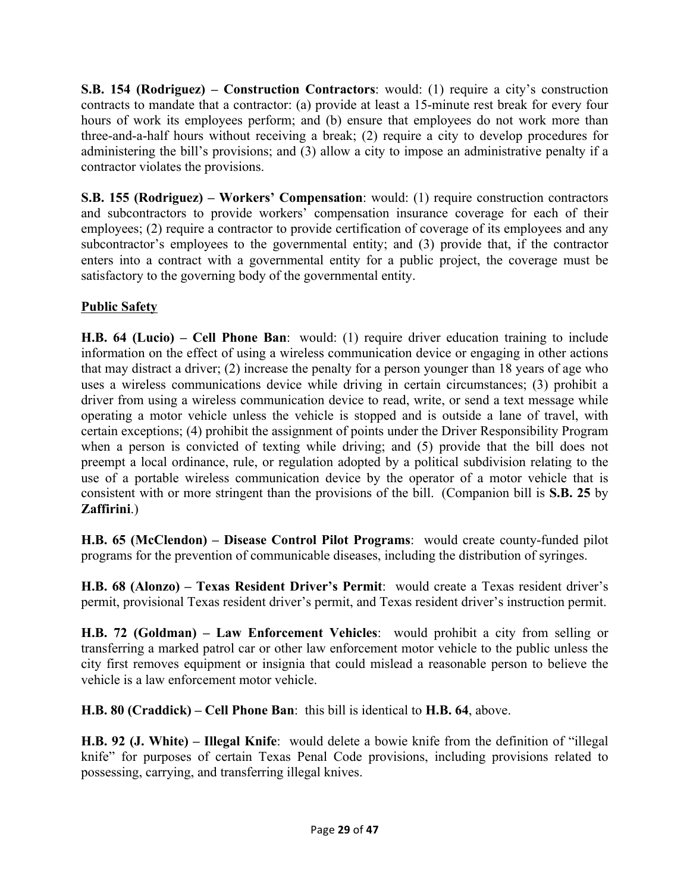**S.B. 154 (Rodriguez) – Construction Contractors**: would: (1) require a city's construction contracts to mandate that a contractor: (a) provide at least a 15-minute rest break for every four hours of work its employees perform; and (b) ensure that employees do not work more than three-and-a-half hours without receiving a break; (2) require a city to develop procedures for administering the bill's provisions; and (3) allow a city to impose an administrative penalty if a contractor violates the provisions.

**S.B. 155 (Rodriguez) – Workers' Compensation**: would: (1) require construction contractors and subcontractors to provide workers' compensation insurance coverage for each of their employees; (2) require a contractor to provide certification of coverage of its employees and any subcontractor's employees to the governmental entity; and (3) provide that, if the contractor enters into a contract with a governmental entity for a public project, the coverage must be satisfactory to the governing body of the governmental entity.

**Public Safety**

**H.B. 64 (Lucio) – Cell Phone Ban**: would: (1) require driver education training to include information on the effect of using a wireless communication device or engaging in other actions that may distract a driver; (2) increase the penalty for a person younger than 18 years of age who uses a wireless communications device while driving in certain circumstances; (3) prohibit a driver from using a wireless communication device to read, write, or send a text message while operating a motor vehicle unless the vehicle is stopped and is outside a lane of travel, with certain exceptions; (4) prohibit the assignment of points under the Driver Responsibility Program when a person is convicted of texting while driving; and (5) provide that the bill does not preempt a local ordinance, rule, or regulation adopted by a political subdivision relating to the use of a portable wireless communication device by the operator of a motor vehicle that is consistent with or more stringent than the provisions of the bill. (Companion bill is **S.B. 25** by **Zaffirini**.)

**H.B. 65 (McClendon) – Disease Control Pilot Programs**: would create county-funded pilot programs for the prevention of communicable diseases, including the distribution of syringes.

**H.B. 68 (Alonzo) – Texas Resident Driver's Permit**: would create a Texas resident driver's permit, provisional Texas resident driver's permit, and Texas resident driver's instruction permit.

**H.B. 72 (Goldman) – Law Enforcement Vehicles**: would prohibit a city from selling or transferring a marked patrol car or other law enforcement motor vehicle to the public unless the city first removes equipment or insignia that could mislead a reasonable person to believe the vehicle is a law enforcement motor vehicle.

**H.B. 80 (Craddick) – Cell Phone Ban**: this bill is identical to **H.B. 64**, above.

**H.B. 92 (J. White) – Illegal Knife**: would delete a bowie knife from the definition of "illegal knife" for purposes of certain Texas Penal Code provisions, including provisions related to possessing, carrying, and transferring illegal knives.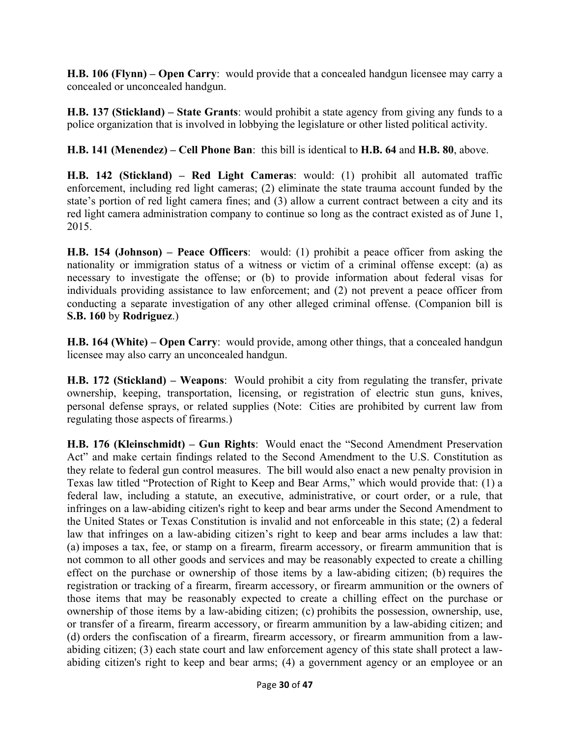**H.B. 106 (Flynn) – Open Carry**: would provide that a concealed handgun licensee may carry a concealed or unconcealed handgun.

**H.B. 137 (Stickland) – State Grants**: would prohibit a state agency from giving any funds to a police organization that is involved in lobbying the legislature or other listed political activity.

**H.B. 141 (Menendez) – Cell Phone Ban**: this bill is identical to **H.B. 64** and **H.B. 80**, above.

**H.B. 142 (Stickland) – Red Light Cameras**: would: (1) prohibit all automated traffic enforcement, including red light cameras; (2) eliminate the state trauma account funded by the state's portion of red light camera fines; and (3) allow a current contract between a city and its red light camera administration company to continue so long as the contract existed as of June 1, 2015.

**H.B. 154 (Johnson) – Peace Officers**: would: (1) prohibit a peace officer from asking the nationality or immigration status of a witness or victim of a criminal offense except: (a) as necessary to investigate the offense; or (b) to provide information about federal visas for individuals providing assistance to law enforcement; and (2) not prevent a peace officer from conducting a separate investigation of any other alleged criminal offense. (Companion bill is **S.B. 160** by **Rodriguez**.)

**H.B. 164 (White) – Open Carry**: would provide, among other things, that a concealed handgun licensee may also carry an unconcealed handgun.

**H.B. 172 (Stickland) – Weapons**: Would prohibit a city from regulating the transfer, private ownership, keeping, transportation, licensing, or registration of electric stun guns, knives, personal defense sprays, or related supplies (Note: Cities are prohibited by current law from regulating those aspects of firearms.)

**H.B. 176 (Kleinschmidt) – Gun Rights**: Would enact the "Second Amendment Preservation Act" and make certain findings related to the Second Amendment to the U.S. Constitution as they relate to federal gun control measures. The bill would also enact a new penalty provision in Texas law titled "Protection of Right to Keep and Bear Arms," which would provide that: (1) a federal law, including a statute, an executive, administrative, or court order, or a rule, that infringes on a law-abiding citizen's right to keep and bear arms under the Second Amendment to the United States or Texas Constitution is invalid and not enforceable in this state; (2) a federal law that infringes on a law-abiding citizen's right to keep and bear arms includes a law that: (a) imposes a tax, fee, or stamp on a firearm, firearm accessory, or firearm ammunition that is not common to all other goods and services and may be reasonably expected to create a chilling effect on the purchase or ownership of those items by a law-abiding citizen; (b) requires the registration or tracking of a firearm, firearm accessory, or firearm ammunition or the owners of those items that may be reasonably expected to create a chilling effect on the purchase or ownership of those items by a law-abiding citizen; (c) prohibits the possession, ownership, use, or transfer of a firearm, firearm accessory, or firearm ammunition by a law-abiding citizen; and (d) orders the confiscation of a firearm, firearm accessory, or firearm ammunition from a law-abiding citizen; (3) each state court and law enforcement agency of this state shall protect a law-abiding citizen's right to keep and bear arms; (4) a government agency or an employee or an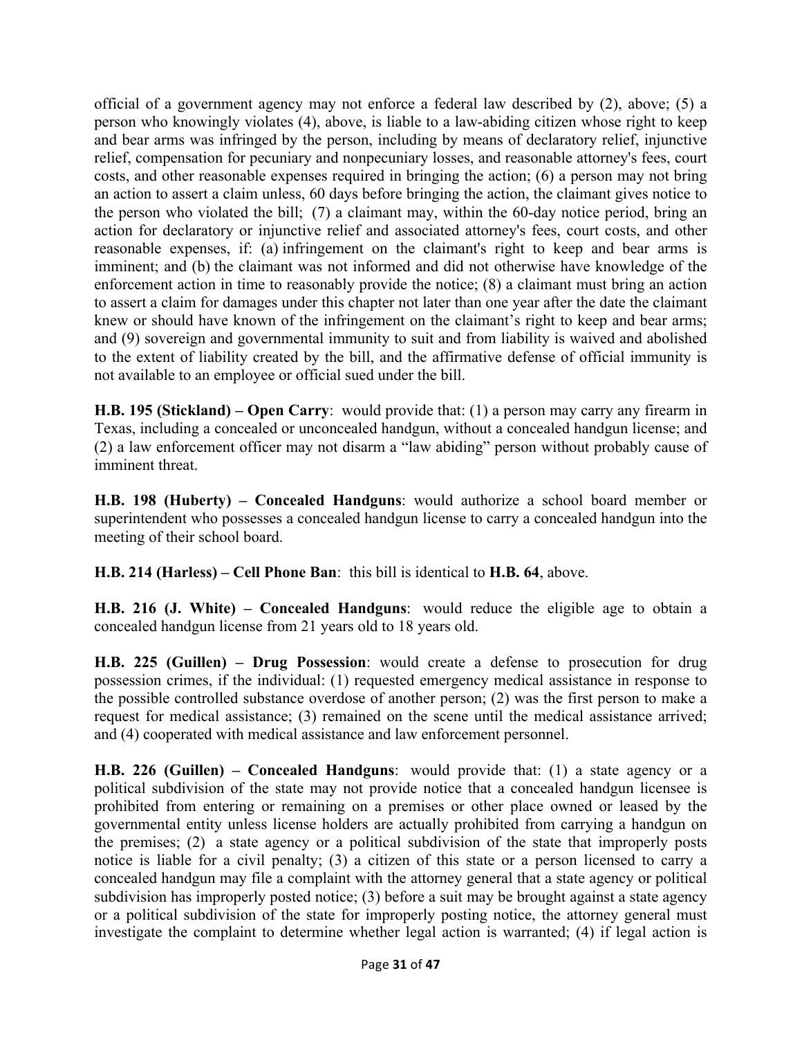official of a government agency may not enforce a federal law described by (2), above; (5) a person who knowingly violates (4), above, is liable to a law-abiding citizen whose right to keep and bear arms was infringed by the person, including by means of declaratory relief, injunctive relief, compensation for pecuniary and nonpecuniary losses, and reasonable attorney's fees, court costs, and other reasonable expenses required in bringing the action; (6) a person may not bring an action to assert a claim unless, 60 days before bringing the action, the claimant gives notice to the person who violated the bill; (7) a claimant may, within the 60-day notice period, bring an action for declaratory or injunctive relief and associated attorney's fees, court costs, and other reasonable expenses, if: (a) infringement on the claimant's right to keep and bear arms is imminent; and (b) the claimant was not informed and did not otherwise have knowledge of the enforcement action in time to reasonably provide the notice; (8) a claimant must bring an action to assert a claim for damages under this chapter not later than one year after the date the claimant knew or should have known of the infringement on the claimant's right to keep and bear arms; and (9) sovereign and governmental immunity to suit and from liability is waived and abolished to the extent of liability created by the bill, and the affirmative defense of official immunity is not available to an employee or official sued under the bill.

**H.B. 195 (Stickland) – Open Carry**: would provide that: (1) a person may carry any firearm in Texas, including a concealed or unconcealed handgun, without a concealed handgun license; and (2) a law enforcement officer may not disarm a "law abiding" person without probably cause of imminent threat.

**H.B. 198 (Huberty) – Concealed Handguns**: would authorize a school board member or superintendent who possesses a concealed handgun license to carry a concealed handgun into the meeting of their school board.

**H.B. 214 (Harless) – Cell Phone Ban**: this bill is identical to **H.B. 64**, above.

**H.B. 216 (J. White) – Concealed Handguns**: would reduce the eligible age to obtain a concealed handgun license from 21 years old to 18 years old.

**H.B. 225 (Guillen) – Drug Possession**: would create a defense to prosecution for drug possession crimes, if the individual: (1) requested emergency medical assistance in response to the possible controlled substance overdose of another person; (2) was the first person to make a request for medical assistance; (3) remained on the scene until the medical assistance arrived; and (4) cooperated with medical assistance and law enforcement personnel.

**H.B. 226 (Guillen) – Concealed Handguns**: would provide that: (1) a state agency or a political subdivision of the state may not provide notice that a concealed handgun licensee is prohibited from entering or remaining on a premises or other place owned or leased by the governmental entity unless license holders are actually prohibited from carrying a handgun on the premises; (2) a state agency or a political subdivision of the state that improperly posts notice is liable for a civil penalty; (3) a citizen of this state or a person licensed to carry a concealed handgun may file a complaint with the attorney general that a state agency or political subdivision has improperly posted notice; (3) before a suit may be brought against a state agency or a political subdivision of the state for improperly posting notice, the attorney general must investigate the complaint to determine whether legal action is warranted; (4) if legal action is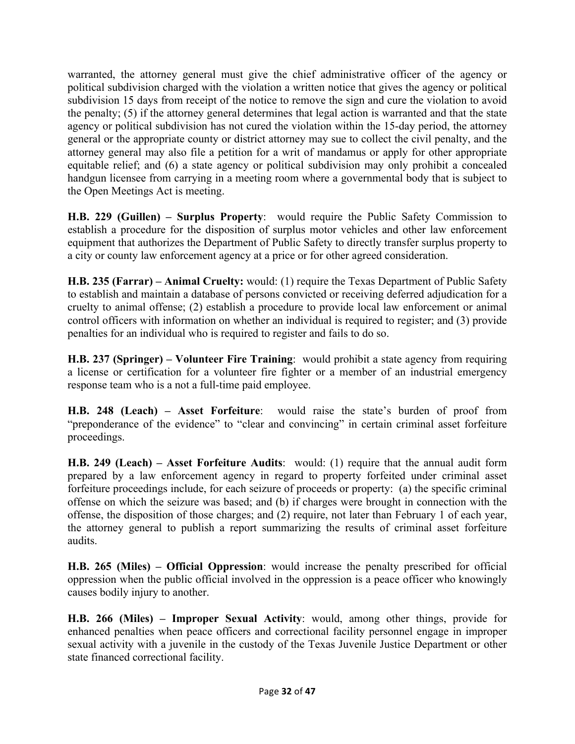warranted, the attorney general must give the chief administrative officer of the agency or political subdivision charged with the violation a written notice that gives the agency or political subdivision 15 days from receipt of the notice to remove the sign and cure the violation to avoid the penalty; (5) if the attorney general determines that legal action is warranted and that the state agency or political subdivision has not cured the violation within the 15-day period, the attorney general or the appropriate county or district attorney may sue to collect the civil penalty, and the attorney general may also file a petition for a writ of mandamus or apply for other appropriate equitable relief; and (6) a state agency or political subdivision may only prohibit a concealed handgun licensee from carrying in a meeting room where a governmental body that is subject to the Open Meetings Act is meeting.

**H.B. 229 (Guillen) – Surplus Property**: would require the Public Safety Commission to establish a procedure for the disposition of surplus motor vehicles and other law enforcement equipment that authorizes the Department of Public Safety to directly transfer surplus property to a city or county law enforcement agency at a price or for other agreed consideration.

**H.B. 235 (Farrar) – Animal Cruelty:** would: (1) require the Texas Department of Public Safety to establish and maintain a database of persons convicted or receiving deferred adjudication for a cruelty to animal offense; (2) establish a procedure to provide local law enforcement or animal control officers with information on whether an individual is required to register; and (3) provide penalties for an individual who is required to register and fails to do so.

**H.B. 237 (Springer) – Volunteer Fire Training**: would prohibit a state agency from requiring a license or certification for a volunteer fire fighter or a member of an industrial emergency response team who is a not a full-time paid employee.

**H.B. 248 (Leach) – Asset Forfeiture**: would raise the state's burden of proof from "preponderance of the evidence" to "clear and convincing" in certain criminal asset forfeiture proceedings.

**H.B. 249 (Leach) – Asset Forfeiture Audits**: would: (1) require that the annual audit form prepared by a law enforcement agency in regard to property forfeited under criminal asset forfeiture proceedings include, for each seizure of proceeds or property: (a) the specific criminal offense on which the seizure was based; and (b) if charges were brought in connection with the offense, the disposition of those charges; and (2) require, not later than February 1 of each year, the attorney general to publish a report summarizing the results of criminal asset forfeiture audits.

**H.B. 265 (Miles) – Official Oppression**: would increase the penalty prescribed for official oppression when the public official involved in the oppression is a peace officer who knowingly causes bodily injury to another.

**H.B. 266 (Miles) – Improper Sexual Activity**: would, among other things, provide for enhanced penalties when peace officers and correctional facility personnel engage in improper sexual activity with a juvenile in the custody of the Texas Juvenile Justice Department or other state financed correctional facility.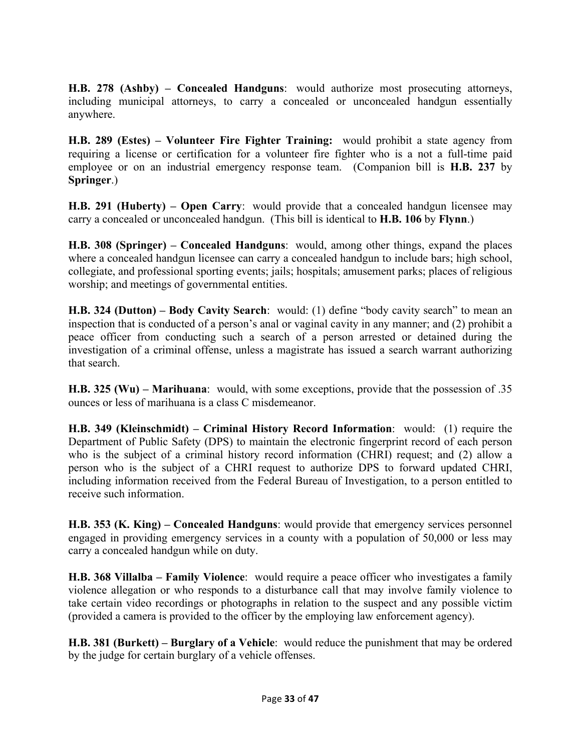**H.B. 278 (Ashby) – Concealed Handguns**: would authorize most prosecuting attorneys, including municipal attorneys, to carry a concealed or unconcealed handgun essentially anywhere.

**H.B. 289 (Estes) – Volunteer Fire Fighter Training:** would prohibit a state agency from requiring a license or certification for a volunteer fire fighter who is a not a full-time paid employee or on an industrial emergency response team. (Companion bill is **H.B. 237** by **Springer**.)

**H.B. 291 (Huberty) – Open Carry**: would provide that a concealed handgun licensee may carry a concealed or unconcealed handgun. (This bill is identical to **H.B. 106** by **Flynn**.)

**H.B. 308 (Springer) – Concealed Handguns**: would, among other things, expand the places where a concealed handgun licensee can carry a concealed handgun to include bars; high school, collegiate, and professional sporting events; jails; hospitals; amusement parks; places of religious worship; and meetings of governmental entities.

**H.B. 324 (Dutton) – Body Cavity Search**: would: (1) define "body cavity search" to mean an inspection that is conducted of a person's anal or vaginal cavity in any manner; and (2) prohibit a peace officer from conducting such a search of a person arrested or detained during the investigation of a criminal offense, unless a magistrate has issued a search warrant authorizing that search.

**H.B. 325 (Wu) – Marihuana**: would, with some exceptions, provide that the possession of .35 ounces or less of marihuana is a class C misdemeanor.

**H.B. 349 (Kleinschmidt) – Criminal History Record Information**: would: (1) require the Department of Public Safety (DPS) to maintain the electronic fingerprint record of each person who is the subject of a criminal history record information (CHRI) request; and (2) allow a person who is the subject of a CHRI request to authorize DPS to forward updated CHRI, including information received from the Federal Bureau of Investigation, to a person entitled to receive such information.

**H.B. 353 (K. King) – Concealed Handguns**: would provide that emergency services personnel engaged in providing emergency services in a county with a population of 50,000 or less may carry a concealed handgun while on duty.

**H.B. 368 Villalba – Family Violence**: would require a peace officer who investigates a family violence allegation or who responds to a disturbance call that may involve family violence to take certain video recordings or photographs in relation to the suspect and any possible victim (provided a camera is provided to the officer by the employing law enforcement agency).

**H.B. 381 (Burkett) – Burglary of a Vehicle**: would reduce the punishment that may be ordered by the judge for certain burglary of a vehicle offenses.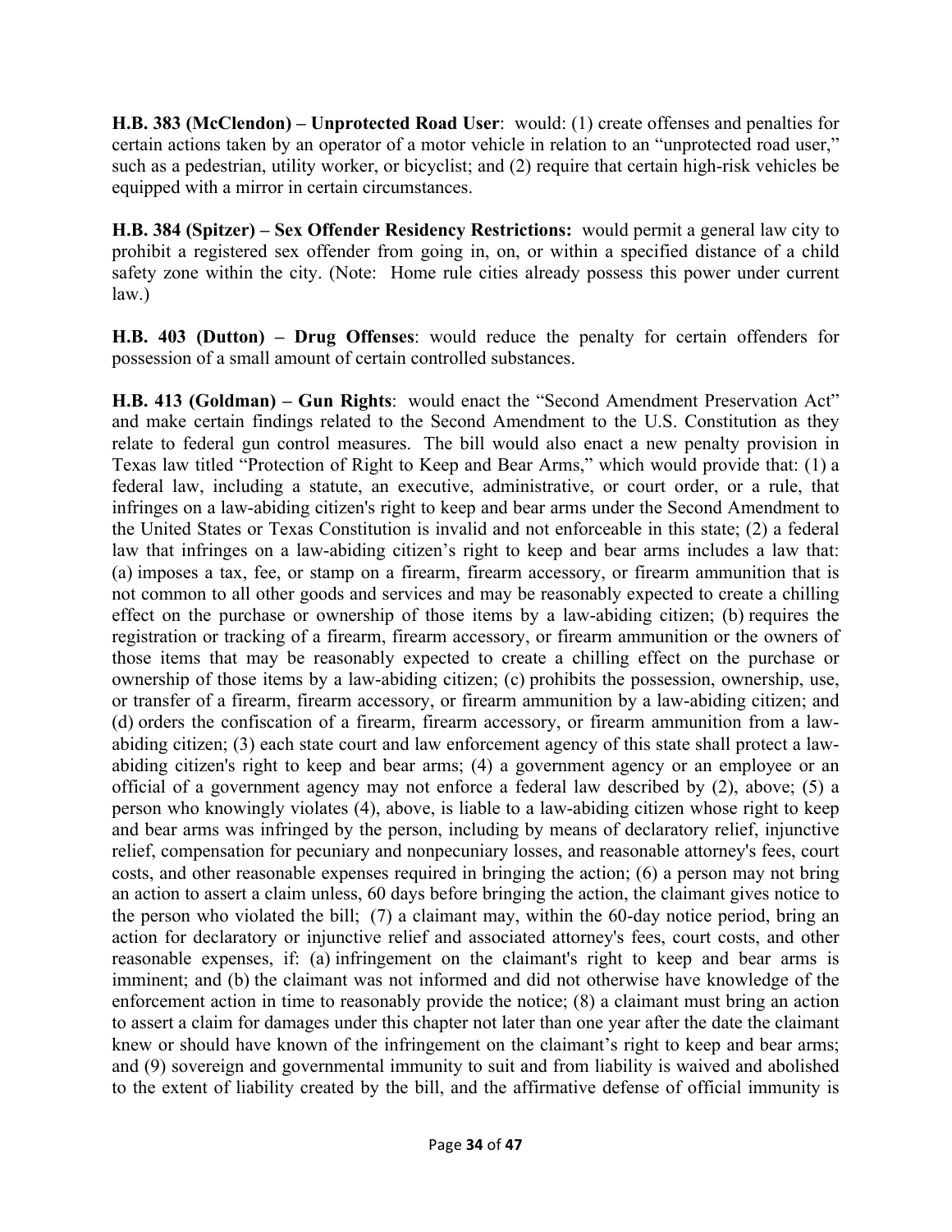**H.B. 383 (McClendon) – Unprotected Road User**: would: (1) create offenses and penalties for certain actions taken by an operator of a motor vehicle in relation to an "unprotected road user," such as a pedestrian, utility worker, or bicyclist; and (2) require that certain high-risk vehicles be equipped with a mirror in certain circumstances.

**H.B. 384 (Spitzer) – Sex Offender Residency Restrictions:** would permit a general law city to prohibit a registered sex offender from going in, on, or within a specified distance of a child safety zone within the city. (Note: Home rule cities already possess this power under current law.)

**H.B. 403 (Dutton) – Drug Offenses**: would reduce the penalty for certain offenders for possession of a small amount of certain controlled substances.

**H.B. 413 (Goldman) – Gun Rights**: would enact the "Second Amendment Preservation Act" and make certain findings related to the Second Amendment to the U.S. Constitution as they relate to federal gun control measures. The bill would also enact a new penalty provision in Texas law titled "Protection of Right to Keep and Bear Arms," which would provide that: (1) a federal law, including a statute, an executive, administrative, or court order, or a rule, that infringes on a law-abiding citizen's right to keep and bear arms under the Second Amendment to the United States or Texas Constitution is invalid and not enforceable in this state; (2) a federal law that infringes on a law-abiding citizen's right to keep and bear arms includes a law that: (a) imposes a tax, fee, or stamp on a firearm, firearm accessory, or firearm ammunition that is not common to all other goods and services and may be reasonably expected to create a chilling effect on the purchase or ownership of those items by a law-abiding citizen; (b) requires the registration or tracking of a firearm, firearm accessory, or firearm ammunition or the owners of those items that may be reasonably expected to create a chilling effect on the purchase or ownership of those items by a law-abiding citizen; (c) prohibits the possession, ownership, use, or transfer of a firearm, firearm accessory, or firearm ammunition by a law-abiding citizen; and (d) orders the confiscation of a firearm, firearm accessory, or firearm ammunition from a law-abiding citizen; (3) each state court and law enforcement agency of this state shall protect a law-abiding citizen's right to keep and bear arms; (4) a government agency or an employee or an official of a government agency may not enforce a federal law described by (2), above; (5) a person who knowingly violates (4), above, is liable to a law-abiding citizen whose right to keep and bear arms was infringed by the person, including by means of declaratory relief, injunctive relief, compensation for pecuniary and nonpecuniary losses, and reasonable attorney's fees, court costs, and other reasonable expenses required in bringing the action; (6) a person may not bring an action to assert a claim unless, 60 days before bringing the action, the claimant gives notice to the person who violated the bill; (7) a claimant may, within the 60-day notice period, bring an action for declaratory or injunctive relief and associated attorney's fees, court costs, and other reasonable expenses, if: (a) infringement on the claimant's right to keep and bear arms is imminent; and (b) the claimant was not informed and did not otherwise have knowledge of the enforcement action in time to reasonably provide the notice; (8) a claimant must bring an action to assert a claim for damages under this chapter not later than one year after the date the claimant knew or should have known of the infringement on the claimant's right to keep and bear arms; and (9) sovereign and governmental immunity to suit and from liability is waived and abolished to the extent of liability created by the bill, and the affirmative defense of official immunity is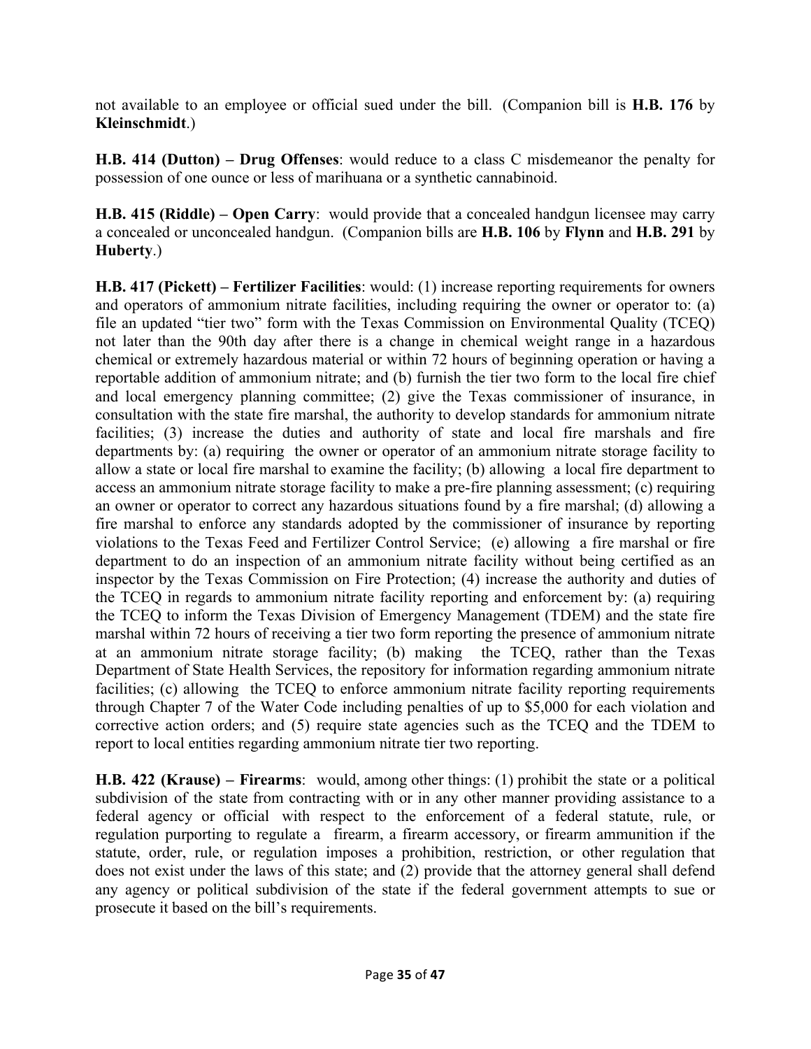not available to an employee or official sued under the bill. (Companion bill is **H.B. 176** by **Kleinschmidt**.)

**H.B. 414 (Dutton) – Drug Offenses**: would reduce to a class C misdemeanor the penalty for possession of one ounce or less of marihuana or a synthetic cannabinoid.

**H.B. 415 (Riddle) – Open Carry**: would provide that a concealed handgun licensee may carry a concealed or unconcealed handgun. (Companion bills are **H.B. 106** by **Flynn** and **H.B. 291** by **Huberty**.)

**H.B. 417 (Pickett) – Fertilizer Facilities**: would: (1) increase reporting requirements for owners and operators of ammonium nitrate facilities, including requiring the owner or operator to: (a) file an updated "tier two" form with the Texas Commission on Environmental Quality (TCEQ) not later than the 90th day after there is a change in chemical weight range in a hazardous chemical or extremely hazardous material or within 72 hours of beginning operation or having a reportable addition of ammonium nitrate; and (b) furnish the tier two form to the local fire chief and local emergency planning committee; (2) give the Texas commissioner of insurance, in consultation with the state fire marshal, the authority to develop standards for ammonium nitrate facilities; (3) increase the duties and authority of state and local fire marshals and fire departments by: (a) requiring the owner or operator of an ammonium nitrate storage facility to allow a state or local fire marshal to examine the facility; (b) allowing a local fire department to access an ammonium nitrate storage facility to make a pre-fire planning assessment; (c) requiring an owner or operator to correct any hazardous situations found by a fire marshal; (d) allowing a fire marshal to enforce any standards adopted by the commissioner of insurance by reporting violations to the Texas Feed and Fertilizer Control Service; (e) allowing a fire marshal or fire department to do an inspection of an ammonium nitrate facility without being certified as an inspector by the Texas Commission on Fire Protection; (4) increase the authority and duties of the TCEQ in regards to ammonium nitrate facility reporting and enforcement by: (a) requiring the TCEQ to inform the Texas Division of Emergency Management (TDEM) and the state fire marshal within 72 hours of receiving a tier two form reporting the presence of ammonium nitrate at an ammonium nitrate storage facility; (b) making the TCEQ, rather than the Texas Department of State Health Services, the repository for information regarding ammonium nitrate facilities; (c) allowing the TCEQ to enforce ammonium nitrate facility reporting requirements through Chapter 7 of the Water Code including penalties of up to $5,000 for each violation and corrective action orders; and (5) require state agencies such as the TCEQ and the TDEM to report to local entities regarding ammonium nitrate tier two reporting.

**H.B. 422 (Krause) – Firearms**: would, among other things: (1) prohibit the state or a political subdivision of the state from contracting with or in any other manner providing assistance to a federal agency or official with respect to the enforcement of a federal statute, rule, or regulation purporting to regulate a firearm, a firearm accessory, or firearm ammunition if the statute, order, rule, or regulation imposes a prohibition, restriction, or other regulation that does not exist under the laws of this state; and (2) provide that the attorney general shall defend any agency or political subdivision of the state if the federal government attempts to sue or prosecute it based on the bill's requirements.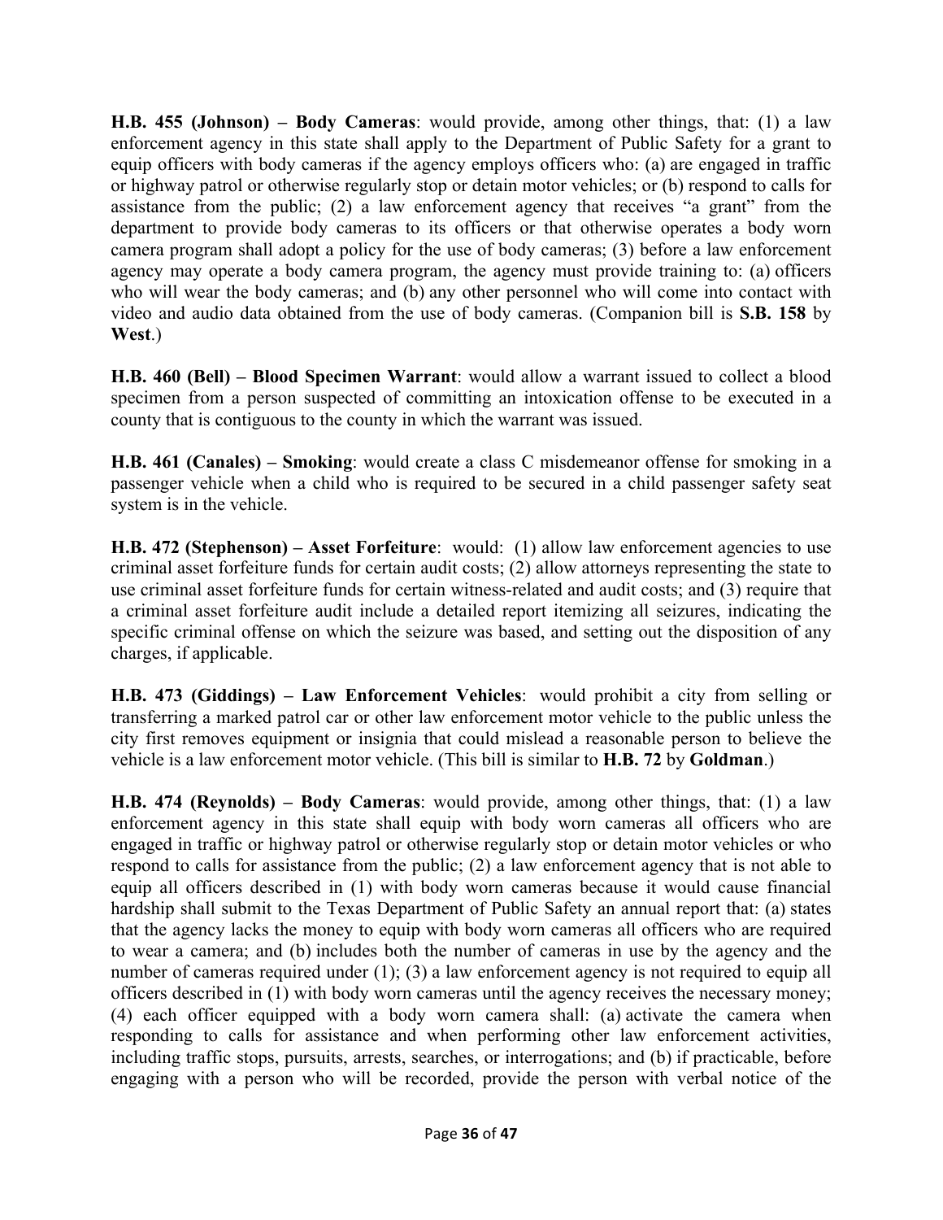**H.B. 455 (Johnson) – Body Cameras**: would provide, among other things, that: (1) a law enforcement agency in this state shall apply to the Department of Public Safety for a grant to equip officers with body cameras if the agency employs officers who: (a) are engaged in traffic or highway patrol or otherwise regularly stop or detain motor vehicles; or (b) respond to calls for assistance from the public; (2) a law enforcement agency that receives "a grant" from the department to provide body cameras to its officers or that otherwise operates a body worn camera program shall adopt a policy for the use of body cameras; (3) before a law enforcement agency may operate a body camera program, the agency must provide training to: (a) officers who will wear the body cameras; and (b) any other personnel who will come into contact with video and audio data obtained from the use of body cameras. (Companion bill is **S.B. 158** by **West**.)

**H.B. 460 (Bell) – Blood Specimen Warrant**: would allow a warrant issued to collect a blood specimen from a person suspected of committing an intoxication offense to be executed in a county that is contiguous to the county in which the warrant was issued.

**H.B. 461 (Canales) – Smoking**: would create a class C misdemeanor offense for smoking in a passenger vehicle when a child who is required to be secured in a child passenger safety seat system is in the vehicle.

**H.B. 472 (Stephenson) – Asset Forfeiture**: would: (1) allow law enforcement agencies to use criminal asset forfeiture funds for certain audit costs; (2) allow attorneys representing the state to use criminal asset forfeiture funds for certain witness-related and audit costs; and (3) require that a criminal asset forfeiture audit include a detailed report itemizing all seizures, indicating the specific criminal offense on which the seizure was based, and setting out the disposition of any charges, if applicable.

**H.B. 473 (Giddings) – Law Enforcement Vehicles**: would prohibit a city from selling or transferring a marked patrol car or other law enforcement motor vehicle to the public unless the city first removes equipment or insignia that could mislead a reasonable person to believe the vehicle is a law enforcement motor vehicle. (This bill is similar to **H.B. 72** by **Goldman**.)

**H.B. 474 (Reynolds) – Body Cameras**: would provide, among other things, that: (1) a law enforcement agency in this state shall equip with body worn cameras all officers who are engaged in traffic or highway patrol or otherwise regularly stop or detain motor vehicles or who respond to calls for assistance from the public; (2) a law enforcement agency that is not able to equip all officers described in (1) with body worn cameras because it would cause financial hardship shall submit to the Texas Department of Public Safety an annual report that: (a) states that the agency lacks the money to equip with body worn cameras all officers who are required to wear a camera; and (b) includes both the number of cameras in use by the agency and the number of cameras required under (1); (3) a law enforcement agency is not required to equip all officers described in (1) with body worn cameras until the agency receives the necessary money; (4) each officer equipped with a body worn camera shall: (a) activate the camera when responding to calls for assistance and when performing other law enforcement activities, including traffic stops, pursuits, arrests, searches, or interrogations; and (b) if practicable, before engaging with a person who will be recorded, provide the person with verbal notice of the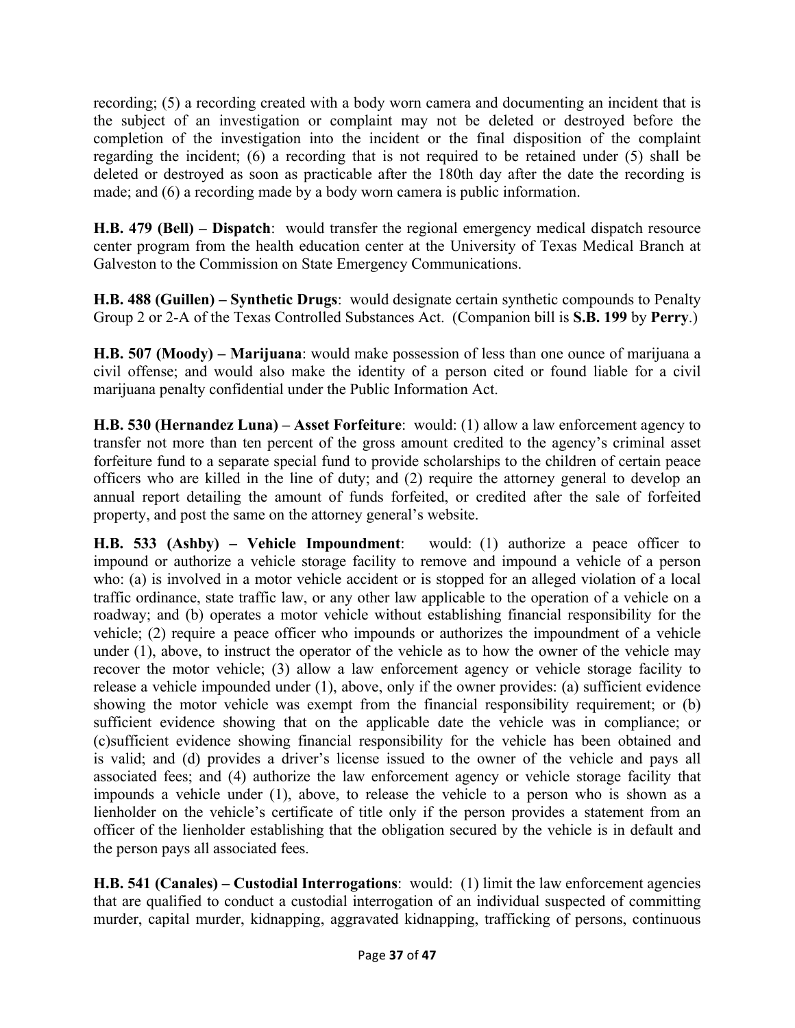recording; (5) a recording created with a body worn camera and documenting an incident that is the subject of an investigation or complaint may not be deleted or destroyed before the completion of the investigation into the incident or the final disposition of the complaint regarding the incident; (6) a recording that is not required to be retained under (5) shall be deleted or destroyed as soon as practicable after the 180th day after the date the recording is made; and (6) a recording made by a body worn camera is public information.

**H.B. 479 (Bell) – Dispatch**: would transfer the regional emergency medical dispatch resource center program from the health education center at the University of Texas Medical Branch at Galveston to the Commission on State Emergency Communications.

**H.B. 488 (Guillen) – Synthetic Drugs**: would designate certain synthetic compounds to Penalty Group 2 or 2-A of the Texas Controlled Substances Act. (Companion bill is **S.B. 199** by **Perry**.)

**H.B. 507 (Moody) – Marijuana**: would make possession of less than one ounce of marijuana a civil offense; and would also make the identity of a person cited or found liable for a civil marijuana penalty confidential under the Public Information Act.

**H.B. 530 (Hernandez Luna) – Asset Forfeiture**: would: (1) allow a law enforcement agency to transfer not more than ten percent of the gross amount credited to the agency's criminal asset forfeiture fund to a separate special fund to provide scholarships to the children of certain peace officers who are killed in the line of duty; and (2) require the attorney general to develop an annual report detailing the amount of funds forfeited, or credited after the sale of forfeited property, and post the same on the attorney general's website.

**H.B. 533 (Ashby) – Vehicle Impoundment**: would: (1) authorize a peace officer to impound or authorize a vehicle storage facility to remove and impound a vehicle of a person who: (a) is involved in a motor vehicle accident or is stopped for an alleged violation of a local traffic ordinance, state traffic law, or any other law applicable to the operation of a vehicle on a roadway; and (b) operates a motor vehicle without establishing financial responsibility for the vehicle; (2) require a peace officer who impounds or authorizes the impoundment of a vehicle under (1), above, to instruct the operator of the vehicle as to how the owner of the vehicle may recover the motor vehicle; (3) allow a law enforcement agency or vehicle storage facility to release a vehicle impounded under (1), above, only if the owner provides: (a) sufficient evidence showing the motor vehicle was exempt from the financial responsibility requirement; or (b) sufficient evidence showing that on the applicable date the vehicle was in compliance; or (c)sufficient evidence showing financial responsibility for the vehicle has been obtained and is valid; and (d) provides a driver's license issued to the owner of the vehicle and pays all associated fees; and (4) authorize the law enforcement agency or vehicle storage facility that impounds a vehicle under (1), above, to release the vehicle to a person who is shown as a lienholder on the vehicle's certificate of title only if the person provides a statement from an officer of the lienholder establishing that the obligation secured by the vehicle is in default and the person pays all associated fees.

**H.B. 541 (Canales) – Custodial Interrogations**: would: (1) limit the law enforcement agencies that are qualified to conduct a custodial interrogation of an individual suspected of committing murder, capital murder, kidnapping, aggravated kidnapping, trafficking of persons, continuous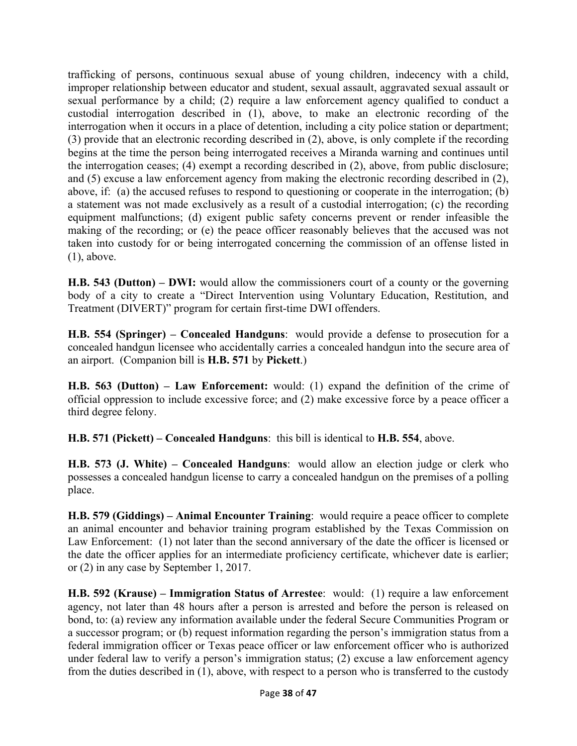trafficking of persons, continuous sexual abuse of young children, indecency with a child, improper relationship between educator and student, sexual assault, aggravated sexual assault or sexual performance by a child; (2) require a law enforcement agency qualified to conduct a custodial interrogation described in (1), above, to make an electronic recording of the interrogation when it occurs in a place of detention, including a city police station or department; (3) provide that an electronic recording described in (2), above, is only complete if the recording begins at the time the person being interrogated receives a Miranda warning and continues until the interrogation ceases; (4) exempt a recording described in (2), above, from public disclosure; and (5) excuse a law enforcement agency from making the electronic recording described in (2), above, if: (a) the accused refuses to respond to questioning or cooperate in the interrogation; (b) a statement was not made exclusively as a result of a custodial interrogation; (c) the recording equipment malfunctions; (d) exigent public safety concerns prevent or render infeasible the making of the recording; or (e) the peace officer reasonably believes that the accused was not taken into custody for or being interrogated concerning the commission of an offense listed in (1), above.

**H.B. 543 (Dutton) – DWI:** would allow the commissioners court of a county or the governing body of a city to create a "Direct Intervention using Voluntary Education, Restitution, and Treatment (DIVERT)" program for certain first-time DWI offenders.

**H.B. 554 (Springer) – Concealed Handguns**: would provide a defense to prosecution for a concealed handgun licensee who accidentally carries a concealed handgun into the secure area of an airport. (Companion bill is **H.B. 571** by **Pickett**.)

**H.B. 563 (Dutton) – Law Enforcement:** would: (1) expand the definition of the crime of official oppression to include excessive force; and (2) make excessive force by a peace officer a third degree felony.

**H.B. 571 (Pickett) – Concealed Handguns**: this bill is identical to **H.B. 554**, above.

**H.B. 573 (J. White) – Concealed Handguns**: would allow an election judge or clerk who possesses a concealed handgun license to carry a concealed handgun on the premises of a polling place.

**H.B. 579 (Giddings) – Animal Encounter Training**: would require a peace officer to complete an animal encounter and behavior training program established by the Texas Commission on Law Enforcement: (1) not later than the second anniversary of the date the officer is licensed or the date the officer applies for an intermediate proficiency certificate, whichever date is earlier; or (2) in any case by September 1, 2017.

**H.B. 592 (Krause) – Immigration Status of Arrestee**: would: (1) require a law enforcement agency, not later than 48 hours after a person is arrested and before the person is released on bond, to: (a) review any information available under the federal Secure Communities Program or a successor program; or (b) request information regarding the person's immigration status from a federal immigration officer or Texas peace officer or law enforcement officer who is authorized under federal law to verify a person's immigration status; (2) excuse a law enforcement agency from the duties described in (1), above, with respect to a person who is transferred to the custody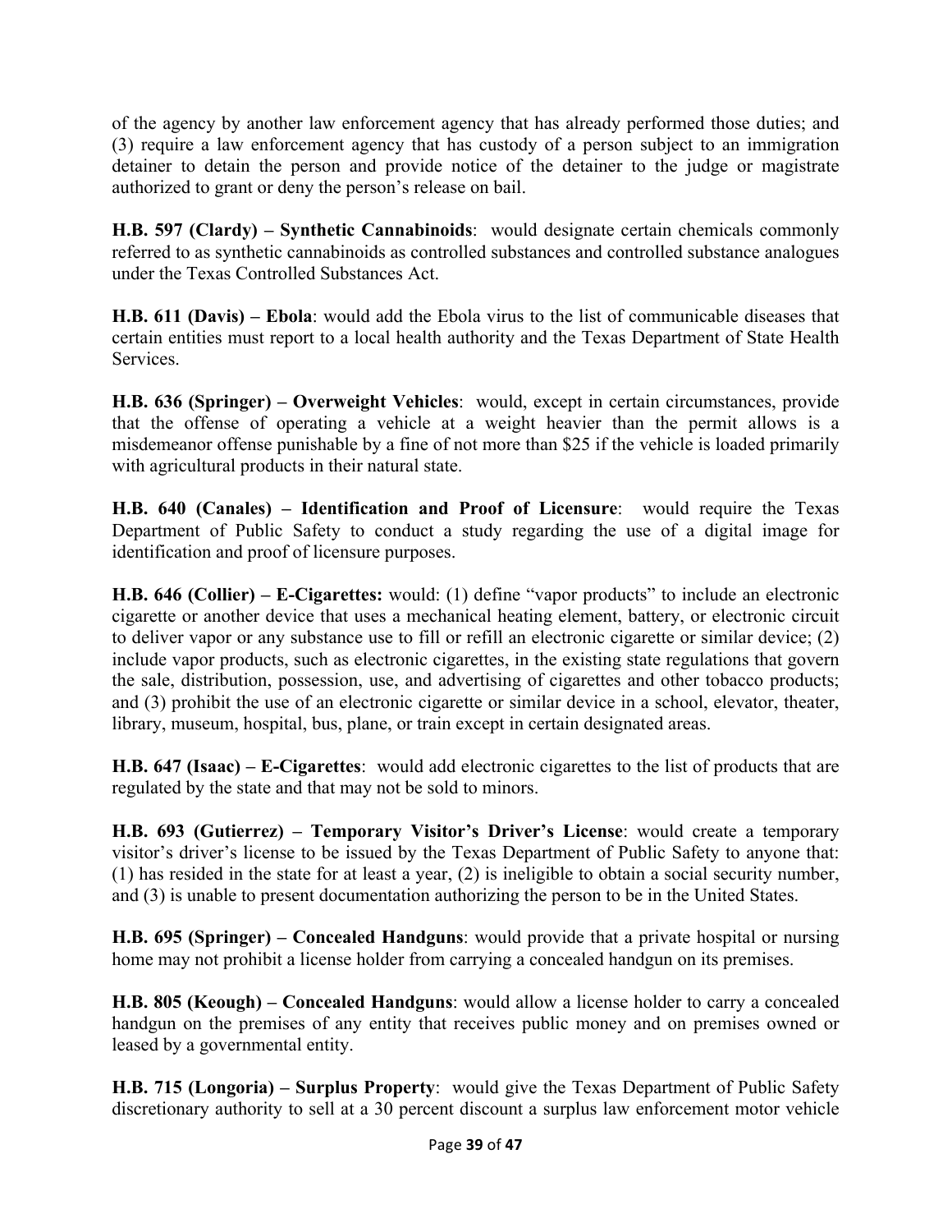of the agency by another law enforcement agency that has already performed those duties; and (3) require a law enforcement agency that has custody of a person subject to an immigration detainer to detain the person and provide notice of the detainer to the judge or magistrate authorized to grant or deny the person's release on bail.

**H.B. 597 (Clardy) – Synthetic Cannabinoids**: would designate certain chemicals commonly referred to as synthetic cannabinoids as controlled substances and controlled substance analogues under the Texas Controlled Substances Act.

**H.B. 611 (Davis) – Ebola**: would add the Ebola virus to the list of communicable diseases that certain entities must report to a local health authority and the Texas Department of State Health Services.

**H.B. 636 (Springer) – Overweight Vehicles**: would, except in certain circumstances, provide that the offense of operating a vehicle at a weight heavier than the permit allows is a misdemeanor offense punishable by a fine of not more than $25 if the vehicle is loaded primarily with agricultural products in their natural state.

**H.B. 640 (Canales) – Identification and Proof of Licensure**: would require the Texas Department of Public Safety to conduct a study regarding the use of a digital image for identification and proof of licensure purposes.

**H.B. 646 (Collier) – E-Cigarettes:** would: (1) define "vapor products" to include an electronic cigarette or another device that uses a mechanical heating element, battery, or electronic circuit to deliver vapor or any substance use to fill or refill an electronic cigarette or similar device; (2) include vapor products, such as electronic cigarettes, in the existing state regulations that govern the sale, distribution, possession, use, and advertising of cigarettes and other tobacco products; and (3) prohibit the use of an electronic cigarette or similar device in a school, elevator, theater, library, museum, hospital, bus, plane, or train except in certain designated areas.

**H.B. 647 (Isaac) – E-Cigarettes**: would add electronic cigarettes to the list of products that are regulated by the state and that may not be sold to minors.

**H.B. 693 (Gutierrez) – Temporary Visitor's Driver's License**: would create a temporary visitor's driver's license to be issued by the Texas Department of Public Safety to anyone that: (1) has resided in the state for at least a year, (2) is ineligible to obtain a social security number, and (3) is unable to present documentation authorizing the person to be in the United States.

**H.B. 695 (Springer) – Concealed Handguns**: would provide that a private hospital or nursing home may not prohibit a license holder from carrying a concealed handgun on its premises.

**H.B. 805 (Keough) – Concealed Handguns**: would allow a license holder to carry a concealed handgun on the premises of any entity that receives public money and on premises owned or leased by a governmental entity.

**H.B. 715 (Longoria) – Surplus Property**: would give the Texas Department of Public Safety discretionary authority to sell at a 30 percent discount a surplus law enforcement motor vehicle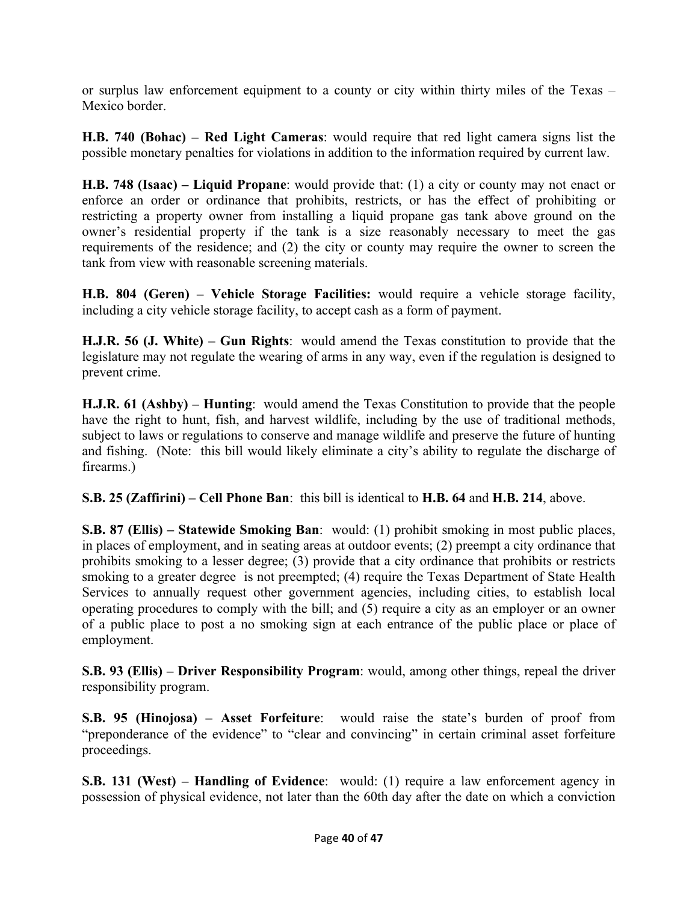or surplus law enforcement equipment to a county or city within thirty miles of the Texas – Mexico border.

**H.B. 740 (Bohac) – Red Light Cameras**: would require that red light camera signs list the possible monetary penalties for violations in addition to the information required by current law.

**H.B. 748 (Isaac) – Liquid Propane**: would provide that: (1) a city or county may not enact or enforce an order or ordinance that prohibits, restricts, or has the effect of prohibiting or restricting a property owner from installing a liquid propane gas tank above ground on the owner's residential property if the tank is a size reasonably necessary to meet the gas requirements of the residence; and (2) the city or county may require the owner to screen the tank from view with reasonable screening materials.

**H.B. 804 (Geren) – Vehicle Storage Facilities:** would require a vehicle storage facility, including a city vehicle storage facility, to accept cash as a form of payment.

**H.J.R. 56 (J. White) – Gun Rights**: would amend the Texas constitution to provide that the legislature may not regulate the wearing of arms in any way, even if the regulation is designed to prevent crime.

**H.J.R. 61 (Ashby) – Hunting**: would amend the Texas Constitution to provide that the people have the right to hunt, fish, and harvest wildlife, including by the use of traditional methods, subject to laws or regulations to conserve and manage wildlife and preserve the future of hunting and fishing. (Note: this bill would likely eliminate a city's ability to regulate the discharge of firearms.)

**S.B. 25 (Zaffirini) – Cell Phone Ban**: this bill is identical to **H.B. 64** and **H.B. 214**, above.

**S.B. 87 (Ellis) – Statewide Smoking Ban**: would: (1) prohibit smoking in most public places, in places of employment, and in seating areas at outdoor events; (2) preempt a city ordinance that prohibits smoking to a lesser degree; (3) provide that a city ordinance that prohibits or restricts smoking to a greater degree is not preempted; (4) require the Texas Department of State Health Services to annually request other government agencies, including cities, to establish local operating procedures to comply with the bill; and (5) require a city as an employer or an owner of a public place to post a no smoking sign at each entrance of the public place or place of employment.

**S.B. 93 (Ellis) – Driver Responsibility Program**: would, among other things, repeal the driver responsibility program.

**S.B. 95 (Hinojosa) – Asset Forfeiture**: would raise the state's burden of proof from "preponderance of the evidence" to "clear and convincing" in certain criminal asset forfeiture proceedings.

**S.B. 131 (West) – Handling of Evidence**: would: (1) require a law enforcement agency in possession of physical evidence, not later than the 60th day after the date on which a conviction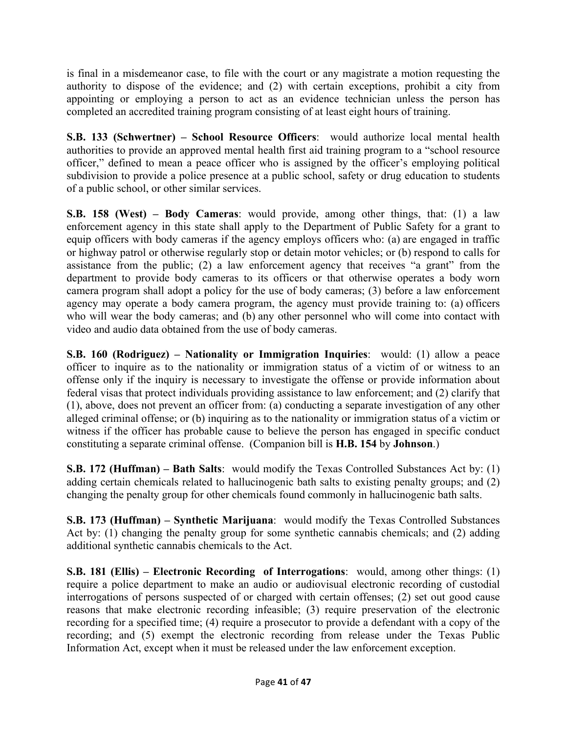is final in a misdemeanor case, to file with the court or any magistrate a motion requesting the authority to dispose of the evidence; and (2) with certain exceptions, prohibit a city from appointing or employing a person to act as an evidence technician unless the person has completed an accredited training program consisting of at least eight hours of training.

**S.B. 133 (Schwertner) – School Resource Officers**: would authorize local mental health authorities to provide an approved mental health first aid training program to a "school resource officer," defined to mean a peace officer who is assigned by the officer's employing political subdivision to provide a police presence at a public school, safety or drug education to students of a public school, or other similar services.

**S.B. 158 (West) – Body Cameras**: would provide, among other things, that: (1) a law enforcement agency in this state shall apply to the Department of Public Safety for a grant to equip officers with body cameras if the agency employs officers who: (a) are engaged in traffic or highway patrol or otherwise regularly stop or detain motor vehicles; or (b) respond to calls for assistance from the public; (2) a law enforcement agency that receives "a grant" from the department to provide body cameras to its officers or that otherwise operates a body worn camera program shall adopt a policy for the use of body cameras; (3) before a law enforcement agency may operate a body camera program, the agency must provide training to: (a) officers who will wear the body cameras; and (b) any other personnel who will come into contact with video and audio data obtained from the use of body cameras.

**S.B. 160 (Rodriguez) – Nationality or Immigration Inquiries**: would: (1) allow a peace officer to inquire as to the nationality or immigration status of a victim of or witness to an offense only if the inquiry is necessary to investigate the offense or provide information about federal visas that protect individuals providing assistance to law enforcement; and (2) clarify that (1), above, does not prevent an officer from: (a) conducting a separate investigation of any other alleged criminal offense; or (b) inquiring as to the nationality or immigration status of a victim or witness if the officer has probable cause to believe the person has engaged in specific conduct constituting a separate criminal offense. (Companion bill is **H.B. 154** by **Johnson**.)

**S.B. 172 (Huffman) – Bath Salts**: would modify the Texas Controlled Substances Act by: (1) adding certain chemicals related to hallucinogenic bath salts to existing penalty groups; and (2) changing the penalty group for other chemicals found commonly in hallucinogenic bath salts.

**S.B. 173 (Huffman) – Synthetic Marijuana**: would modify the Texas Controlled Substances Act by: (1) changing the penalty group for some synthetic cannabis chemicals; and (2) adding additional synthetic cannabis chemicals to the Act.

**S.B. 181 (Ellis) – Electronic Recording of Interrogations**: would, among other things: (1) require a police department to make an audio or audiovisual electronic recording of custodial interrogations of persons suspected of or charged with certain offenses; (2) set out good cause reasons that make electronic recording infeasible; (3) require preservation of the electronic recording for a specified time; (4) require a prosecutor to provide a defendant with a copy of the recording; and (5) exempt the electronic recording from release under the Texas Public Information Act, except when it must be released under the law enforcement exception.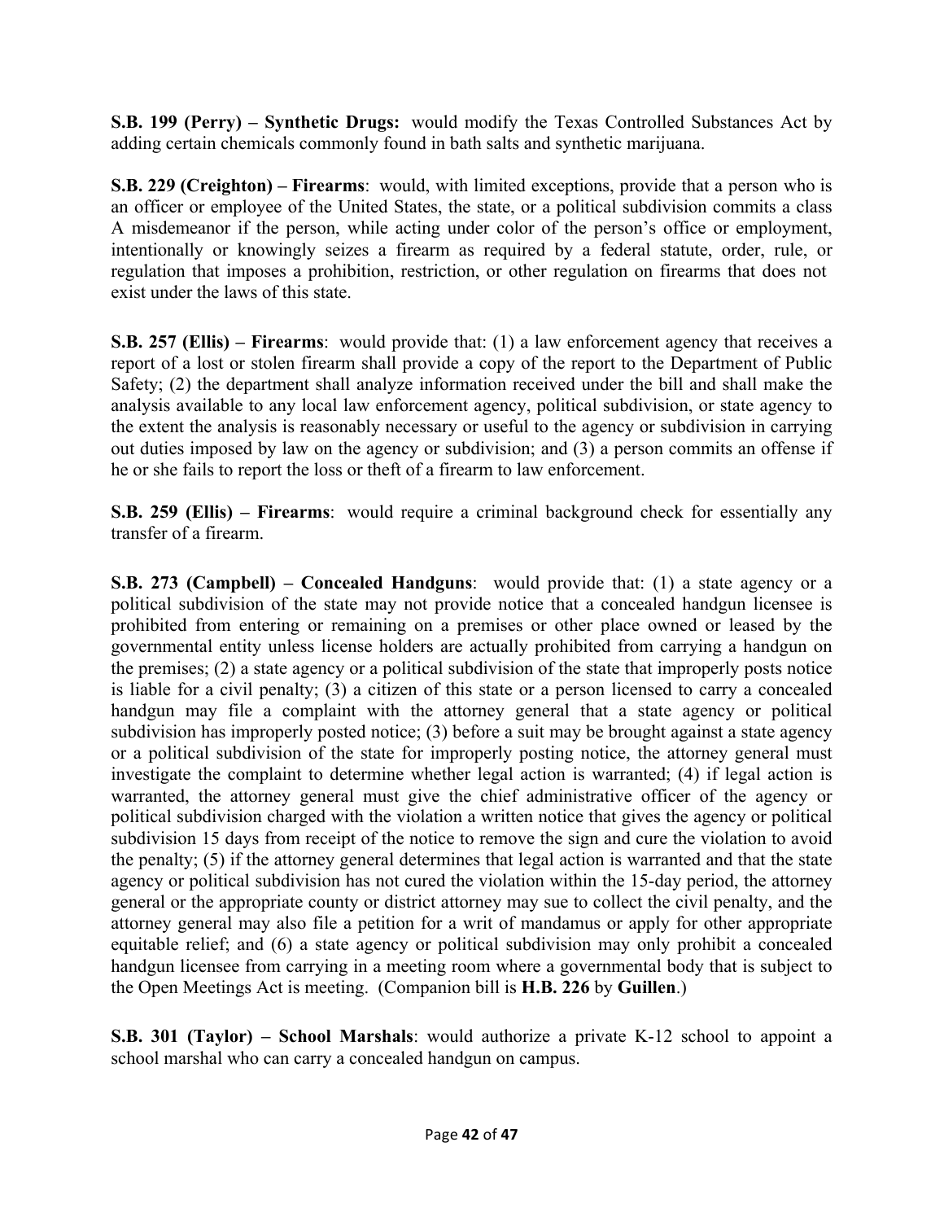**S.B. 199 (Perry) – Synthetic Drugs:** would modify the Texas Controlled Substances Act by adding certain chemicals commonly found in bath salts and synthetic marijuana.

**S.B. 229 (Creighton) – Firearms**: would, with limited exceptions, provide that a person who is an officer or employee of the United States, the state, or a political subdivision commits a class A misdemeanor if the person, while acting under color of the person's office or employment, intentionally or knowingly seizes a firearm as required by a federal statute, order, rule, or regulation that imposes a prohibition, restriction, or other regulation on firearms that does not exist under the laws of this state.

**S.B. 257 (Ellis) – Firearms**: would provide that: (1) a law enforcement agency that receives a report of a lost or stolen firearm shall provide a copy of the report to the Department of Public Safety; (2) the department shall analyze information received under the bill and shall make the analysis available to any local law enforcement agency, political subdivision, or state agency to the extent the analysis is reasonably necessary or useful to the agency or subdivision in carrying out duties imposed by law on the agency or subdivision; and (3) a person commits an offense if he or she fails to report the loss or theft of a firearm to law enforcement.

**S.B. 259 (Ellis) – Firearms**: would require a criminal background check for essentially any transfer of a firearm.

**S.B. 273 (Campbell) – Concealed Handguns**: would provide that: (1) a state agency or a political subdivision of the state may not provide notice that a concealed handgun licensee is prohibited from entering or remaining on a premises or other place owned or leased by the governmental entity unless license holders are actually prohibited from carrying a handgun on the premises; (2) a state agency or a political subdivision of the state that improperly posts notice is liable for a civil penalty; (3) a citizen of this state or a person licensed to carry a concealed handgun may file a complaint with the attorney general that a state agency or political subdivision has improperly posted notice; (3) before a suit may be brought against a state agency or a political subdivision of the state for improperly posting notice, the attorney general must investigate the complaint to determine whether legal action is warranted; (4) if legal action is warranted, the attorney general must give the chief administrative officer of the agency or political subdivision charged with the violation a written notice that gives the agency or political subdivision 15 days from receipt of the notice to remove the sign and cure the violation to avoid the penalty; (5) if the attorney general determines that legal action is warranted and that the state agency or political subdivision has not cured the violation within the 15-day period, the attorney general or the appropriate county or district attorney may sue to collect the civil penalty, and the attorney general may also file a petition for a writ of mandamus or apply for other appropriate equitable relief; and (6) a state agency or political subdivision may only prohibit a concealed handgun licensee from carrying in a meeting room where a governmental body that is subject to the Open Meetings Act is meeting. (Companion bill is **H.B. 226** by **Guillen**.)

**S.B. 301 (Taylor) – School Marshals**: would authorize a private K-12 school to appoint a school marshal who can carry a concealed handgun on campus.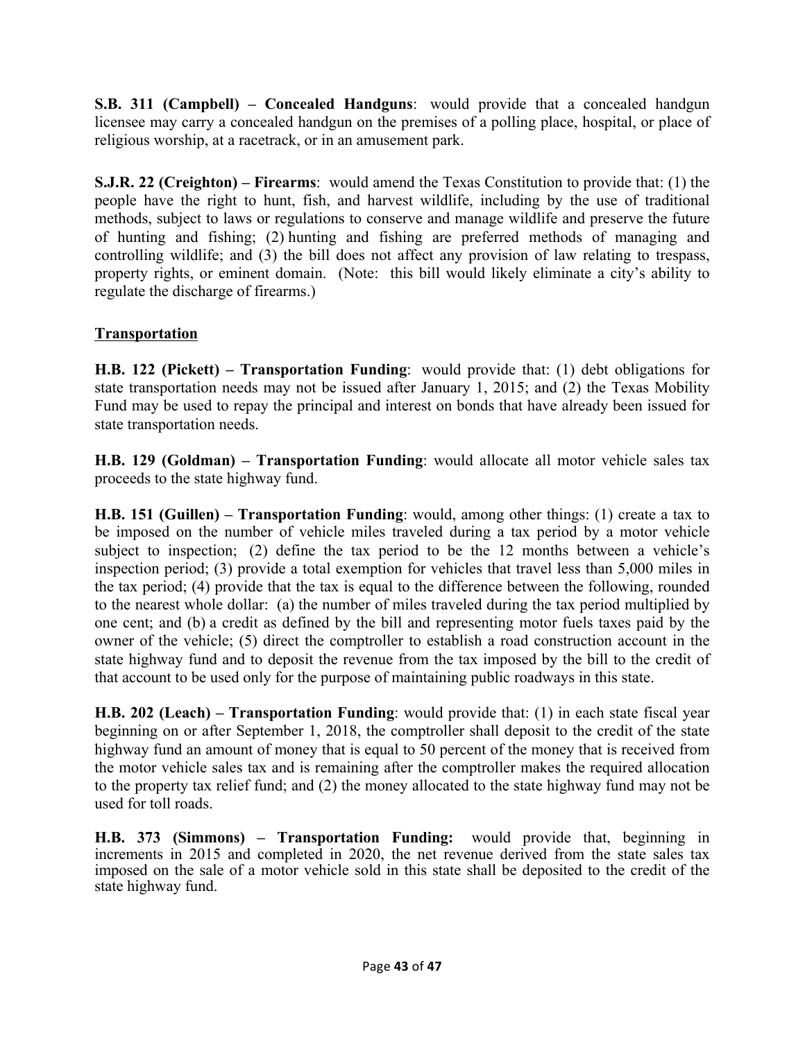**S.B. 311 (Campbell) – Concealed Handguns**: would provide that a concealed handgun licensee may carry a concealed handgun on the premises of a polling place, hospital, or place of religious worship, at a racetrack, or in an amusement park.

**S.J.R. 22 (Creighton) – Firearms**: would amend the Texas Constitution to provide that: (1) the people have the right to hunt, fish, and harvest wildlife, including by the use of traditional methods, subject to laws or regulations to conserve and manage wildlife and preserve the future of hunting and fishing; (2) hunting and fishing are preferred methods of managing and controlling wildlife; and (3) the bill does not affect any provision of law relating to trespass, property rights, or eminent domain. (Note: this bill would likely eliminate a city's ability to regulate the discharge of firearms.)

## Transportation

**H.B. 122 (Pickett) – Transportation Funding**: would provide that: (1) debt obligations for state transportation needs may not be issued after January 1, 2015; and (2) the Texas Mobility Fund may be used to repay the principal and interest on bonds that have already been issued for state transportation needs.

**H.B. 129 (Goldman) – Transportation Funding**: would allocate all motor vehicle sales tax proceeds to the state highway fund.

**H.B. 151 (Guillen) – Transportation Funding**: would, among other things: (1) create a tax to be imposed on the number of vehicle miles traveled during a tax period by a motor vehicle subject to inspection; (2) define the tax period to be the 12 months between a vehicle's inspection period; (3) provide a total exemption for vehicles that travel less than 5,000 miles in the tax period; (4) provide that the tax is equal to the difference between the following, rounded to the nearest whole dollar: (a) the number of miles traveled during the tax period multiplied by one cent; and (b) a credit as defined by the bill and representing motor fuels taxes paid by the owner of the vehicle; (5) direct the comptroller to establish a road construction account in the state highway fund and to deposit the revenue from the tax imposed by the bill to the credit of that account to be used only for the purpose of maintaining public roadways in this state.

**H.B. 202 (Leach) – Transportation Funding**: would provide that: (1) in each state fiscal year beginning on or after September 1, 2018, the comptroller shall deposit to the credit of the state highway fund an amount of money that is equal to 50 percent of the money that is received from the motor vehicle sales tax and is remaining after the comptroller makes the required allocation to the property tax relief fund; and (2) the money allocated to the state highway fund may not be used for toll roads.

**H.B. 373 (Simmons) – Transportation Funding:** would provide that, beginning in increments in 2015 and completed in 2020, the net revenue derived from the state sales tax imposed on the sale of a motor vehicle sold in this state shall be deposited to the credit of the state highway fund.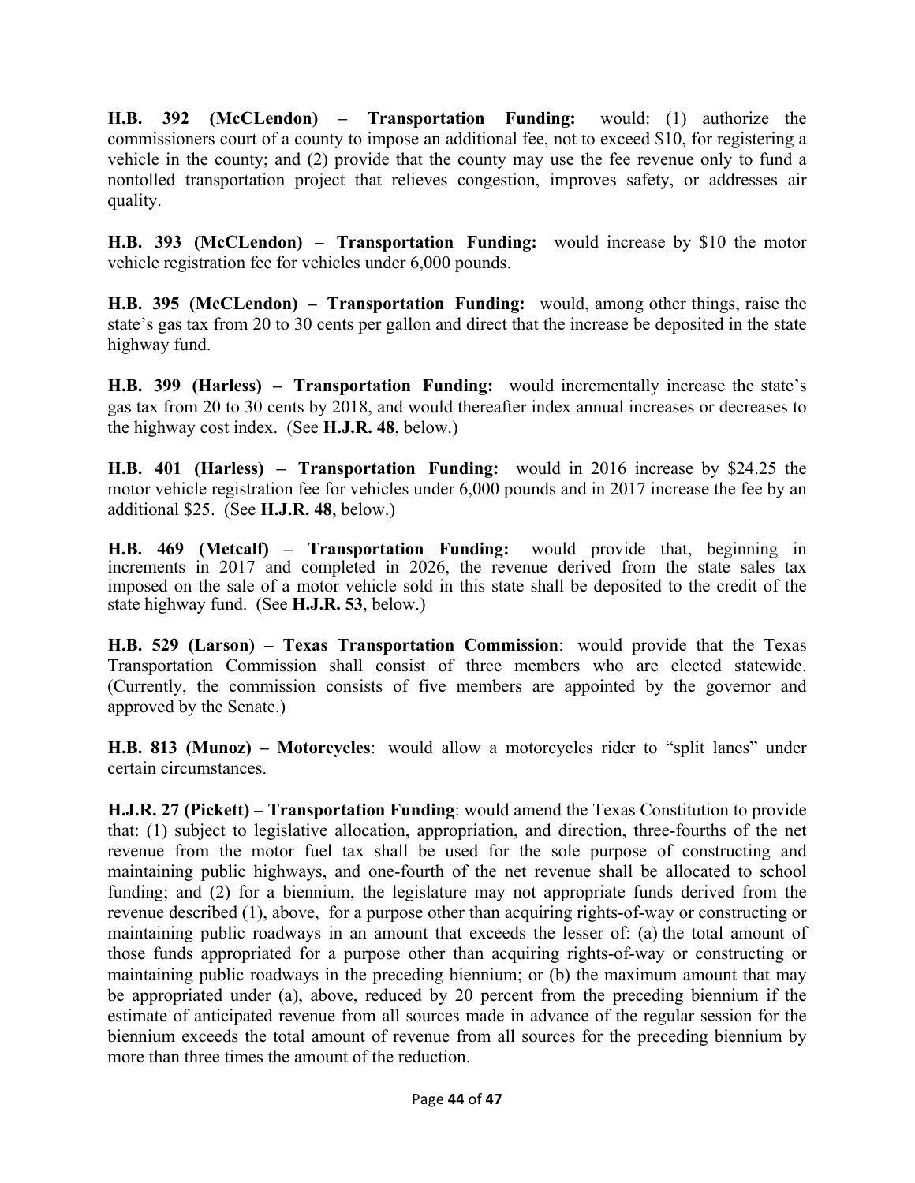**H.B. 392 (McCLendon) – Transportation Funding:** would: (1) authorize the commissioners court of a county to impose an additional fee, not to exceed $10, for registering a vehicle in the county; and (2) provide that the county may use the fee revenue only to fund a nontolled transportation project that relieves congestion, improves safety, or addresses air quality.

**H.B. 393 (McCLendon) – Transportation Funding:** would increase by $10 the motor vehicle registration fee for vehicles under 6,000 pounds.

**H.B. 395 (McCLendon) – Transportation Funding:** would, among other things, raise the state's gas tax from 20 to 30 cents per gallon and direct that the increase be deposited in the state highway fund.

**H.B. 399 (Harless) – Transportation Funding:** would incrementally increase the state's gas tax from 20 to 30 cents by 2018, and would thereafter index annual increases or decreases to the highway cost index. (See **H.J.R. 48**, below.)

**H.B. 401 (Harless) – Transportation Funding:** would in 2016 increase by $24.25 the motor vehicle registration fee for vehicles under 6,000 pounds and in 2017 increase the fee by an additional $25. (See **H.J.R. 48**, below.)

**H.B. 469 (Metcalf) – Transportation Funding:** would provide that, beginning in increments in 2017 and completed in 2026, the revenue derived from the state sales tax imposed on the sale of a motor vehicle sold in this state shall be deposited to the credit of the state highway fund. (See **H.J.R. 53**, below.)

**H.B. 529 (Larson) – Texas Transportation Commission**: would provide that the Texas Transportation Commission shall consist of three members who are elected statewide. (Currently, the commission consists of five members are appointed by the governor and approved by the Senate.)

**H.B. 813 (Munoz) – Motorcycles**: would allow a motorcycles rider to "split lanes" under certain circumstances.

**H.J.R. 27 (Pickett) – Transportation Funding**: would amend the Texas Constitution to provide that: (1) subject to legislative allocation, appropriation, and direction, three-fourths of the net revenue from the motor fuel tax shall be used for the sole purpose of constructing and maintaining public highways, and one-fourth of the net revenue shall be allocated to school funding; and (2) for a biennium, the legislature may not appropriate funds derived from the revenue described (1), above, for a purpose other than acquiring rights-of-way or constructing or maintaining public roadways in an amount that exceeds the lesser of: (a) the total amount of those funds appropriated for a purpose other than acquiring rights-of-way or constructing or maintaining public roadways in the preceding biennium; or (b) the maximum amount that may be appropriated under (a), above, reduced by 20 percent from the preceding biennium if the estimate of anticipated revenue from all sources made in advance of the regular session for the biennium exceeds the total amount of revenue from all sources for the preceding biennium by more than three times the amount of the reduction.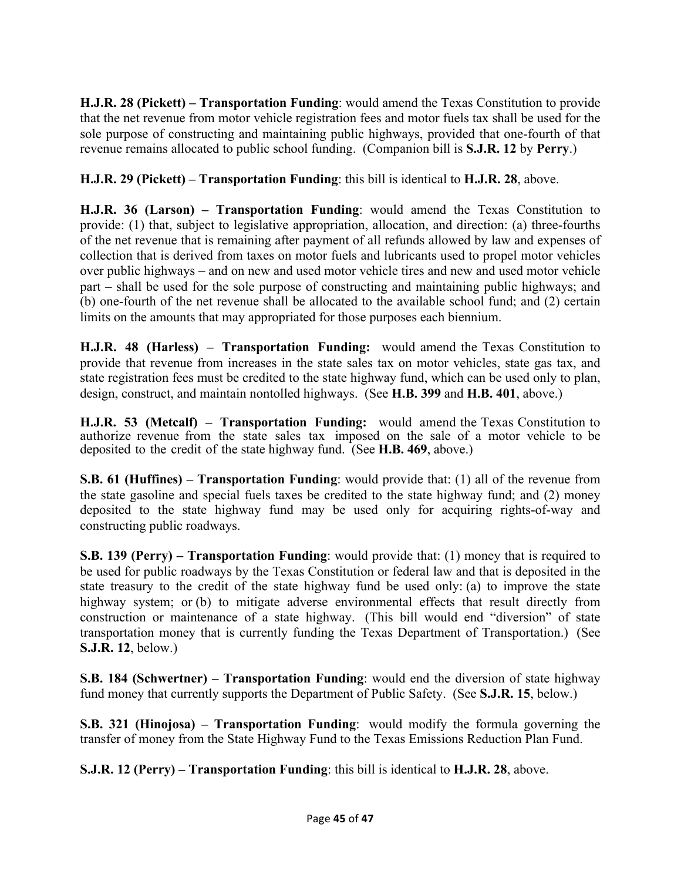**H.J.R. 28 (Pickett) – Transportation Funding**: would amend the Texas Constitution to provide that the net revenue from motor vehicle registration fees and motor fuels tax shall be used for the sole purpose of constructing and maintaining public highways, provided that one-fourth of that revenue remains allocated to public school funding. (Companion bill is **S.J.R. 12** by **Perry**.)

**H.J.R. 29 (Pickett) – Transportation Funding**: this bill is identical to **H.J.R. 28**, above.

**H.J.R. 36 (Larson) – Transportation Funding**: would amend the Texas Constitution to provide: (1) that, subject to legislative appropriation, allocation, and direction: (a) three-fourths of the net revenue that is remaining after payment of all refunds allowed by law and expenses of collection that is derived from taxes on motor fuels and lubricants used to propel motor vehicles over public highways – and on new and used motor vehicle tires and new and used motor vehicle part – shall be used for the sole purpose of constructing and maintaining public highways; and (b) one-fourth of the net revenue shall be allocated to the available school fund; and (2) certain limits on the amounts that may appropriated for those purposes each biennium.

**H.J.R. 48 (Harless) – Transportation Funding:** would amend the Texas Constitution to provide that revenue from increases in the state sales tax on motor vehicles, state gas tax, and state registration fees must be credited to the state highway fund, which can be used only to plan, design, construct, and maintain nontolled highways. (See **H.B. 399** and **H.B. 401**, above.)

**H.J.R. 53 (Metcalf) – Transportation Funding:** would amend the Texas Constitution to authorize revenue from the state sales tax imposed on the sale of a motor vehicle to be deposited to the credit of the state highway fund. (See **H.B. 469**, above.)

**S.B. 61 (Huffines) – Transportation Funding**: would provide that: (1) all of the revenue from the state gasoline and special fuels taxes be credited to the state highway fund; and (2) money deposited to the state highway fund may be used only for acquiring rights-of-way and constructing public roadways.

**S.B. 139 (Perry) – Transportation Funding**: would provide that: (1) money that is required to be used for public roadways by the Texas Constitution or federal law and that is deposited in the state treasury to the credit of the state highway fund be used only: (a) to improve the state highway system; or (b) to mitigate adverse environmental effects that result directly from construction or maintenance of a state highway. (This bill would end "diversion" of state transportation money that is currently funding the Texas Department of Transportation.) (See **S.J.R. 12**, below.)

**S.B. 184 (Schwertner) – Transportation Funding**: would end the diversion of state highway fund money that currently supports the Department of Public Safety. (See **S.J.R. 15**, below.)

**S.B. 321 (Hinojosa) – Transportation Funding**: would modify the formula governing the transfer of money from the State Highway Fund to the Texas Emissions Reduction Plan Fund.

**S.J.R. 12 (Perry) – Transportation Funding**: this bill is identical to **H.J.R. 28**, above.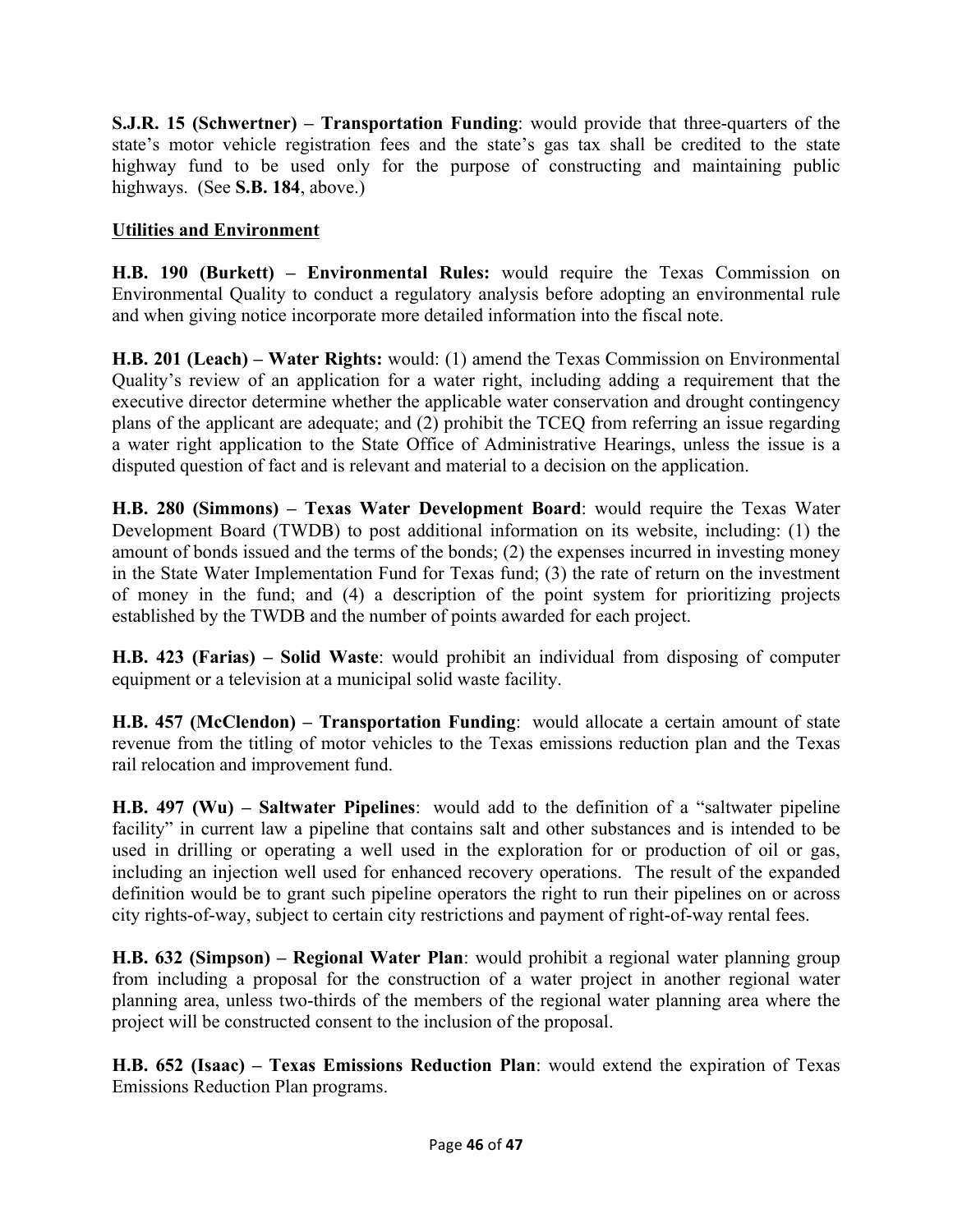**S.J.R. 15 (Schwertner) – Transportation Funding**: would provide that three-quarters of the state's motor vehicle registration fees and the state's gas tax shall be credited to the state highway fund to be used only for the purpose of constructing and maintaining public highways. (See **S.B. 184**, above.)

<u>**Utilities and Environment**</u>

**H.B. 190 (Burkett) – Environmental Rules:** would require the Texas Commission on Environmental Quality to conduct a regulatory analysis before adopting an environmental rule and when giving notice incorporate more detailed information into the fiscal note.

**H.B. 201 (Leach) – Water Rights:** would: (1) amend the Texas Commission on Environmental Quality's review of an application for a water right, including adding a requirement that the executive director determine whether the applicable water conservation and drought contingency plans of the applicant are adequate; and (2) prohibit the TCEQ from referring an issue regarding a water right application to the State Office of Administrative Hearings, unless the issue is a disputed question of fact and is relevant and material to a decision on the application.

**H.B. 280 (Simmons) – Texas Water Development Board**: would require the Texas Water Development Board (TWDB) to post additional information on its website, including: (1) the amount of bonds issued and the terms of the bonds; (2) the expenses incurred in investing money in the State Water Implementation Fund for Texas fund; (3) the rate of return on the investment of money in the fund; and (4) a description of the point system for prioritizing projects established by the TWDB and the number of points awarded for each project.

**H.B. 423 (Farias) – Solid Waste**: would prohibit an individual from disposing of computer equipment or a television at a municipal solid waste facility.

**H.B. 457 (McClendon) – Transportation Funding**: would allocate a certain amount of state revenue from the titling of motor vehicles to the Texas emissions reduction plan and the Texas rail relocation and improvement fund.

**H.B. 497 (Wu) – Saltwater Pipelines**: would add to the definition of a "saltwater pipeline facility" in current law a pipeline that contains salt and other substances and is intended to be used in drilling or operating a well used in the exploration for or production of oil or gas, including an injection well used for enhanced recovery operations. The result of the expanded definition would be to grant such pipeline operators the right to run their pipelines on or across city rights-of-way, subject to certain city restrictions and payment of right-of-way rental fees.

**H.B. 632 (Simpson) – Regional Water Plan**: would prohibit a regional water planning group from including a proposal for the construction of a water project in another regional water planning area, unless two-thirds of the members of the regional water planning area where the project will be constructed consent to the inclusion of the proposal.

**H.B. 652 (Isaac) – Texas Emissions Reduction Plan**: would extend the expiration of Texas Emissions Reduction Plan programs.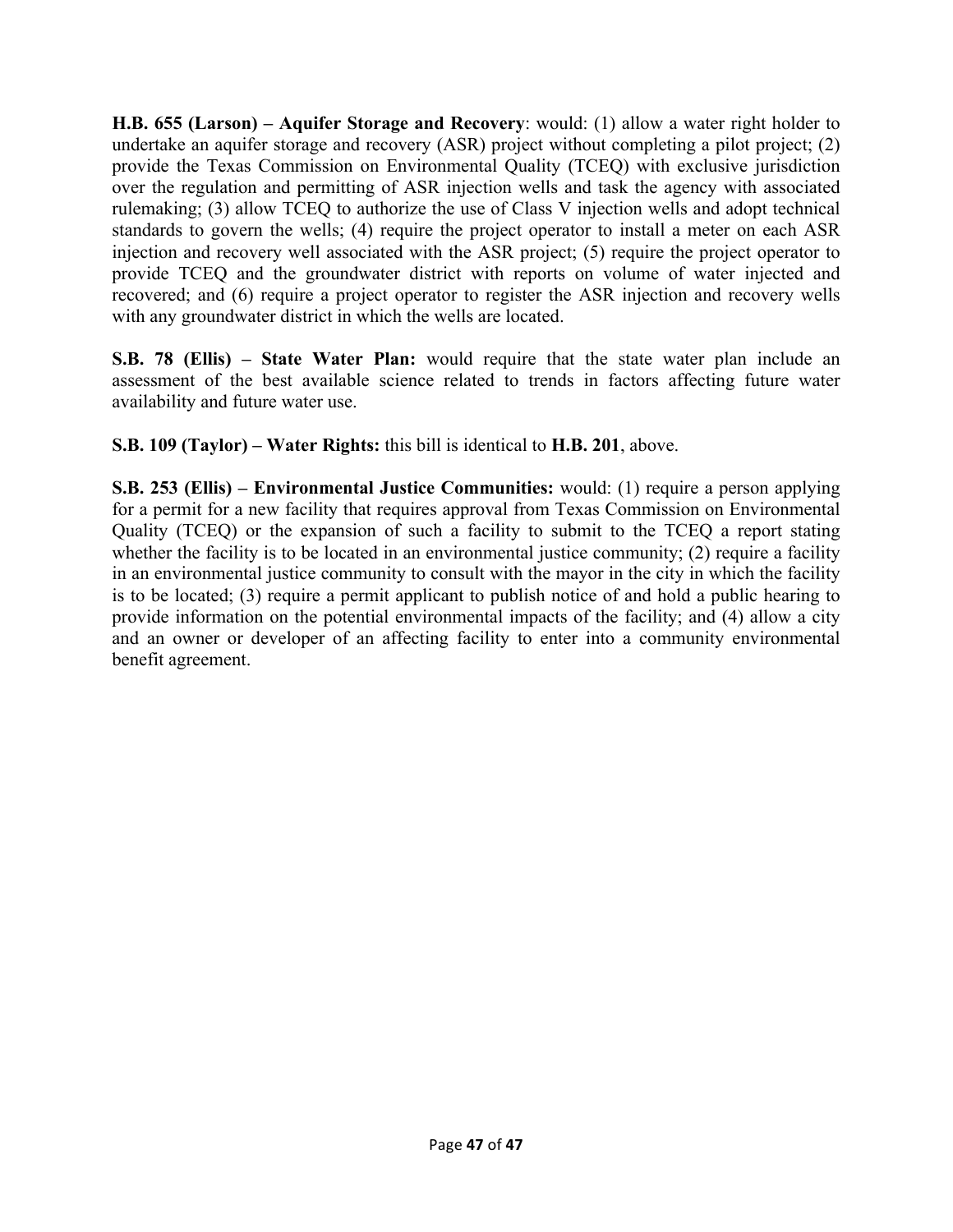**H.B. 655 (Larson) – Aquifer Storage and Recovery**: would: (1) allow a water right holder to undertake an aquifer storage and recovery (ASR) project without completing a pilot project; (2) provide the Texas Commission on Environmental Quality (TCEQ) with exclusive jurisdiction over the regulation and permitting of ASR injection wells and task the agency with associated rulemaking; (3) allow TCEQ to authorize the use of Class V injection wells and adopt technical standards to govern the wells; (4) require the project operator to install a meter on each ASR injection and recovery well associated with the ASR project; (5) require the project operator to provide TCEQ and the groundwater district with reports on volume of water injected and recovered; and (6) require a project operator to register the ASR injection and recovery wells with any groundwater district in which the wells are located.

**S.B. 78 (Ellis) – State Water Plan:** would require that the state water plan include an assessment of the best available science related to trends in factors affecting future water availability and future water use.

**S.B. 109 (Taylor) – Water Rights:** this bill is identical to **H.B. 201**, above.

**S.B. 253 (Ellis) – Environmental Justice Communities:** would: (1) require a person applying for a permit for a new facility that requires approval from Texas Commission on Environmental Quality (TCEQ) or the expansion of such a facility to submit to the TCEQ a report stating whether the facility is to be located in an environmental justice community; (2) require a facility in an environmental justice community to consult with the mayor in the city in which the facility is to be located; (3) require a permit applicant to publish notice of and hold a public hearing to provide information on the potential environmental impacts of the facility; and (4) allow a city and an owner or developer of an affecting facility to enter into a community environmental benefit agreement.